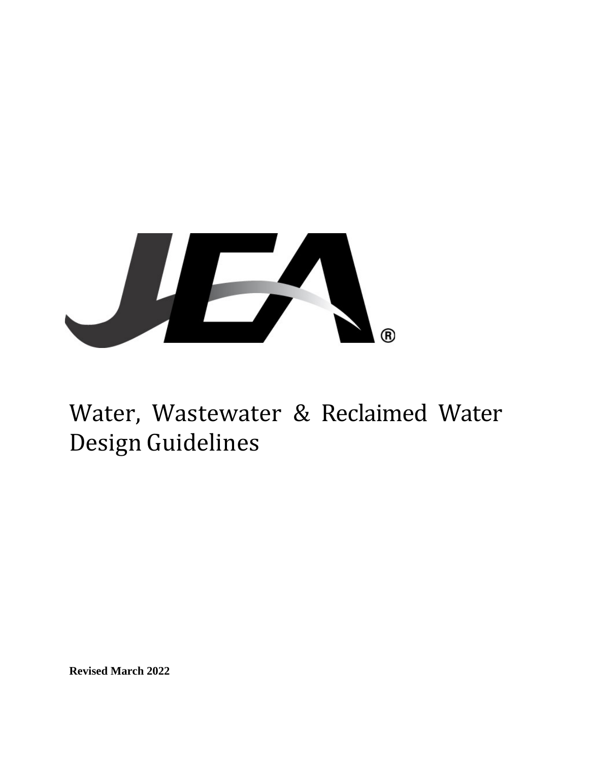# Water, Wastewater & Reclaimed Water Design Guidelines

**Revised March 2022**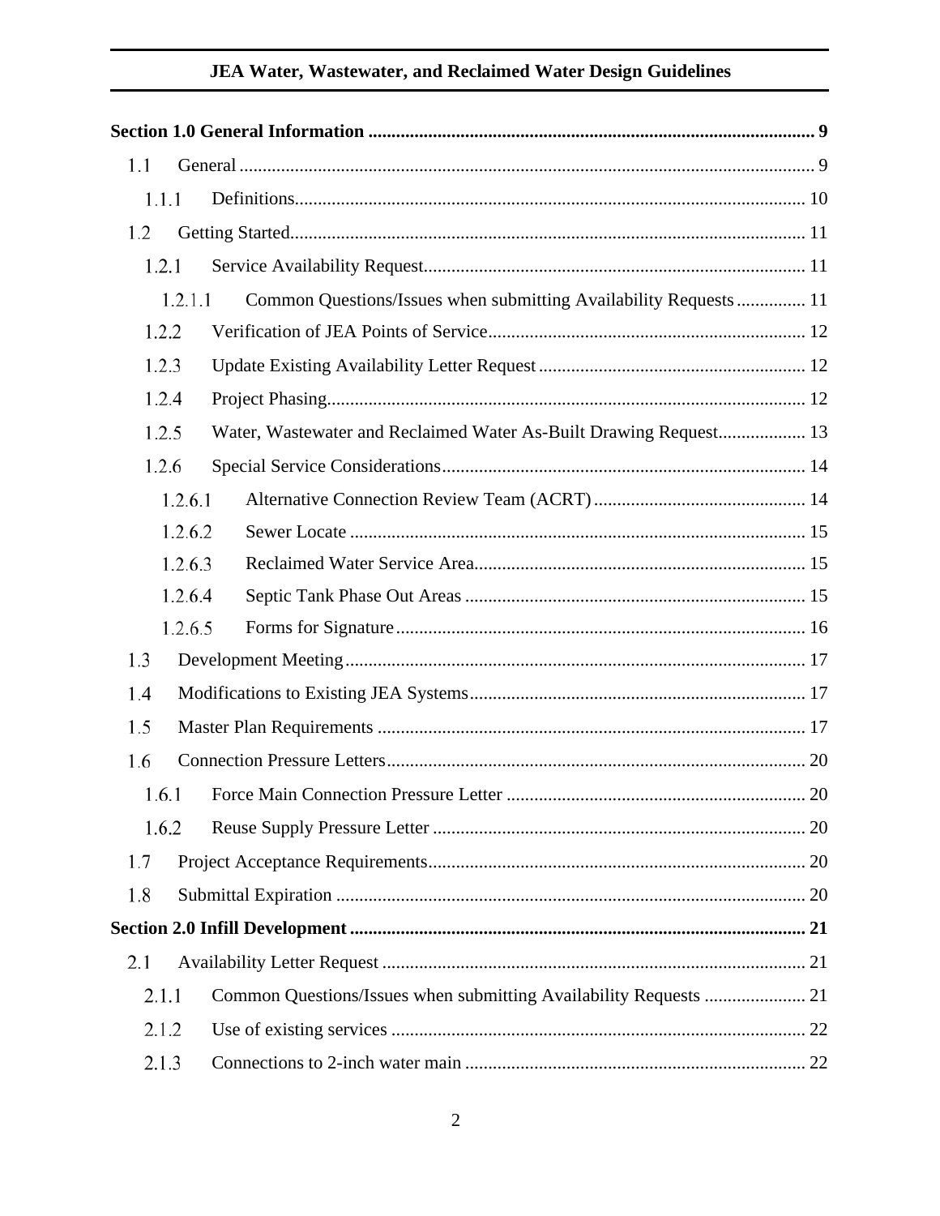Section 1.0 General Information ................................................................................................ 9

1.1 General ............................................................................................................................ 9

1.1.1 Definitions.............................................................................................................. 10

1.2 Getting Started............................................................................................................... 11

1.2.1 Service Availability Request.................................................................................. 11

1.2.1.1 Common Questions/Issues when submitting Availability Requests ............... 11

1.2.2 Verification of JEA Points of Service.................................................................... 12

1.2.3 Update Existing Availability Letter Request .......................................................... 12

1.2.4 Project Phasing....................................................................................................... 12

1.2.5 Water, Wastewater and Reclaimed Water As-Built Drawing Request................... 13

1.2.6 Special Service Considerations.............................................................................. 14

1.2.6.1 Alternative Connection Review Team (ACRT) .............................................. 14

1.2.6.2 Sewer Locate .................................................................................................. 15

1.2.6.3 Reclaimed Water Service Area....................................................................... 15

1.2.6.4 Septic Tank Phase Out Areas ......................................................................... 15

1.2.6.5 Forms for Signature........................................................................................ 16

1.3 Development Meeting................................................................................................... 17

1.4 Modifications to Existing JEA Systems........................................................................ 17

1.5 Master Plan Requirements ............................................................................................ 17

1.6 Connection Pressure Letters.......................................................................................... 20

1.6.1 Force Main Connection Pressure Letter ................................................................ 20

1.6.2 Reuse Supply Pressure Letter ................................................................................ 20

1.7 Project Acceptance Requirements................................................................................. 20

1.8 Submittal Expiration ..................................................................................................... 20

Section 2.0 Infill Development .................................................................................................. 21

2.1 Availability Letter Request ........................................................................................... 21

2.1.1 Common Questions/Issues when submitting Availability Requests ...................... 21

2.1.2 Use of existing services ......................................................................................... 22

2.1.3 Connections to 2-inch water main ......................................................................... 22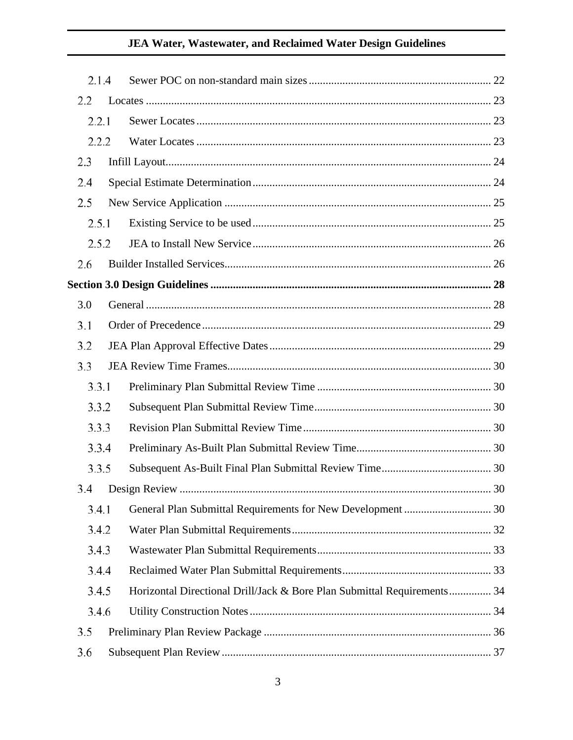2.1.4 Sewer POC on non-standard main sizes ..... 22

2.2 Locates ..... 23

2.2.1 Sewer Locates ..... 23

2.2.2 Water Locates ..... 23

2.3 Infill Layout ..... 24

2.4 Special Estimate Determination ..... 24

2.5 New Service Application ..... 25

2.5.1 Existing Service to be used ..... 25

2.5.2 JEA to Install New Service ..... 26

2.6 Builder Installed Services ..... 26

**Section 3.0 Design Guidelines ..... 28**

3.0 General ..... 28

3.1 Order of Precedence ..... 29

3.2 JEA Plan Approval Effective Dates ..... 29

3.3 JEA Review Time Frames ..... 30

3.3.1 Preliminary Plan Submittal Review Time ..... 30

3.3.2 Subsequent Plan Submittal Review Time ..... 30

3.3.3 Revision Plan Submittal Review Time ..... 30

3.3.4 Preliminary As-Built Plan Submittal Review Time ..... 30

3.3.5 Subsequent As-Built Final Plan Submittal Review Time ..... 30

3.4 Design Review ..... 30

3.4.1 General Plan Submittal Requirements for New Development ..... 30

3.4.2 Water Plan Submittal Requirements ..... 32

3.4.3 Wastewater Plan Submittal Requirements ..... 33

3.4.4 Reclaimed Water Plan Submittal Requirements ..... 33

3.4.5 Horizontal Directional Drill/Jack & Bore Plan Submittal Requirements ..... 34

3.4.6 Utility Construction Notes ..... 34

3.5 Preliminary Plan Review Package ..... 36

3.6 Subsequent Plan Review ..... 37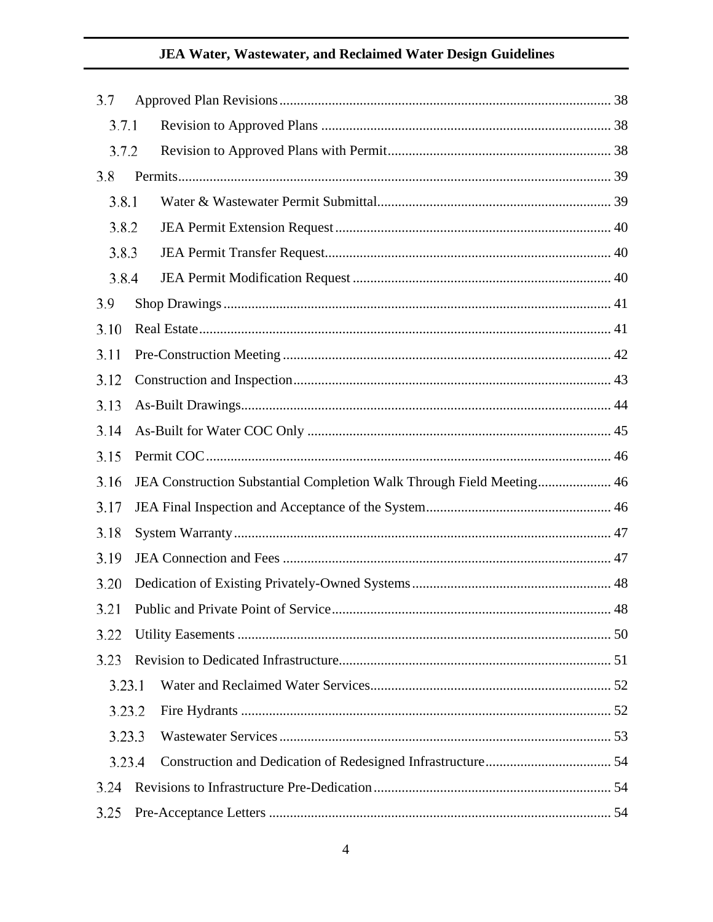3.7 Approved Plan Revisions .......... 38

3.7.1 Revision to Approved Plans .......... 38

3.7.2 Revision to Approved Plans with Permit .......... 38

3.8 Permits .......... 39

3.8.1 Water & Wastewater Permit Submittal .......... 39

3.8.2 JEA Permit Extension Request .......... 40

3.8.3 JEA Permit Transfer Request .......... 40

3.8.4 JEA Permit Modification Request .......... 40

3.9 Shop Drawings .......... 41

3.10 Real Estate .......... 41

3.11 Pre-Construction Meeting .......... 42

3.12 Construction and Inspection .......... 43

3.13 As-Built Drawings .......... 44

3.14 As-Built for Water COC Only .......... 45

3.15 Permit COC .......... 46

3.16 JEA Construction Substantial Completion Walk Through Field Meeting .......... 46

3.17 JEA Final Inspection and Acceptance of the System .......... 46

3.18 System Warranty .......... 47

3.19 JEA Connection and Fees .......... 47

3.20 Dedication of Existing Privately-Owned Systems .......... 48

3.21 Public and Private Point of Service .......... 48

3.22 Utility Easements .......... 50

3.23 Revision to Dedicated Infrastructure .......... 51

3.23.1 Water and Reclaimed Water Services .......... 52

3.23.2 Fire Hydrants .......... 52

3.23.3 Wastewater Services .......... 53

3.23.4 Construction and Dedication of Redesigned Infrastructure .......... 54

3.24 Revisions to Infrastructure Pre-Dedication .......... 54

3.25 Pre-Acceptance Letters .......... 54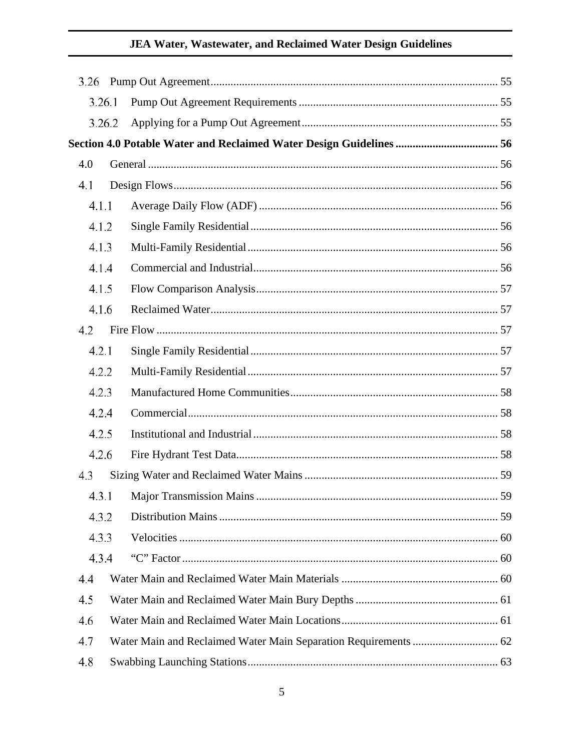3.26 Pump Out Agreement ..... 55

3.26.1 Pump Out Agreement Requirements ..... 55

3.26.2 Applying for a Pump Out Agreement ..... 55

**Section 4.0 Potable Water and Reclaimed Water Design Guidelines ..... 56**

4.0 General ..... 56

4.1 Design Flows ..... 56

4.1.1 Average Daily Flow (ADF) ..... 56

4.1.2 Single Family Residential ..... 56

4.1.3 Multi-Family Residential ..... 56

4.1.4 Commercial and Industrial ..... 56

4.1.5 Flow Comparison Analysis ..... 57

4.1.6 Reclaimed Water ..... 57

4.2 Fire Flow ..... 57

4.2.1 Single Family Residential ..... 57

4.2.2 Multi-Family Residential ..... 57

4.2.3 Manufactured Home Communities ..... 58

4.2.4 Commercial ..... 58

4.2.5 Institutional and Industrial ..... 58

4.2.6 Fire Hydrant Test Data ..... 58

4.3 Sizing Water and Reclaimed Water Mains ..... 59

4.3.1 Major Transmission Mains ..... 59

4.3.2 Distribution Mains ..... 59

4.3.3 Velocities ..... 60

4.3.4 "C" Factor ..... 60

4.4 Water Main and Reclaimed Water Main Materials ..... 60

4.5 Water Main and Reclaimed Water Main Bury Depths ..... 61

4.6 Water Main and Reclaimed Water Main Locations ..... 61

4.7 Water Main and Reclaimed Water Main Separation Requirements ..... 62

4.8 Swabbing Launching Stations ..... 63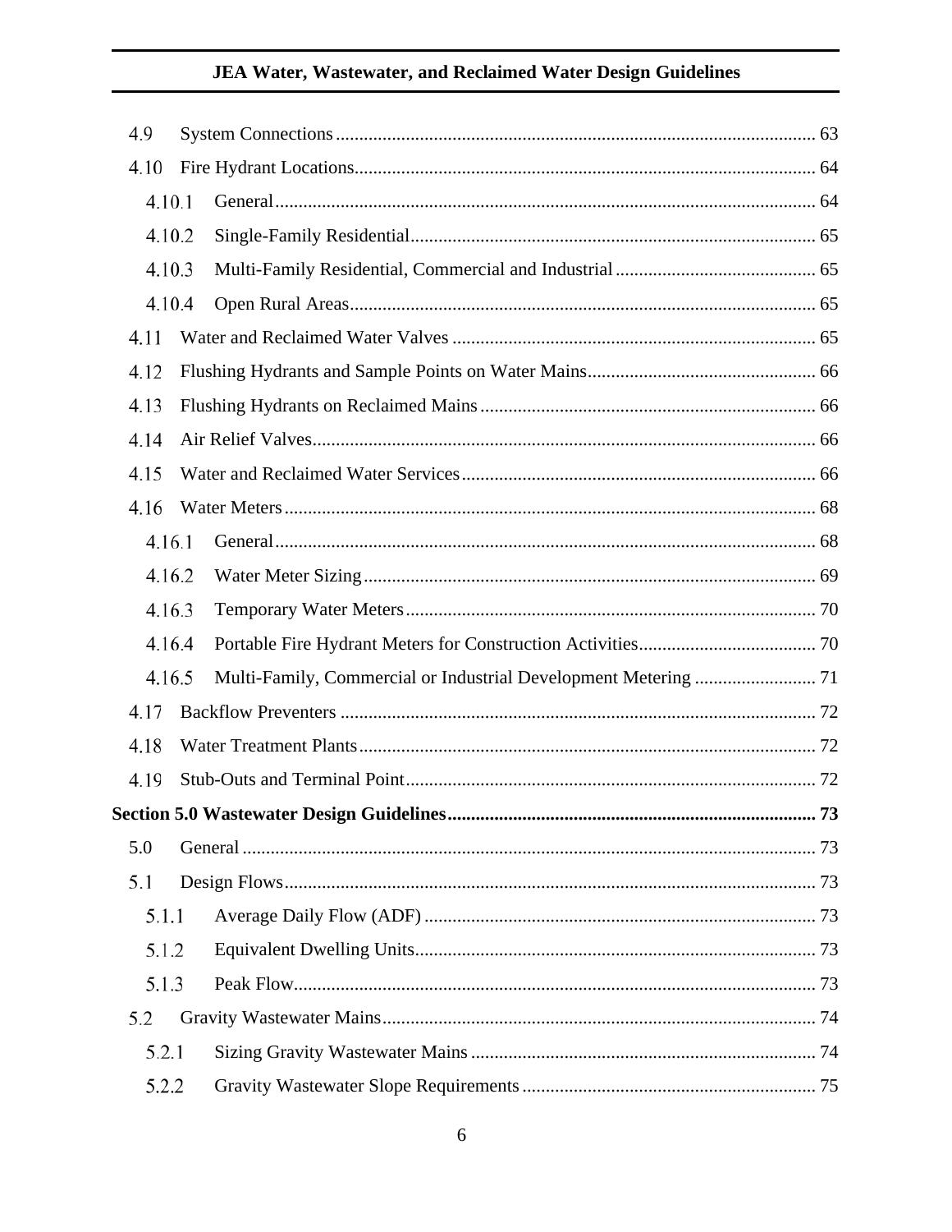4.9 System Connections ........................................................ 63

4.10 Fire Hydrant Locations ........................................................ 64

4.10.1 General ........................................................ 64

4.10.2 Single-Family Residential ........................................................ 65

4.10.3 Multi-Family Residential, Commercial and Industrial ........................................................ 65

4.10.4 Open Rural Areas ........................................................ 65

4.11 Water and Reclaimed Water Valves ........................................................ 65

4.12 Flushing Hydrants and Sample Points on Water Mains ........................................................ 66

4.13 Flushing Hydrants on Reclaimed Mains ........................................................ 66

4.14 Air Relief Valves ........................................................ 66

4.15 Water and Reclaimed Water Services ........................................................ 66

4.16 Water Meters ........................................................ 68

4.16.1 General ........................................................ 68

4.16.2 Water Meter Sizing ........................................................ 69

4.16.3 Temporary Water Meters ........................................................ 70

4.16.4 Portable Fire Hydrant Meters for Construction Activities ........................................................ 70

4.16.5 Multi-Family, Commercial or Industrial Development Metering ........................................................ 71

4.17 Backflow Preventers ........................................................ 72

4.18 Water Treatment Plants ........................................................ 72

4.19 Stub-Outs and Terminal Point ........................................................ 72

**Section 5.0 Wastewater Design Guidelines ........................................................ 73**

5.0 General ........................................................ 73

5.1 Design Flows ........................................................ 73

5.1.1 Average Daily Flow (ADF) ........................................................ 73

5.1.2 Equivalent Dwelling Units ........................................................ 73

5.1.3 Peak Flow ........................................................ 73

5.2 Gravity Wastewater Mains ........................................................ 74

5.2.1 Sizing Gravity Wastewater Mains ........................................................ 74

5.2.2 Gravity Wastewater Slope Requirements ........................................................ 75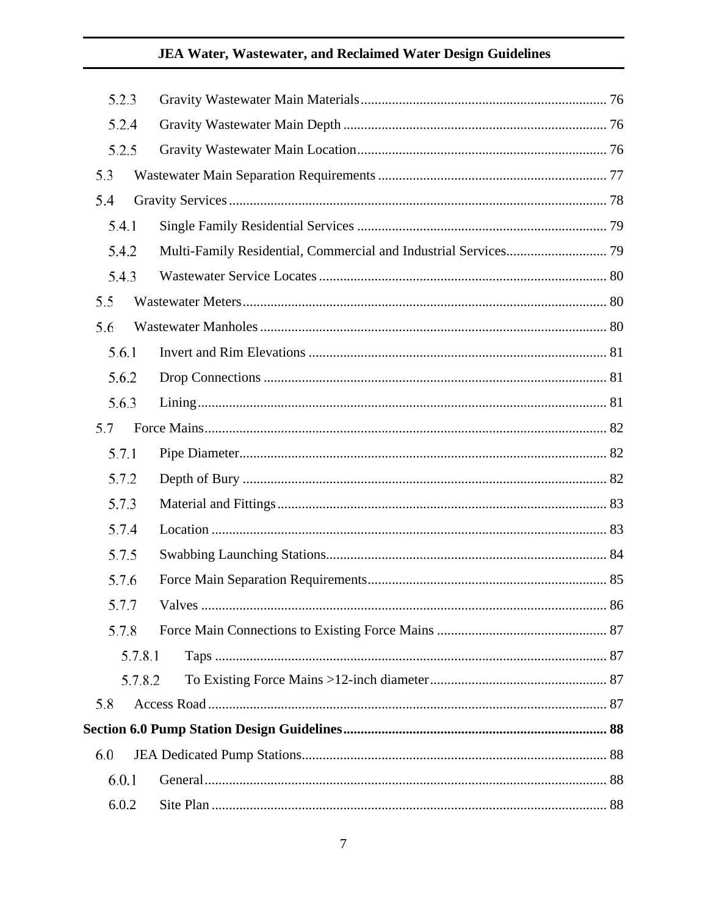5.2.3 Gravity Wastewater Main Materials ..... 76

5.2.4 Gravity Wastewater Main Depth ..... 76

5.2.5 Gravity Wastewater Main Location ..... 76

5.3 Wastewater Main Separation Requirements ..... 77

5.4 Gravity Services ..... 78

5.4.1 Single Family Residential Services ..... 79

5.4.2 Multi-Family Residential, Commercial and Industrial Services ..... 79

5.4.3 Wastewater Service Locates ..... 80

5.5 Wastewater Meters ..... 80

5.6 Wastewater Manholes ..... 80

5.6.1 Invert and Rim Elevations ..... 81

5.6.2 Drop Connections ..... 81

5.6.3 Lining ..... 81

5.7 Force Mains ..... 82

5.7.1 Pipe Diameter ..... 82

5.7.2 Depth of Bury ..... 82

5.7.3 Material and Fittings ..... 83

5.7.4 Location ..... 83

5.7.5 Swabbing Launching Stations ..... 84

5.7.6 Force Main Separation Requirements ..... 85

5.7.7 Valves ..... 86

5.7.8 Force Main Connections to Existing Force Mains ..... 87

5.7.8.1 Taps ..... 87

5.7.8.2 To Existing Force Mains >12-inch diameter ..... 87

5.8 Access Road ..... 87

**Section 6.0 Pump Station Design Guidelines ..... 88**

6.0 JEA Dedicated Pump Stations ..... 88

6.0.1 General ..... 88

6.0.2 Site Plan ..... 88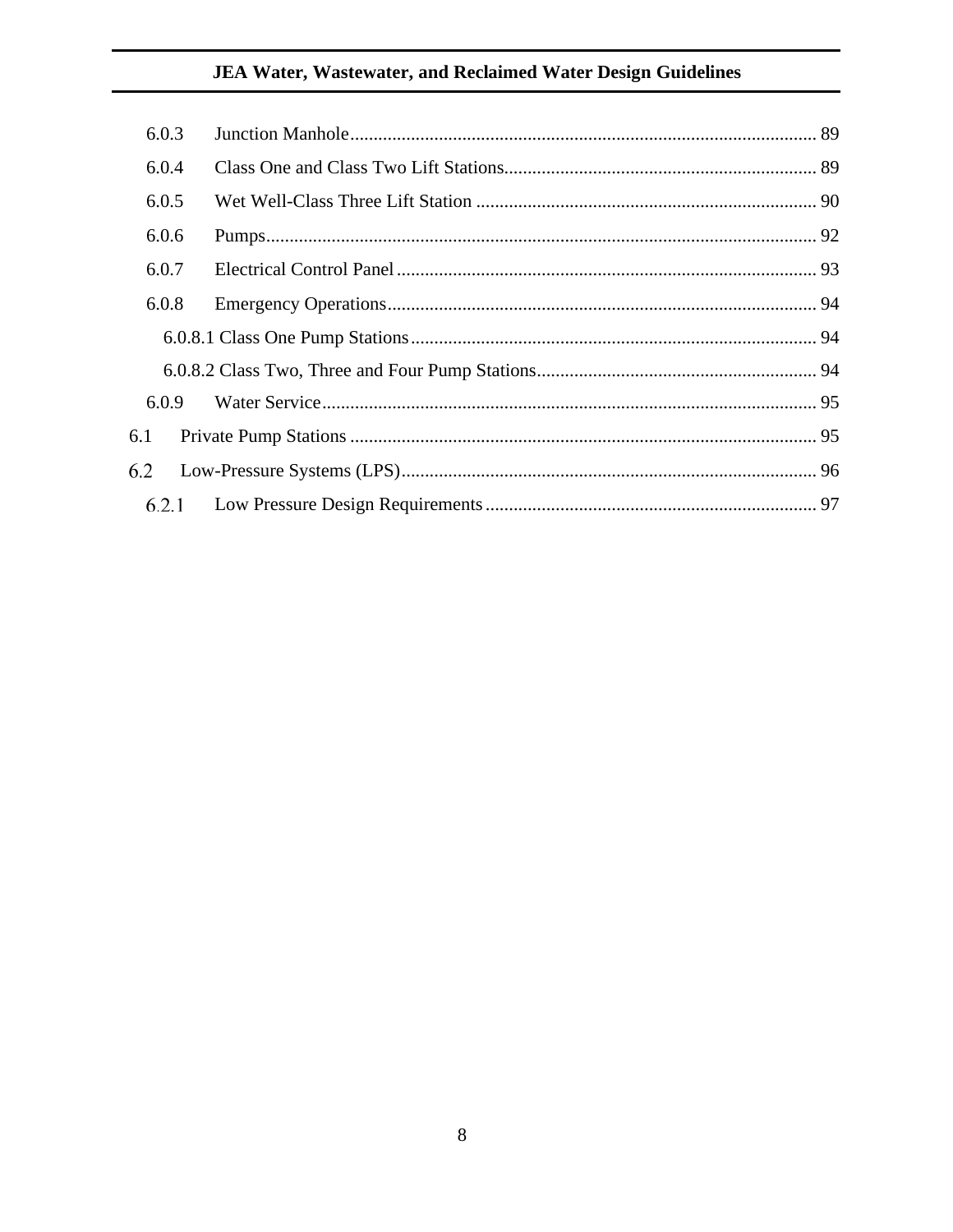6.0.3 Junction Manhole ..... 89

6.0.4 Class One and Class Two Lift Stations ..... 89

6.0.5 Wet Well-Class Three Lift Station ..... 90

6.0.6 Pumps ..... 92

6.0.7 Electrical Control Panel ..... 93

6.0.8 Emergency Operations ..... 94

6.0.8.1 Class One Pump Stations ..... 94

6.0.8.2 Class Two, Three and Four Pump Stations ..... 94

6.0.9 Water Service ..... 95

6.1 Private Pump Stations ..... 95

6.2 Low-Pressure Systems (LPS) ..... 96

6.2.1 Low Pressure Design Requirements ..... 97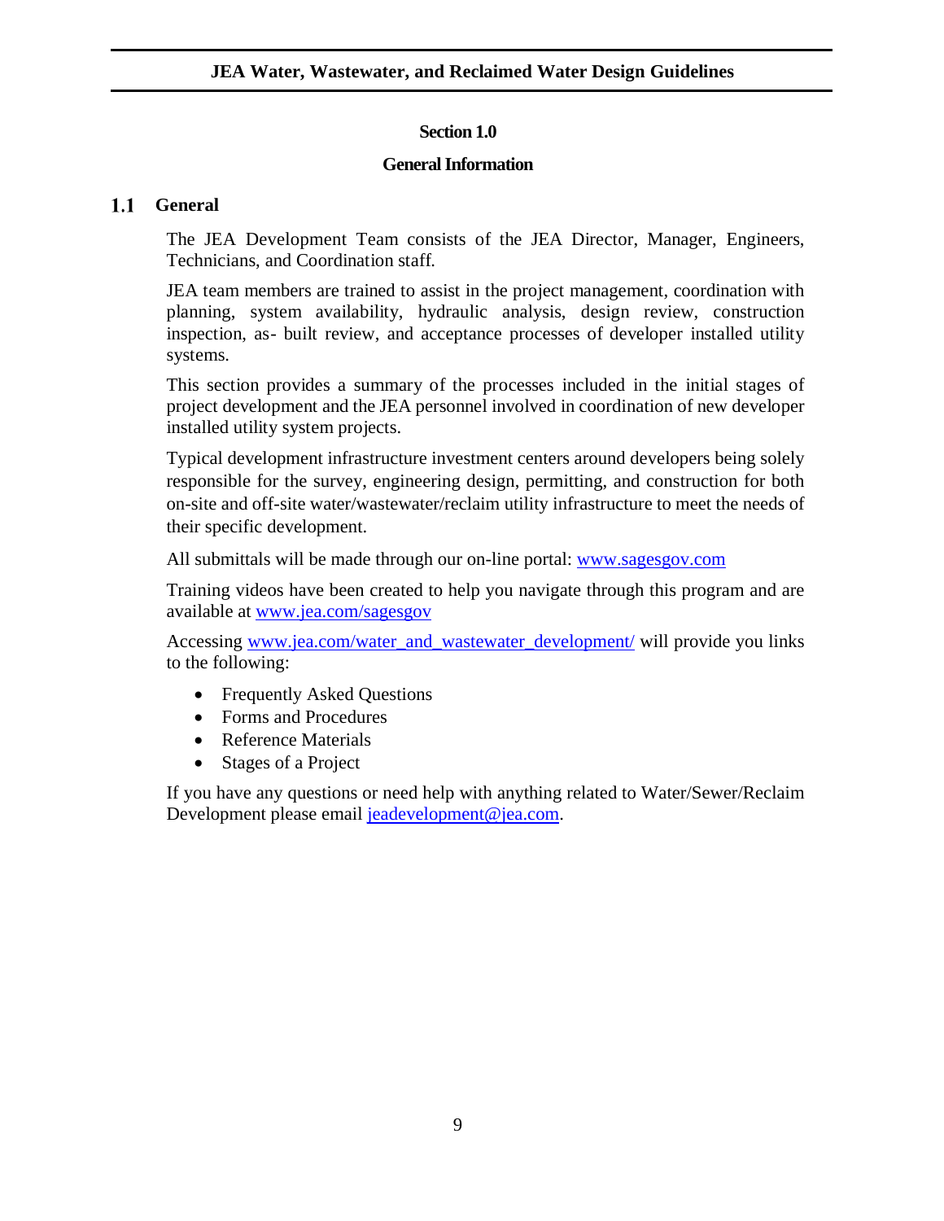# Section 1.0

# General Information

## 1.1 General

The JEA Development Team consists of the JEA Director, Manager, Engineers, Technicians, and Coordination staff.

JEA team members are trained to assist in the project management, coordination with planning, system availability, hydraulic analysis, design review, construction inspection, as- built review, and acceptance processes of developer installed utility systems.

This section provides a summary of the processes included in the initial stages of project development and the JEA personnel involved in coordination of new developer installed utility system projects.

Typical development infrastructure investment centers around developers being solely responsible for the survey, engineering design, permitting, and construction for both on-site and off-site water/wastewater/reclaim utility infrastructure to meet the needs of their specific development.

All submittals will be made through our on-line portal: [www.sagesgov.com](www.sagesgov.com)

Training videos have been created to help you navigate through this program and are available at [www.jea.com/sagesgov](www.jea.com/sagesgov)

Accessing [www.jea.com/water_and_wastewater_development/](www.jea.com/water_and_wastewater_development/) will provide you links to the following:

- Frequently Asked Questions
- Forms and Procedures
- Reference Materials
- Stages of a Project

If you have any questions or need help with anything related to Water/Sewer/Reclaim Development please email [jeadevelopment@jea.com](mailto:jeadevelopment@jea.com).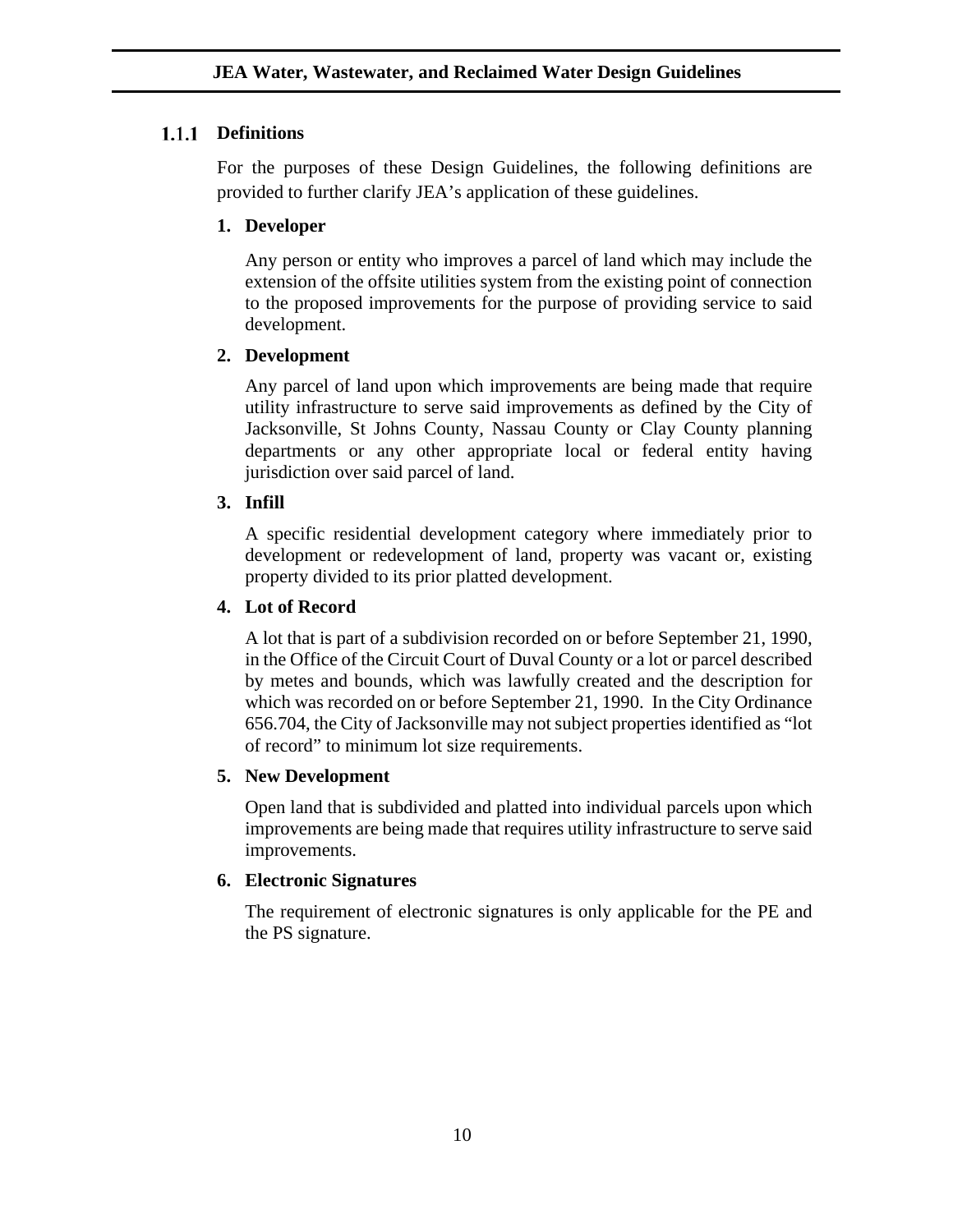### 1.1.1 Definitions

For the purposes of these Design Guidelines, the following definitions are provided to further clarify JEA's application of these guidelines.

1. **Developer**

   Any person or entity who improves a parcel of land which may include the extension of the offsite utilities system from the existing point of connection to the proposed improvements for the purpose of providing service to said development.

2. **Development**

   Any parcel of land upon which improvements are being made that require utility infrastructure to serve said improvements as defined by the City of Jacksonville, St Johns County, Nassau County or Clay County planning departments or any other appropriate local or federal entity having jurisdiction over said parcel of land.

3. **Infill**

   A specific residential development category where immediately prior to development or redevelopment of land, property was vacant or, existing property divided to its prior platted development.

4. **Lot of Record**

   A lot that is part of a subdivision recorded on or before September 21, 1990, in the Office of the Circuit Court of Duval County or a lot or parcel described by metes and bounds, which was lawfully created and the description for which was recorded on or before September 21, 1990. In the City Ordinance 656.704, the City of Jacksonville may not subject properties identified as "lot of record" to minimum lot size requirements.

5. **New Development**

   Open land that is subdivided and platted into individual parcels upon which improvements are being made that requires utility infrastructure to serve said improvements.

6. **Electronic Signatures**

   The requirement of electronic signatures is only applicable for the PE and the PS signature.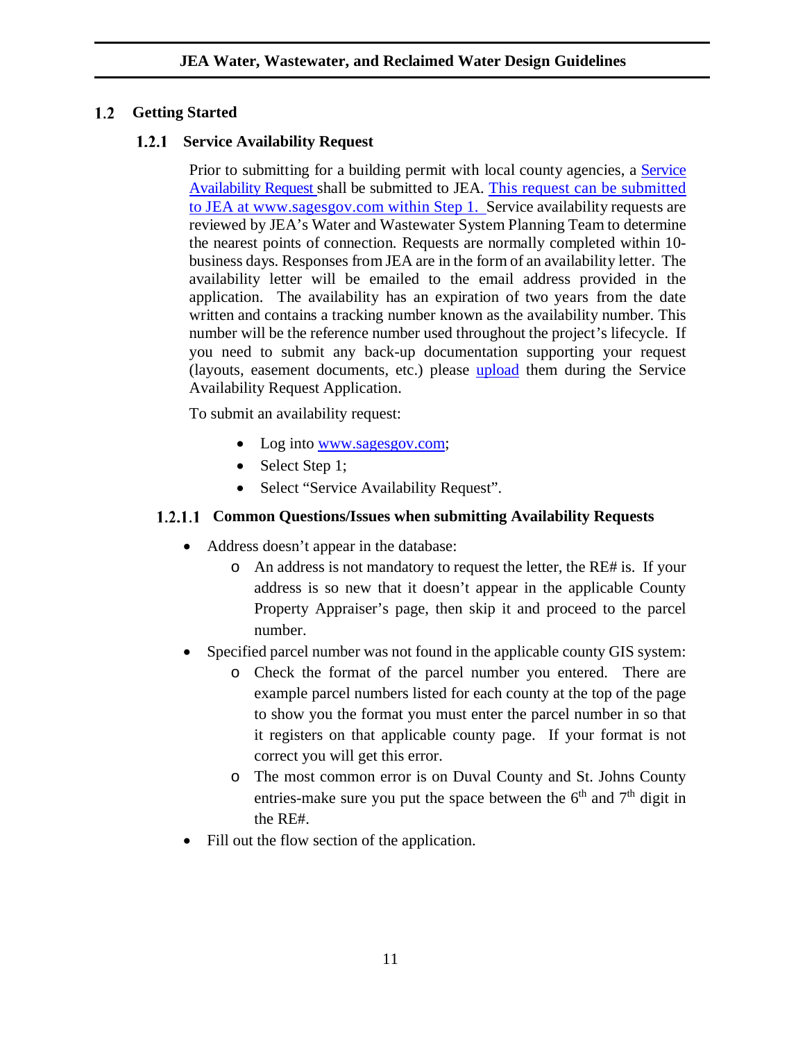## 1.2 Getting Started

### 1.2.1 Service Availability Request

Prior to submitting for a building permit with local county agencies, a Service Availability Request shall be submitted to JEA. This request can be submitted to JEA at www.sagesgov.com within Step 1. Service availability requests are reviewed by JEA's Water and Wastewater System Planning Team to determine the nearest points of connection. Requests are normally completed within 10-business days. Responses from JEA are in the form of an availability letter. The availability letter will be emailed to the email address provided in the application. The availability has an expiration of two years from the date written and contains a tracking number known as the availability number. This number will be the reference number used throughout the project's lifecycle. If you need to submit any back-up documentation supporting your request (layouts, easement documents, etc.) please upload them during the Service Availability Request Application.

To submit an availability request:

- Log into www.sagesgov.com;
- Select Step 1;
- Select "Service Availability Request".

#### 1.2.1.1 Common Questions/Issues when submitting Availability Requests

- Address doesn't appear in the database:
  - An address is not mandatory to request the letter, the RE# is. If your address is so new that it doesn't appear in the applicable County Property Appraiser's page, then skip it and proceed to the parcel number.
- Specified parcel number was not found in the applicable county GIS system:
  - Check the format of the parcel number you entered. There are example parcel numbers listed for each county at the top of the page to show you the format you must enter the parcel number in so that it registers on that applicable county page. If your format is not correct you will get this error.
  - The most common error is on Duval County and St. Johns County entries-make sure you put the space between the 6th and 7th digit in the RE#.
- Fill out the flow section of the application.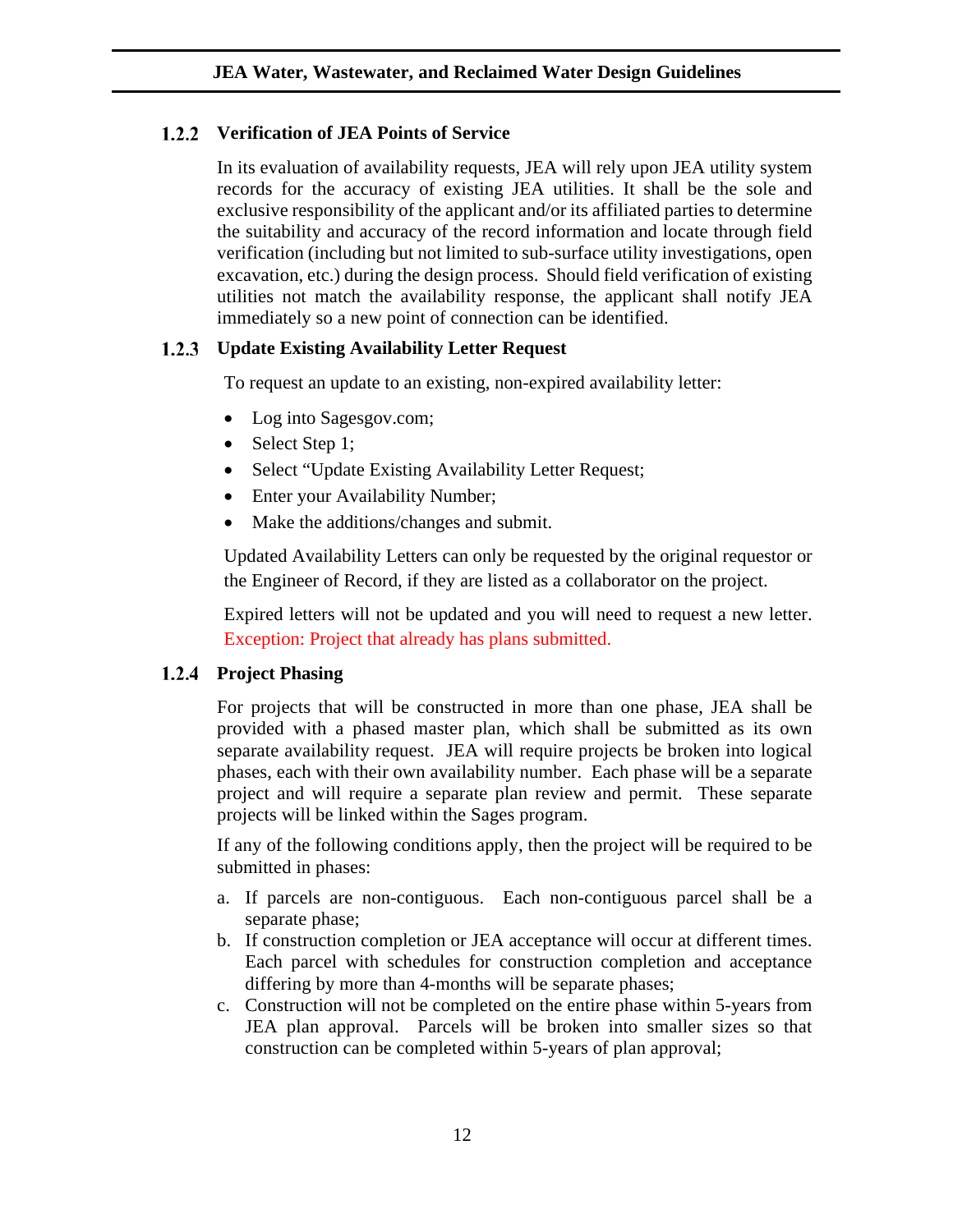### 1.2.2 Verification of JEA Points of Service

In its evaluation of availability requests, JEA will rely upon JEA utility system records for the accuracy of existing JEA utilities. It shall be the sole and exclusive responsibility of the applicant and/or its affiliated parties to determine the suitability and accuracy of the record information and locate through field verification (including but not limited to sub-surface utility investigations, open excavation, etc.) during the design process. Should field verification of existing utilities not match the availability response, the applicant shall notify JEA immediately so a new point of connection can be identified.

### 1.2.3 Update Existing Availability Letter Request

To request an update to an existing, non-expired availability letter:

- Log into Sagesgov.com;
- Select Step 1;
- Select "Update Existing Availability Letter Request;
- Enter your Availability Number;
- Make the additions/changes and submit.

Updated Availability Letters can only be requested by the original requestor or the Engineer of Record, if they are listed as a collaborator on the project.

Expired letters will not be updated and you will need to request a new letter. Exception: Project that already has plans submitted.

### 1.2.4 Project Phasing

For projects that will be constructed in more than one phase, JEA shall be provided with a phased master plan, which shall be submitted as its own separate availability request. JEA will require projects be broken into logical phases, each with their own availability number. Each phase will be a separate project and will require a separate plan review and permit. These separate projects will be linked within the Sages program.

If any of the following conditions apply, then the project will be required to be submitted in phases:

a. If parcels are non-contiguous. Each non-contiguous parcel shall be a separate phase;
b. If construction completion or JEA acceptance will occur at different times. Each parcel with schedules for construction completion and acceptance differing by more than 4-months will be separate phases;
c. Construction will not be completed on the entire phase within 5-years from JEA plan approval. Parcels will be broken into smaller sizes so that construction can be completed within 5-years of plan approval;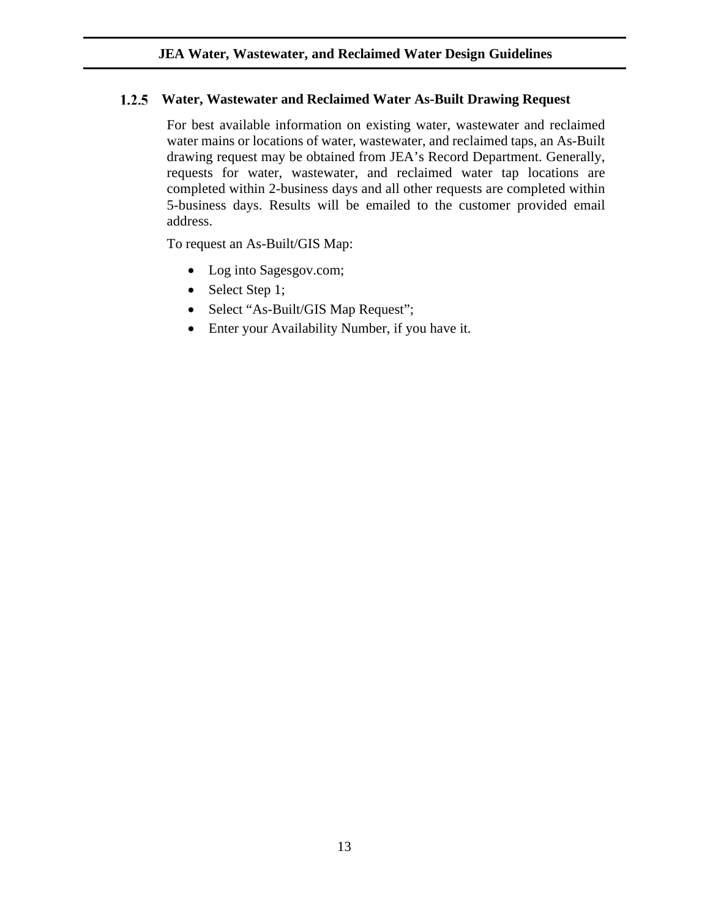### 1.2.5 Water, Wastewater and Reclaimed Water As-Built Drawing Request

For best available information on existing water, wastewater and reclaimed water mains or locations of water, wastewater, and reclaimed taps, an As-Built drawing request may be obtained from JEA's Record Department. Generally, requests for water, wastewater, and reclaimed water tap locations are completed within 2-business days and all other requests are completed within 5-business days. Results will be emailed to the customer provided email address.

To request an As-Built/GIS Map:

- Log into Sagesgov.com;
- Select Step 1;
- Select "As-Built/GIS Map Request";
- Enter your Availability Number, if you have it.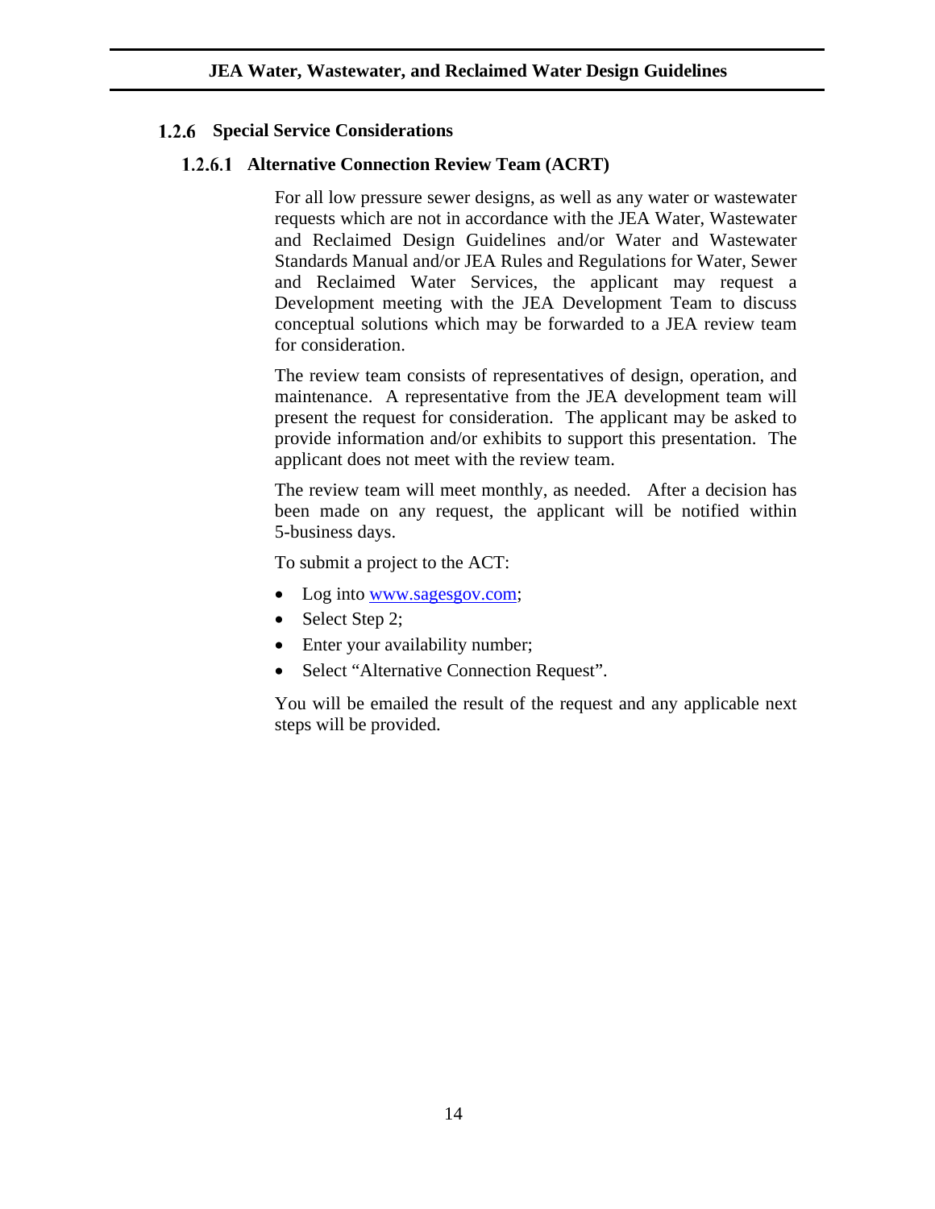### 1.2.6 Special Service Considerations

#### 1.2.6.1 Alternative Connection Review Team (ACRT)

For all low pressure sewer designs, as well as any water or wastewater requests which are not in accordance with the JEA Water, Wastewater and Reclaimed Design Guidelines and/or Water and Wastewater Standards Manual and/or JEA Rules and Regulations for Water, Sewer and Reclaimed Water Services, the applicant may request a Development meeting with the JEA Development Team to discuss conceptual solutions which may be forwarded to a JEA review team for consideration.

The review team consists of representatives of design, operation, and maintenance. A representative from the JEA development team will present the request for consideration. The applicant may be asked to provide information and/or exhibits to support this presentation. The applicant does not meet with the review team.

The review team will meet monthly, as needed. After a decision has been made on any request, the applicant will be notified within 5-business days.

To submit a project to the ACT:

- Log into [www.sagesgov.com](http://www.sagesgov.com);
- Select Step 2;
- Enter your availability number;
- Select "Alternative Connection Request".

You will be emailed the result of the request and any applicable next steps will be provided.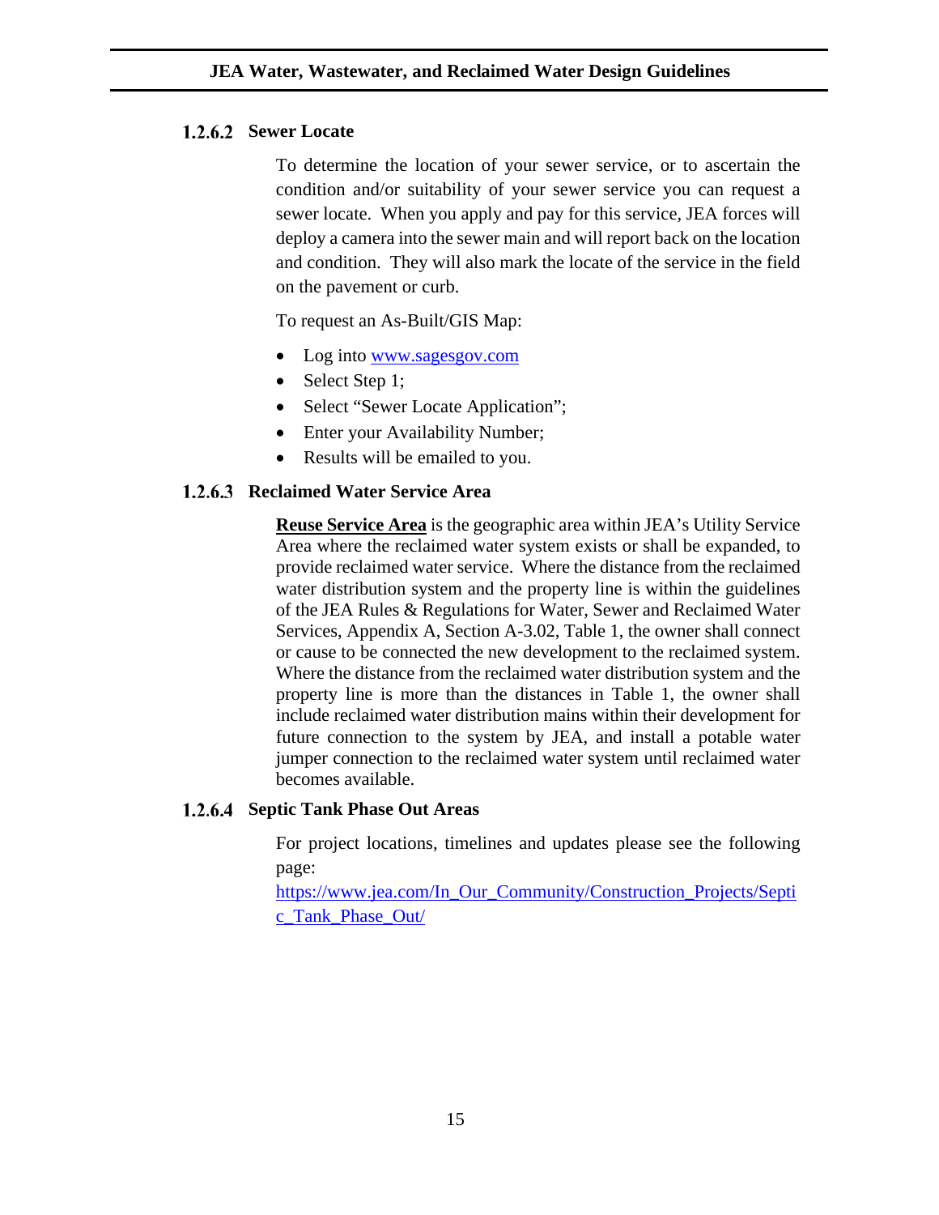#### 1.2.6.2 Sewer Locate

To determine the location of your sewer service, or to ascertain the condition and/or suitability of your sewer service you can request a sewer locate. When you apply and pay for this service, JEA forces will deploy a camera into the sewer main and will report back on the location and condition. They will also mark the locate of the service in the field on the pavement or curb.

To request an As-Built/GIS Map:

- Log into [www.sagesgov.com](www.sagesgov.com)
- Select Step 1;
- Select "Sewer Locate Application";
- Enter your Availability Number;
- Results will be emailed to you.

#### 1.2.6.3 Reclaimed Water Service Area

**Reuse Service Area** is the geographic area within JEA's Utility Service Area where the reclaimed water system exists or shall be expanded, to provide reclaimed water service. Where the distance from the reclaimed water distribution system and the property line is within the guidelines of the JEA Rules & Regulations for Water, Sewer and Reclaimed Water Services, Appendix A, Section A-3.02, Table 1, the owner shall connect or cause to be connected the new development to the reclaimed system. Where the distance from the reclaimed water distribution system and the property line is more than the distances in Table 1, the owner shall include reclaimed water distribution mains within their development for future connection to the system by JEA, and install a potable water jumper connection to the reclaimed water system until reclaimed water becomes available.

#### 1.2.6.4 Septic Tank Phase Out Areas

For project locations, timelines and updates please see the following page: [https://www.jea.com/In_Our_Community/Construction_Projects/Septic_Tank_Phase_Out/](https://www.jea.com/In_Our_Community/Construction_Projects/Septic_Tank_Phase_Out/)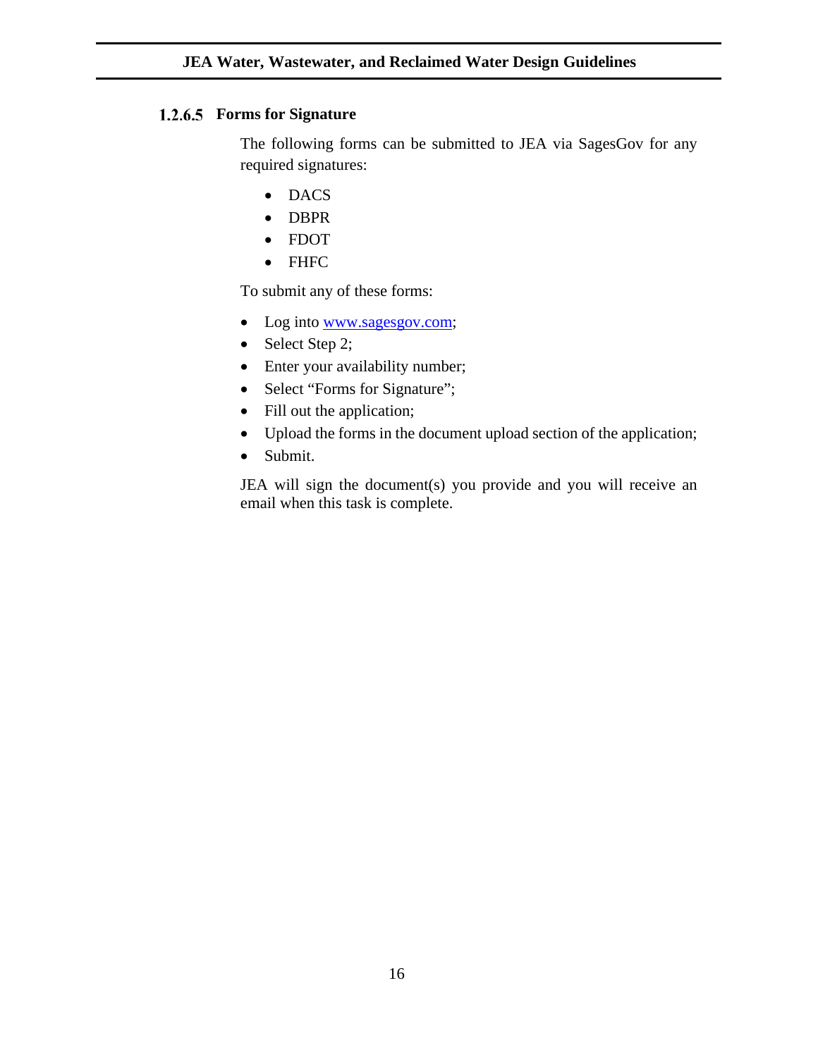#### 1.2.6.5 Forms for Signature

The following forms can be submitted to JEA via SagesGov for any required signatures:

- DACS
- DBPR
- FDOT
- FHFC

To submit any of these forms:

- Log into www.sagesgov.com;
- Select Step 2;
- Enter your availability number;
- Select "Forms for Signature";
- Fill out the application;
- Upload the forms in the document upload section of the application;
- Submit.

JEA will sign the document(s) you provide and you will receive an email when this task is complete.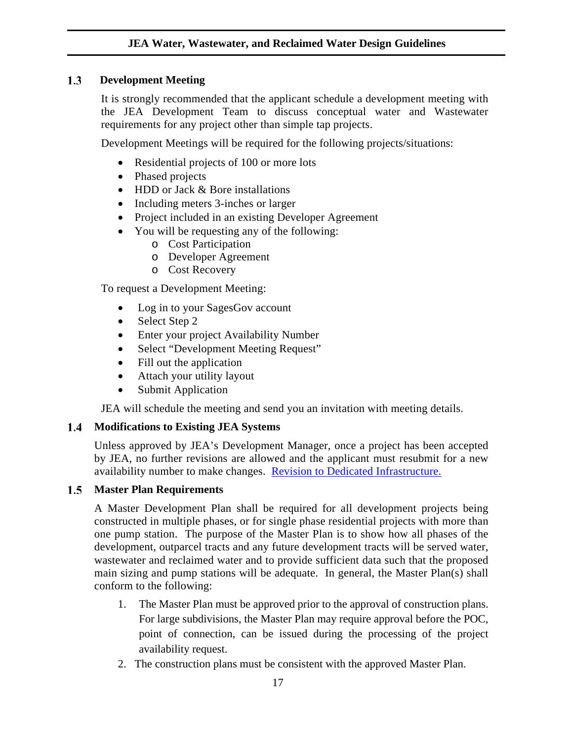## 1.3 Development Meeting

It is strongly recommended that the applicant schedule a development meeting with the JEA Development Team to discuss conceptual water and Wastewater requirements for any project other than simple tap projects.

Development Meetings will be required for the following projects/situations:

- Residential projects of 100 or more lots
- Phased projects
- HDD or Jack & Bore installations
- Including meters 3-inches or larger
- Project included in an existing Developer Agreement
- You will be requesting any of the following:
  - Cost Participation
  - Developer Agreement
  - Cost Recovery

To request a Development Meeting:

- Log in to your SagesGov account
- Select Step 2
- Enter your project Availability Number
- Select "Development Meeting Request"
- Fill out the application
- Attach your utility layout
- Submit Application

JEA will schedule the meeting and send you an invitation with meeting details.

## 1.4 Modifications to Existing JEA Systems

Unless approved by JEA's Development Manager, once a project has been accepted by JEA, no further revisions are allowed and the applicant must resubmit for a new availability number to make changes. Revision to Dedicated Infrastructure.

## 1.5 Master Plan Requirements

A Master Development Plan shall be required for all development projects being constructed in multiple phases, or for single phase residential projects with more than one pump station. The purpose of the Master Plan is to show how all phases of the development, outparcel tracts and any future development tracts will be served water, wastewater and reclaimed water and to provide sufficient data such that the proposed main sizing and pump stations will be adequate. In general, the Master Plan(s) shall conform to the following:

1. The Master Plan must be approved prior to the approval of construction plans. For large subdivisions, the Master Plan may require approval before the POC, point of connection, can be issued during the processing of the project availability request.
2. The construction plans must be consistent with the approved Master Plan.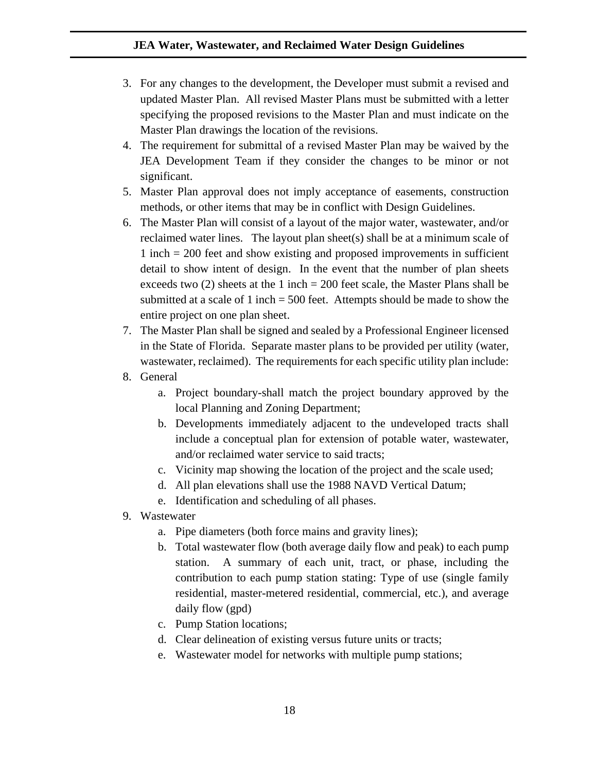3. For any changes to the development, the Developer must submit a revised and updated Master Plan. All revised Master Plans must be submitted with a letter specifying the proposed revisions to the Master Plan and must indicate on the Master Plan drawings the location of the revisions.
4. The requirement for submittal of a revised Master Plan may be waived by the JEA Development Team if they consider the changes to be minor or not significant.
5. Master Plan approval does not imply acceptance of easements, construction methods, or other items that may be in conflict with Design Guidelines.
6. The Master Plan will consist of a layout of the major water, wastewater, and/or reclaimed water lines. The layout plan sheet(s) shall be at a minimum scale of 1 inch = 200 feet and show existing and proposed improvements in sufficient detail to show intent of design. In the event that the number of plan sheets exceeds two (2) sheets at the 1 inch = 200 feet scale, the Master Plans shall be submitted at a scale of 1 inch = 500 feet. Attempts should be made to show the entire project on one plan sheet.
7. The Master Plan shall be signed and sealed by a Professional Engineer licensed in the State of Florida. Separate master plans to be provided per utility (water, wastewater, reclaimed). The requirements for each specific utility plan include:
8. General
    a. Project boundary-shall match the project boundary approved by the local Planning and Zoning Department;
    b. Developments immediately adjacent to the undeveloped tracts shall include a conceptual plan for extension of potable water, wastewater, and/or reclaimed water service to said tracts;
    c. Vicinity map showing the location of the project and the scale used;
    d. All plan elevations shall use the 1988 NAVD Vertical Datum;
    e. Identification and scheduling of all phases.
9. Wastewater
    a. Pipe diameters (both force mains and gravity lines);
    b. Total wastewater flow (both average daily flow and peak) to each pump station. A summary of each unit, tract, or phase, including the contribution to each pump station stating: Type of use (single family residential, master-metered residential, commercial, etc.), and average daily flow (gpd)
    c. Pump Station locations;
    d. Clear delineation of existing versus future units or tracts;
    e. Wastewater model for networks with multiple pump stations;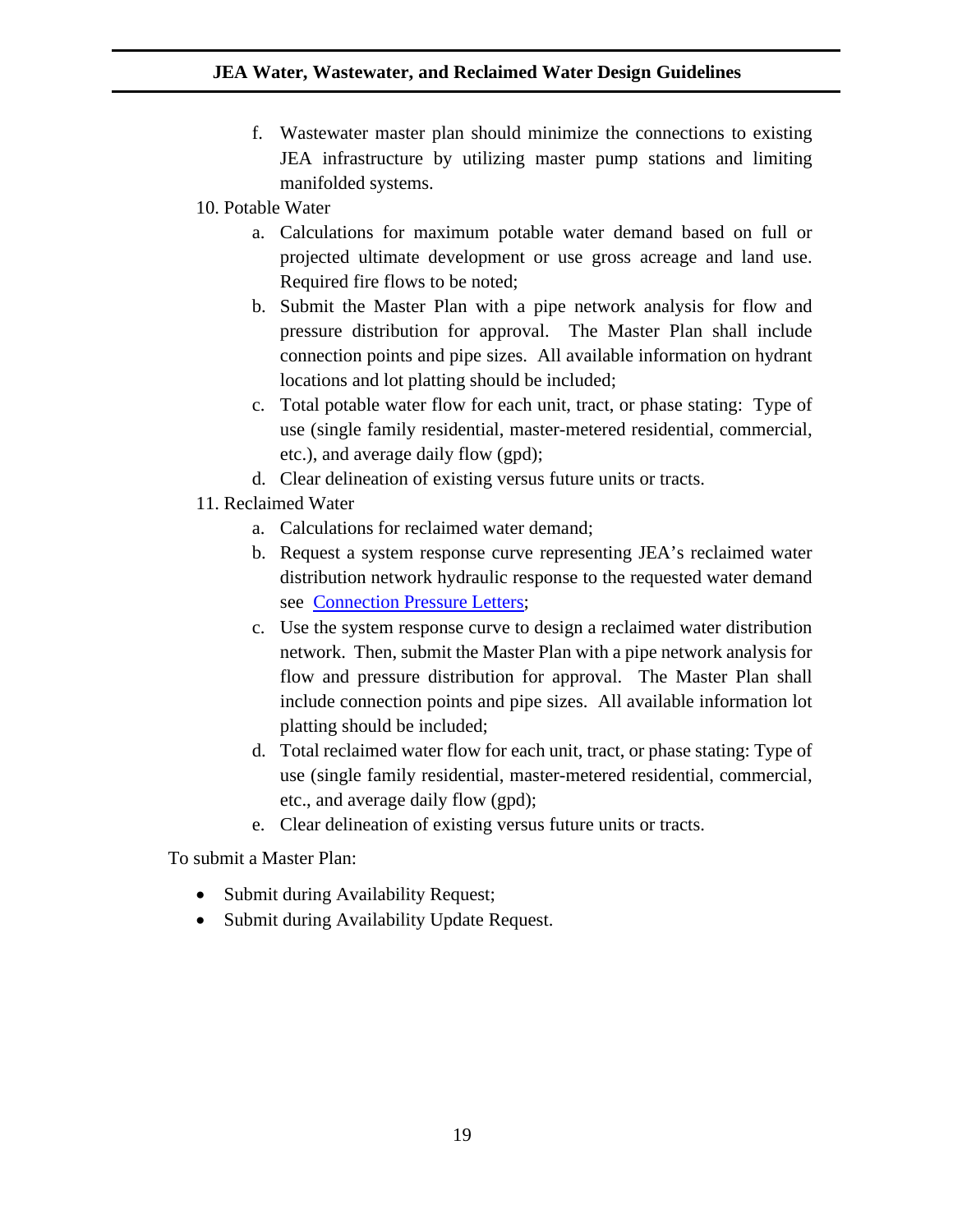f. Wastewater master plan should minimize the connections to existing JEA infrastructure by utilizing master pump stations and limiting manifolded systems.

10. Potable Water
    a. Calculations for maximum potable water demand based on full or projected ultimate development or use gross acreage and land use. Required fire flows to be noted;
    b. Submit the Master Plan with a pipe network analysis for flow and pressure distribution for approval. The Master Plan shall include connection points and pipe sizes. All available information on hydrant locations and lot platting should be included;
    c. Total potable water flow for each unit, tract, or phase stating: Type of use (single family residential, master-metered residential, commercial, etc.), and average daily flow (gpd);
    d. Clear delineation of existing versus future units or tracts.

11. Reclaimed Water
    a. Calculations for reclaimed water demand;
    b. Request a system response curve representing JEA's reclaimed water distribution network hydraulic response to the requested water demand see Connection Pressure Letters;
    c. Use the system response curve to design a reclaimed water distribution network. Then, submit the Master Plan with a pipe network analysis for flow and pressure distribution for approval. The Master Plan shall include connection points and pipe sizes. All available information lot platting should be included;
    d. Total reclaimed water flow for each unit, tract, or phase stating: Type of use (single family residential, master-metered residential, commercial, etc., and average daily flow (gpd);
    e. Clear delineation of existing versus future units or tracts.

To submit a Master Plan:

- Submit during Availability Request;
- Submit during Availability Update Request.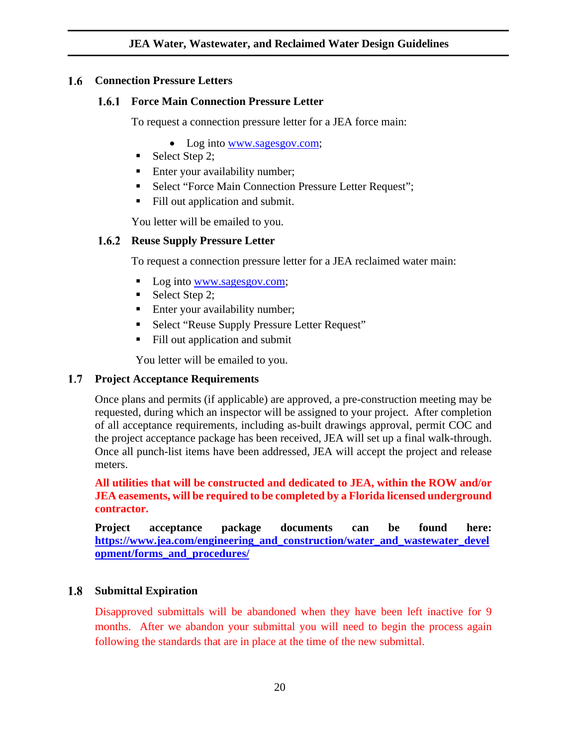## 1.6 Connection Pressure Letters

### 1.6.1 Force Main Connection Pressure Letter

To request a connection pressure letter for a JEA force main:

- Log into www.sagesgov.com;
- Select Step 2;
- Enter your availability number;
- Select "Force Main Connection Pressure Letter Request";
- Fill out application and submit.

You letter will be emailed to you.

### 1.6.2 Reuse Supply Pressure Letter

To request a connection pressure letter for a JEA reclaimed water main:

- Log into www.sagesgov.com;
- Select Step 2;
- Enter your availability number;
- Select "Reuse Supply Pressure Letter Request"
- Fill out application and submit

You letter will be emailed to you.

## 1.7 Project Acceptance Requirements

Once plans and permits (if applicable) are approved, a pre-construction meeting may be requested, during which an inspector will be assigned to your project. After completion of all acceptance requirements, including as-built drawings approval, permit COC and the project acceptance package has been received, JEA will set up a final walk-through. Once all punch-list items have been addressed, JEA will accept the project and release meters.

**All utilities that will be constructed and dedicated to JEA, within the ROW and/or JEA easements, will be required to be completed by a Florida licensed underground contractor.**

**Project acceptance package documents can be found here: https://www.jea.com/engineering_and_construction/water_and_wastewater_development/forms_and_procedures/**

## 1.8 Submittal Expiration

Disapproved submittals will be abandoned when they have been left inactive for 9 months. After we abandon your submittal you will need to begin the process again following the standards that are in place at the time of the new submittal.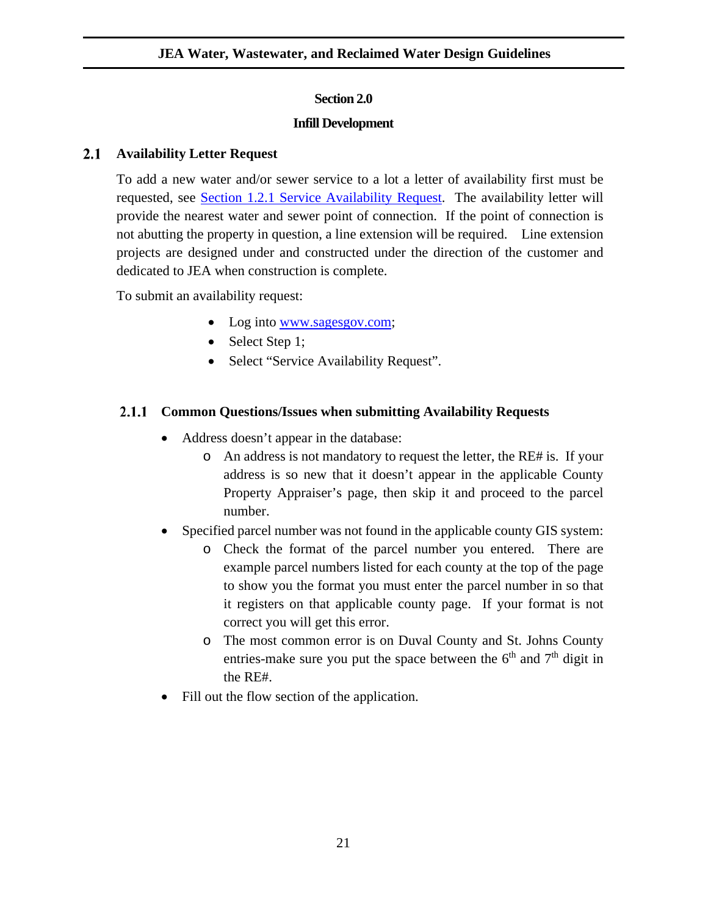# Section 2.0

# Infill Development

## 2.1 Availability Letter Request

To add a new water and/or sewer service to a lot a letter of availability first must be requested, see [Section 1.2.1 Service Availability Request](#). The availability letter will provide the nearest water and sewer point of connection. If the point of connection is not abutting the property in question, a line extension will be required. Line extension projects are designed under and constructed under the direction of the customer and dedicated to JEA when construction is complete.

To submit an availability request:

- Log into [www.sagesgov.com](http://www.sagesgov.com);
- Select Step 1;
- Select "Service Availability Request".

### 2.1.1 Common Questions/Issues when submitting Availability Requests

- Address doesn't appear in the database:
  - An address is not mandatory to request the letter, the RE# is. If your address is so new that it doesn't appear in the applicable County Property Appraiser's page, then skip it and proceed to the parcel number.
- Specified parcel number was not found in the applicable county GIS system:
  - Check the format of the parcel number you entered. There are example parcel numbers listed for each county at the top of the page to show you the format you must enter the parcel number in so that it registers on that applicable county page. If your format is not correct you will get this error.
  - The most common error is on Duval County and St. Johns County entries-make sure you put the space between the 6th and 7th digit in the RE#.
- Fill out the flow section of the application.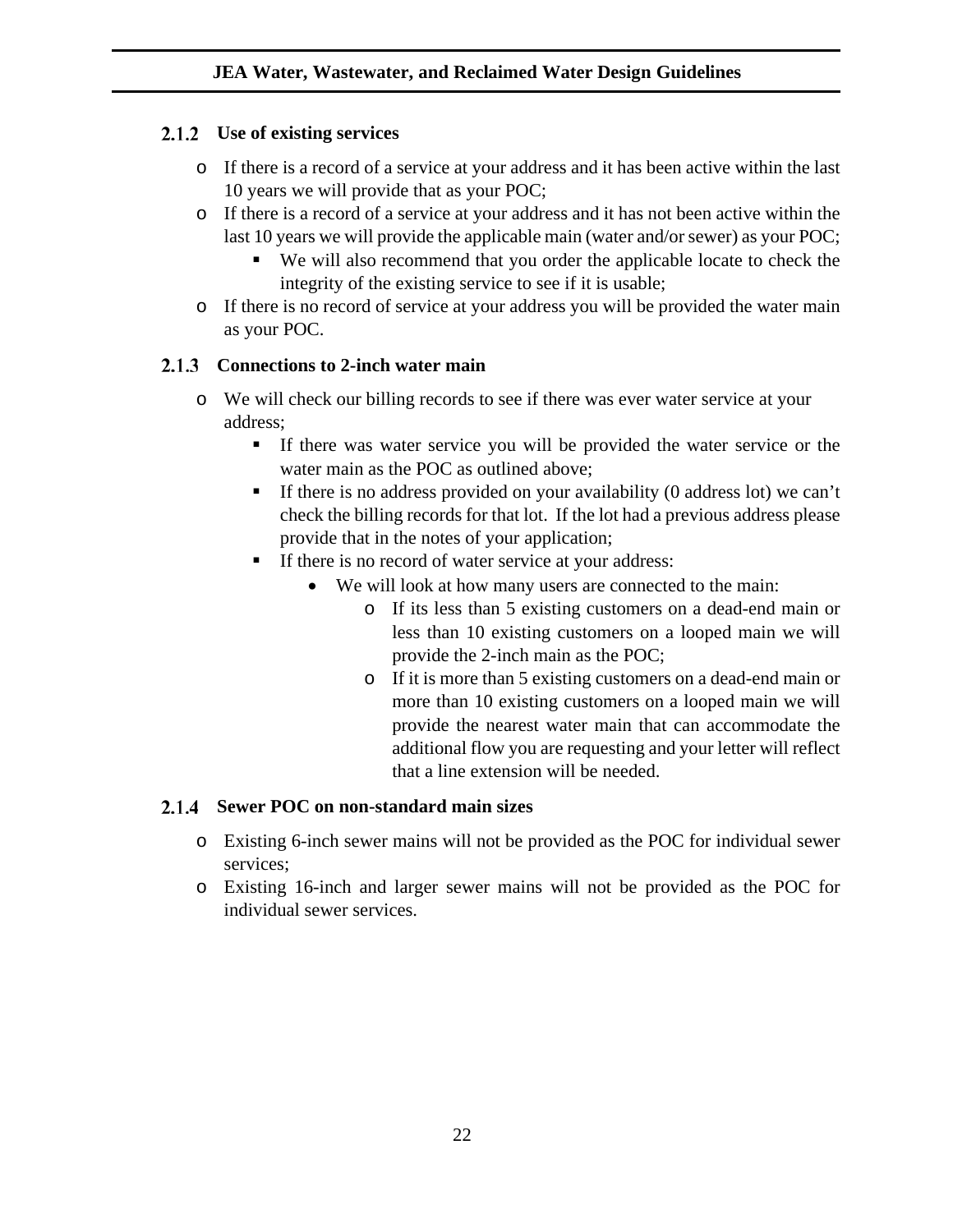### 2.1.2 Use of existing services

- If there is a record of a service at your address and it has been active within the last 10 years we will provide that as your POC;
- If there is a record of a service at your address and it has not been active within the last 10 years we will provide the applicable main (water and/or sewer) as your POC;
  - We will also recommend that you order the applicable locate to check the integrity of the existing service to see if it is usable;
- If there is no record of service at your address you will be provided the water main as your POC.

### 2.1.3 Connections to 2-inch water main

- We will check our billing records to see if there was ever water service at your address;
  - If there was water service you will be provided the water service or the water main as the POC as outlined above;
  - If there is no address provided on your availability (0 address lot) we can't check the billing records for that lot. If the lot had a previous address please provide that in the notes of your application;
  - If there is no record of water service at your address:
    - We will look at how many users are connected to the main:
      - If its less than 5 existing customers on a dead-end main or less than 10 existing customers on a looped main we will provide the 2-inch main as the POC;
      - If it is more than 5 existing customers on a dead-end main or more than 10 existing customers on a looped main we will provide the nearest water main that can accommodate the additional flow you are requesting and your letter will reflect that a line extension will be needed.

### 2.1.4 Sewer POC on non-standard main sizes

- Existing 6-inch sewer mains will not be provided as the POC for individual sewer services;
- Existing 16-inch and larger sewer mains will not be provided as the POC for individual sewer services.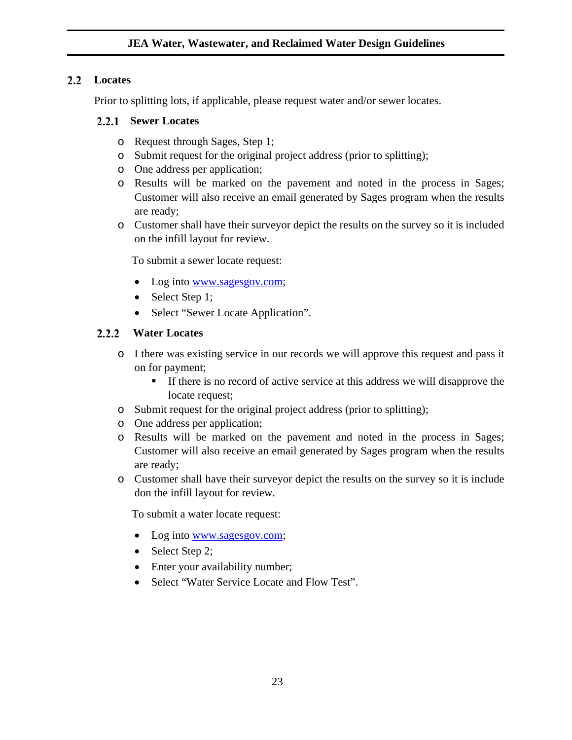## 2.2 Locates

Prior to splitting lots, if applicable, please request water and/or sewer locates.

### 2.2.1 Sewer Locates

- Request through Sages, Step 1;
- Submit request for the original project address (prior to splitting);
- One address per application;
- Results will be marked on the pavement and noted in the process in Sages; Customer will also receive an email generated by Sages program when the results are ready;
- Customer shall have their surveyor depict the results on the survey so it is included on the infill layout for review.

To submit a sewer locate request:

- Log into www.sagesgov.com;
- Select Step 1;
- Select "Sewer Locate Application".

### 2.2.2 Water Locates

- I there was existing service in our records we will approve this request and pass it on for payment;
  - If there is no record of active service at this address we will disapprove the locate request;
- Submit request for the original project address (prior to splitting);
- One address per application;
- Results will be marked on the pavement and noted in the process in Sages; Customer will also receive an email generated by Sages program when the results are ready;
- Customer shall have their surveyor depict the results on the survey so it is include don the infill layout for review.

To submit a water locate request:

- Log into www.sagesgov.com;
- Select Step 2;
- Enter your availability number;
- Select "Water Service Locate and Flow Test".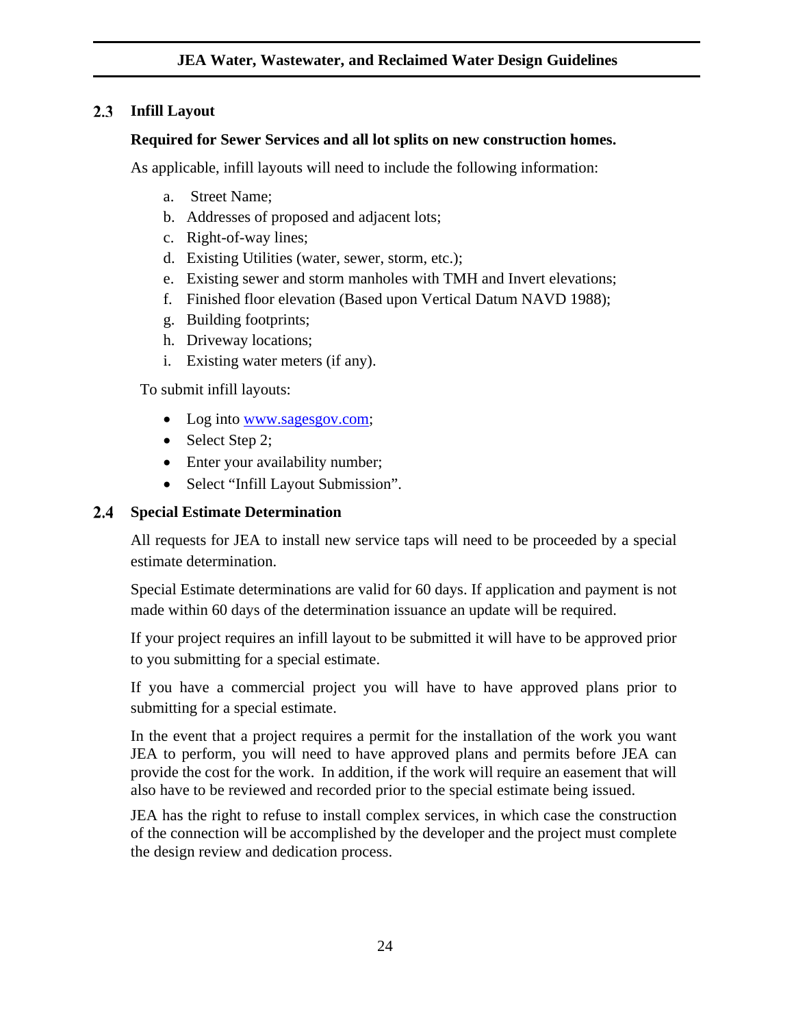## 2.3 Infill Layout

**Required for Sewer Services and all lot splits on new construction homes.**

As applicable, infill layouts will need to include the following information:

a. Street Name;
b. Addresses of proposed and adjacent lots;
c. Right-of-way lines;
d. Existing Utilities (water, sewer, storm, etc.);
e. Existing sewer and storm manholes with TMH and Invert elevations;
f. Finished floor elevation (Based upon Vertical Datum NAVD 1988);
g. Building footprints;
h. Driveway locations;
i. Existing water meters (if any).

To submit infill layouts:

- Log into www.sagesgov.com;
- Select Step 2;
- Enter your availability number;
- Select "Infill Layout Submission".

## 2.4 Special Estimate Determination

All requests for JEA to install new service taps will need to be proceeded by a special estimate determination.

Special Estimate determinations are valid for 60 days. If application and payment is not made within 60 days of the determination issuance an update will be required.

If your project requires an infill layout to be submitted it will have to be approved prior to you submitting for a special estimate.

If you have a commercial project you will have to have approved plans prior to submitting for a special estimate.

In the event that a project requires a permit for the installation of the work you want JEA to perform, you will need to have approved plans and permits before JEA can provide the cost for the work. In addition, if the work will require an easement that will also have to be reviewed and recorded prior to the special estimate being issued.

JEA has the right to refuse to install complex services, in which case the construction of the connection will be accomplished by the developer and the project must complete the design review and dedication process.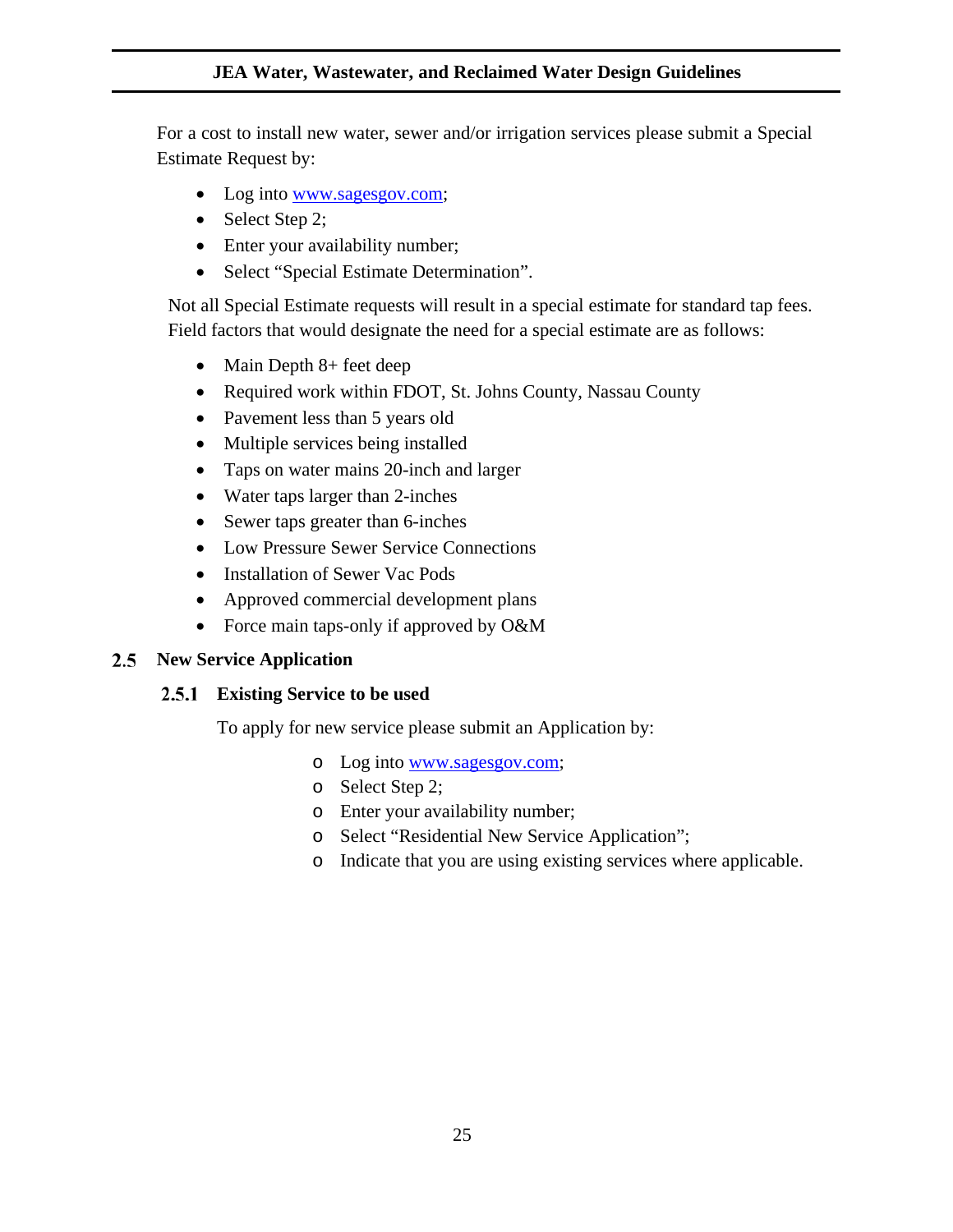For a cost to install new water, sewer and/or irrigation services please submit a Special Estimate Request by:

- Log into www.sagesgov.com;
- Select Step 2;
- Enter your availability number;
- Select "Special Estimate Determination".

Not all Special Estimate requests will result in a special estimate for standard tap fees. Field factors that would designate the need for a special estimate are as follows:

- Main Depth 8+ feet deep
- Required work within FDOT, St. Johns County, Nassau County
- Pavement less than 5 years old
- Multiple services being installed
- Taps on water mains 20-inch and larger
- Water taps larger than 2-inches
- Sewer taps greater than 6-inches
- Low Pressure Sewer Service Connections
- Installation of Sewer Vac Pods
- Approved commercial development plans
- Force main taps-only if approved by O&M

## 2.5 New Service Application

### 2.5.1 Existing Service to be used

To apply for new service please submit an Application by:

- Log into www.sagesgov.com;
- Select Step 2;
- Enter your availability number;
- Select "Residential New Service Application";
- Indicate that you are using existing services where applicable.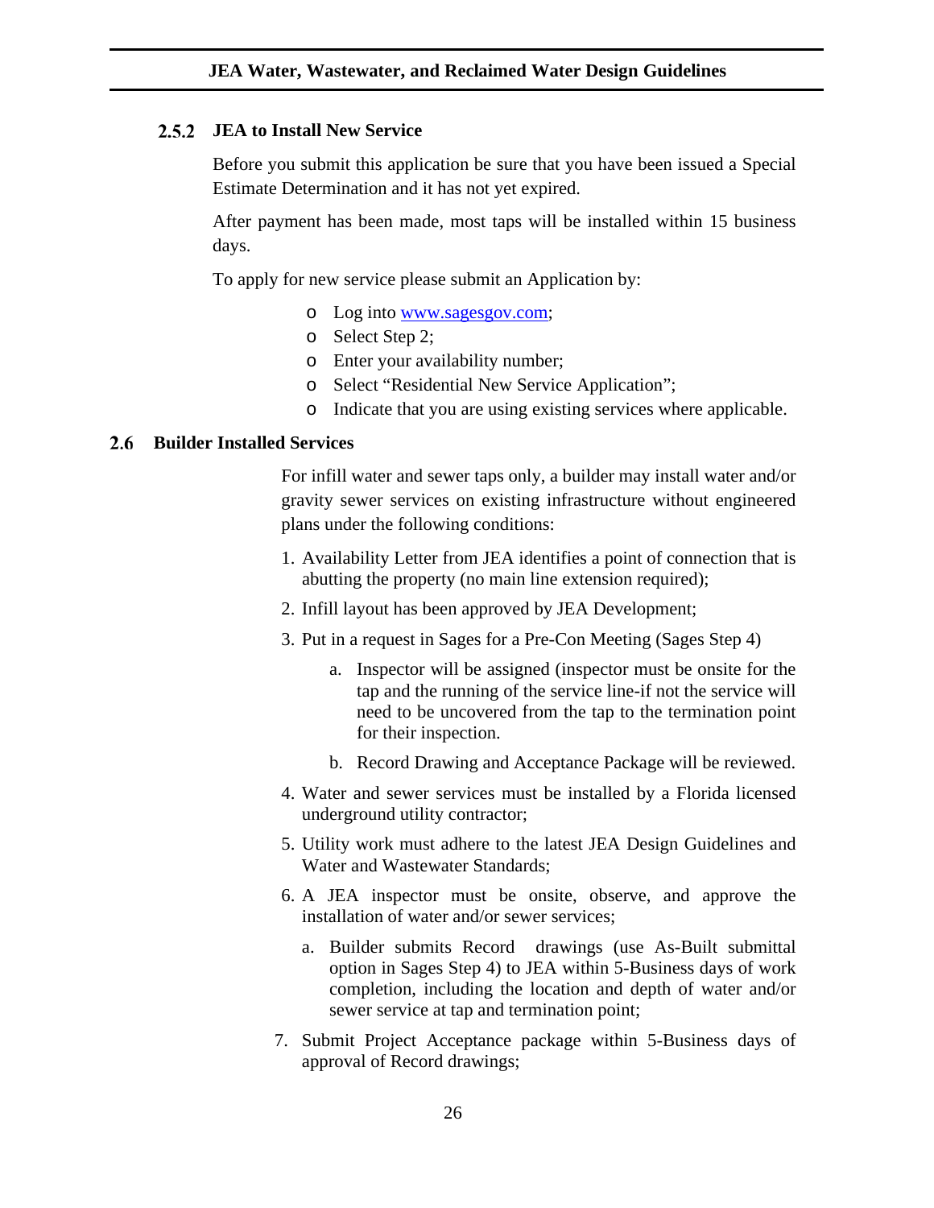### 2.5.2 JEA to Install New Service

Before you submit this application be sure that you have been issued a Special Estimate Determination and it has not yet expired.

After payment has been made, most taps will be installed within 15 business days.

To apply for new service please submit an Application by:

- Log into www.sagesgov.com;
- Select Step 2;
- Enter your availability number;
- Select "Residential New Service Application";
- Indicate that you are using existing services where applicable.

## 2.6 Builder Installed Services

For infill water and sewer taps only, a builder may install water and/or gravity sewer services on existing infrastructure without engineered plans under the following conditions:

1. Availability Letter from JEA identifies a point of connection that is abutting the property (no main line extension required);
2. Infill layout has been approved by JEA Development;
3. Put in a request in Sages for a Pre-Con Meeting (Sages Step 4)
   a. Inspector will be assigned (inspector must be onsite for the tap and the running of the service line-if not the service will need to be uncovered from the tap to the termination point for their inspection.
   b. Record Drawing and Acceptance Package will be reviewed.
4. Water and sewer services must be installed by a Florida licensed underground utility contractor;
5. Utility work must adhere to the latest JEA Design Guidelines and Water and Wastewater Standards;
6. A JEA inspector must be onsite, observe, and approve the installation of water and/or sewer services;
   a. Builder submits Record drawings (use As-Built submittal option in Sages Step 4) to JEA within 5-Business days of work completion, including the location and depth of water and/or sewer service at tap and termination point;
7. Submit Project Acceptance package within 5-Business days of approval of Record drawings;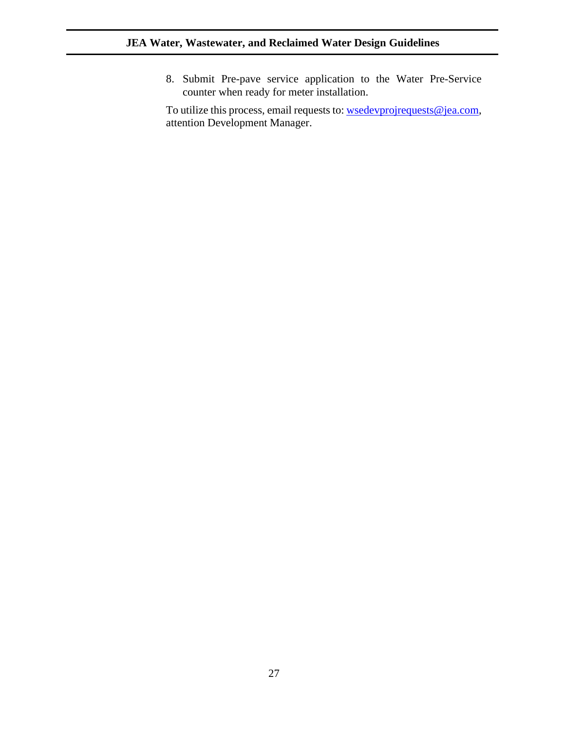8. Submit Pre-pave service application to the Water Pre-Service counter when ready for meter installation.

To utilize this process, email requests to: wsedevprojrequests@jea.com, attention Development Manager.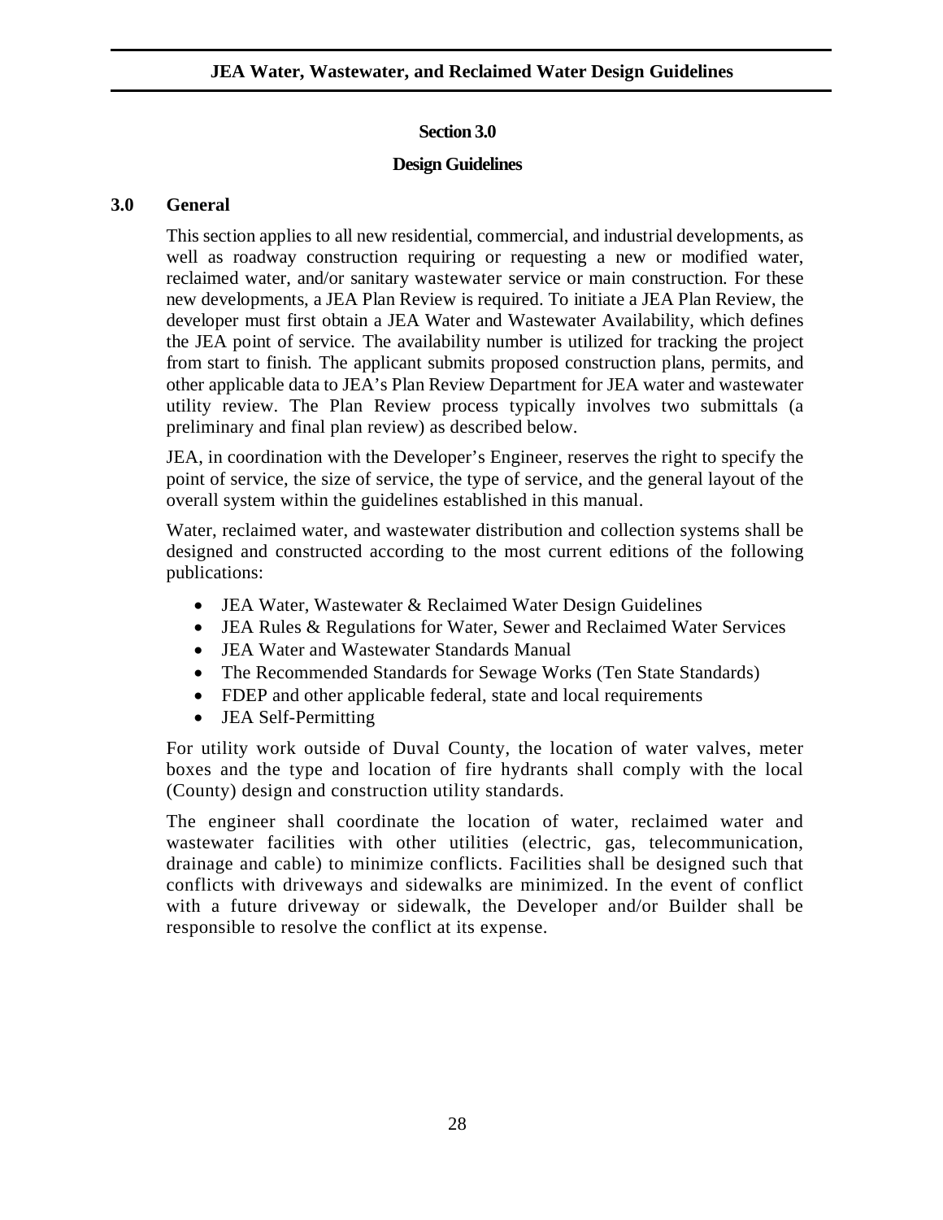# Section 3.0

# Design Guidelines

## 3.0 General

This section applies to all new residential, commercial, and industrial developments, as well as roadway construction requiring or requesting a new or modified water, reclaimed water, and/or sanitary wastewater service or main construction. For these new developments, a JEA Plan Review is required. To initiate a JEA Plan Review, the developer must first obtain a JEA Water and Wastewater Availability, which defines the JEA point of service. The availability number is utilized for tracking the project from start to finish. The applicant submits proposed construction plans, permits, and other applicable data to JEA's Plan Review Department for JEA water and wastewater utility review. The Plan Review process typically involves two submittals (a preliminary and final plan review) as described below.

JEA, in coordination with the Developer's Engineer, reserves the right to specify the point of service, the size of service, the type of service, and the general layout of the overall system within the guidelines established in this manual.

Water, reclaimed water, and wastewater distribution and collection systems shall be designed and constructed according to the most current editions of the following publications:

- JEA Water, Wastewater & Reclaimed Water Design Guidelines
- JEA Rules & Regulations for Water, Sewer and Reclaimed Water Services
- JEA Water and Wastewater Standards Manual
- The Recommended Standards for Sewage Works (Ten State Standards)
- FDEP and other applicable federal, state and local requirements
- JEA Self-Permitting

For utility work outside of Duval County, the location of water valves, meter boxes and the type and location of fire hydrants shall comply with the local (County) design and construction utility standards.

The engineer shall coordinate the location of water, reclaimed water and wastewater facilities with other utilities (electric, gas, telecommunication, drainage and cable) to minimize conflicts. Facilities shall be designed such that conflicts with driveways and sidewalks are minimized. In the event of conflict with a future driveway or sidewalk, the Developer and/or Builder shall be responsible to resolve the conflict at its expense.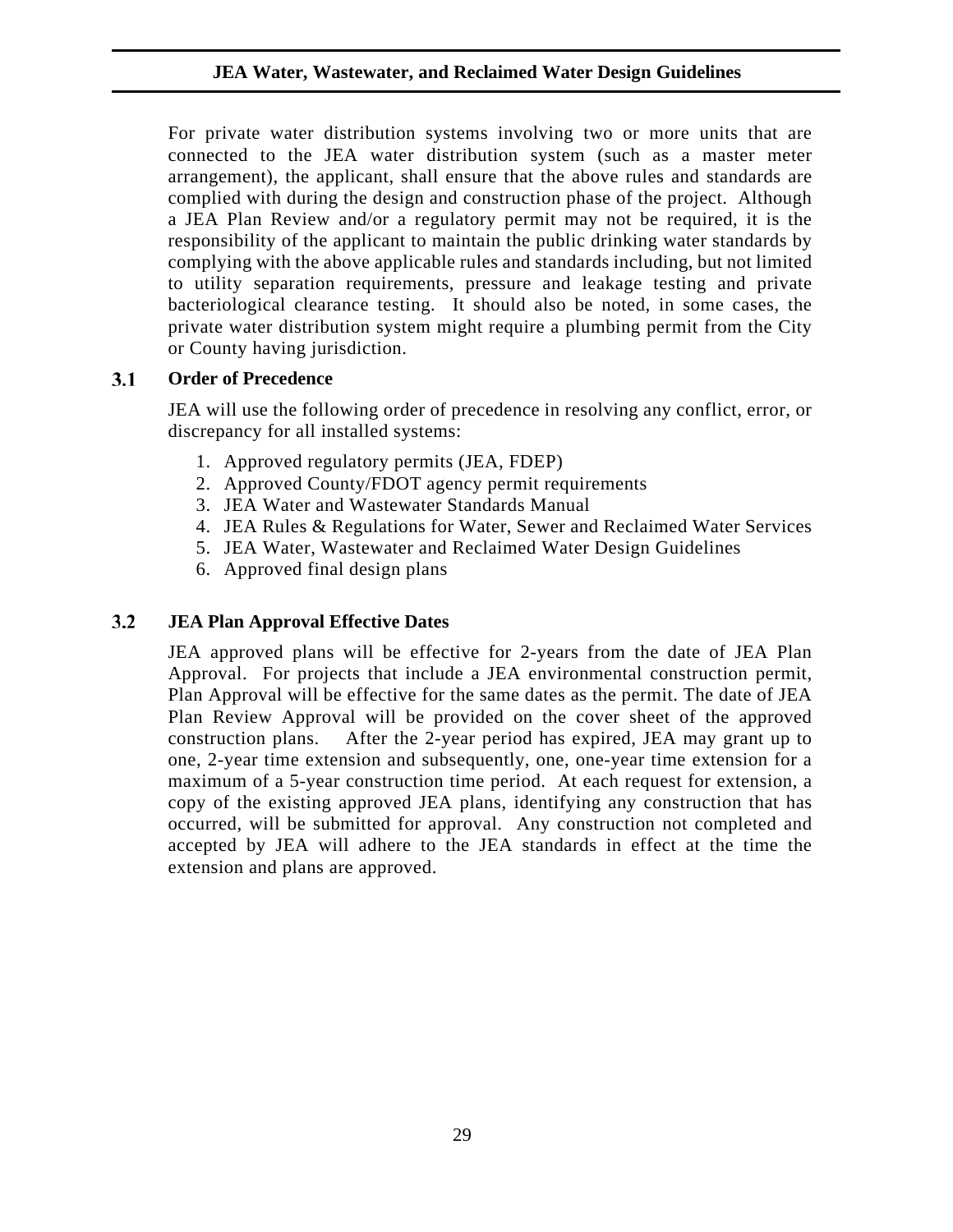For private water distribution systems involving two or more units that are connected to the JEA water distribution system (such as a master meter arrangement), the applicant, shall ensure that the above rules and standards are complied with during the design and construction phase of the project. Although a JEA Plan Review and/or a regulatory permit may not be required, it is the responsibility of the applicant to maintain the public drinking water standards by complying with the above applicable rules and standards including, but not limited to utility separation requirements, pressure and leakage testing and private bacteriological clearance testing. It should also be noted, in some cases, the private water distribution system might require a plumbing permit from the City or County having jurisdiction.

## 3.1 Order of Precedence

JEA will use the following order of precedence in resolving any conflict, error, or discrepancy for all installed systems:

1. Approved regulatory permits (JEA, FDEP)
2. Approved County/FDOT agency permit requirements
3. JEA Water and Wastewater Standards Manual
4. JEA Rules & Regulations for Water, Sewer and Reclaimed Water Services
5. JEA Water, Wastewater and Reclaimed Water Design Guidelines
6. Approved final design plans

## 3.2 JEA Plan Approval Effective Dates

JEA approved plans will be effective for 2-years from the date of JEA Plan Approval. For projects that include a JEA environmental construction permit, Plan Approval will be effective for the same dates as the permit. The date of JEA Plan Review Approval will be provided on the cover sheet of the approved construction plans. After the 2-year period has expired, JEA may grant up to one, 2-year time extension and subsequently, one, one-year time extension for a maximum of a 5-year construction time period. At each request for extension, a copy of the existing approved JEA plans, identifying any construction that has occurred, will be submitted for approval. Any construction not completed and accepted by JEA will adhere to the JEA standards in effect at the time the extension and plans are approved.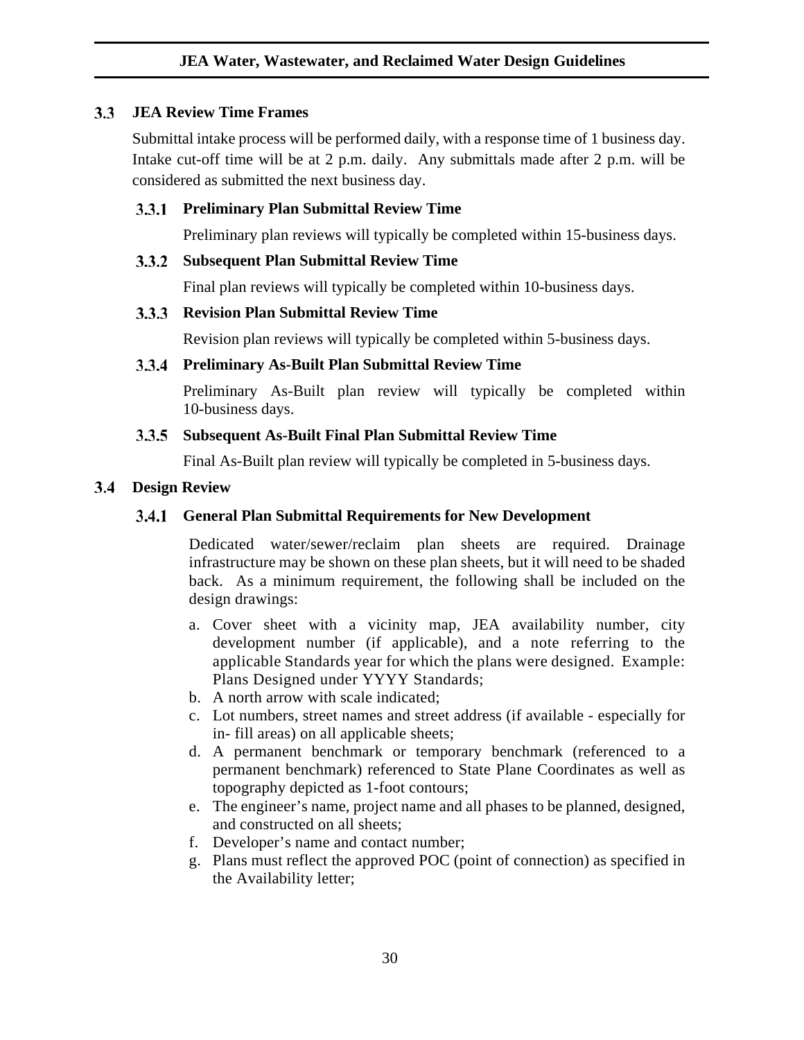## 3.3 JEA Review Time Frames

Submittal intake process will be performed daily, with a response time of 1 business day. Intake cut-off time will be at 2 p.m. daily. Any submittals made after 2 p.m. will be considered as submitted the next business day.

### 3.3.1 Preliminary Plan Submittal Review Time

Preliminary plan reviews will typically be completed within 15-business days.

### 3.3.2 Subsequent Plan Submittal Review Time

Final plan reviews will typically be completed within 10-business days.

### 3.3.3 Revision Plan Submittal Review Time

Revision plan reviews will typically be completed within 5-business days.

### 3.3.4 Preliminary As-Built Plan Submittal Review Time

Preliminary As-Built plan review will typically be completed within 10-business days.

### 3.3.5 Subsequent As-Built Final Plan Submittal Review Time

Final As-Built plan review will typically be completed in 5-business days.

## 3.4 Design Review

### 3.4.1 General Plan Submittal Requirements for New Development

Dedicated water/sewer/reclaim plan sheets are required. Drainage infrastructure may be shown on these plan sheets, but it will need to be shaded back. As a minimum requirement, the following shall be included on the design drawings:

a. Cover sheet with a vicinity map, JEA availability number, city development number (if applicable), and a note referring to the applicable Standards year for which the plans were designed. Example: Plans Designed under YYYY Standards;
b. A north arrow with scale indicated;
c. Lot numbers, street names and street address (if available - especially for in- fill areas) on all applicable sheets;
d. A permanent benchmark or temporary benchmark (referenced to a permanent benchmark) referenced to State Plane Coordinates as well as topography depicted as 1-foot contours;
e. The engineer's name, project name and all phases to be planned, designed, and constructed on all sheets;
f. Developer's name and contact number;
g. Plans must reflect the approved POC (point of connection) as specified in the Availability letter;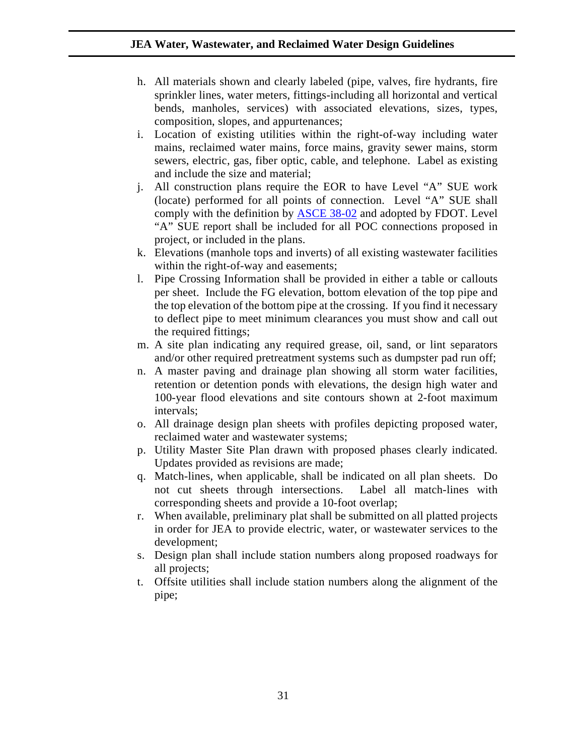h. All materials shown and clearly labeled (pipe, valves, fire hydrants, fire sprinkler lines, water meters, fittings-including all horizontal and vertical bends, manholes, services) with associated elevations, sizes, types, composition, slopes, and appurtenances;
i. Location of existing utilities within the right-of-way including water mains, reclaimed water mains, force mains, gravity sewer mains, storm sewers, electric, gas, fiber optic, cable, and telephone. Label as existing and include the size and material;
j. All construction plans require the EOR to have Level "A" SUE work (locate) performed for all points of connection. Level "A" SUE shall comply with the definition by [ASCE 38-02](ASCE 38-02) and adopted by FDOT. Level "A" SUE report shall be included for all POC connections proposed in project, or included in the plans.
k. Elevations (manhole tops and inverts) of all existing wastewater facilities within the right-of-way and easements;
l. Pipe Crossing Information shall be provided in either a table or callouts per sheet. Include the FG elevation, bottom elevation of the top pipe and the top elevation of the bottom pipe at the crossing. If you find it necessary to deflect pipe to meet minimum clearances you must show and call out the required fittings;
m. A site plan indicating any required grease, oil, sand, or lint separators and/or other required pretreatment systems such as dumpster pad run off;
n. A master paving and drainage plan showing all storm water facilities, retention or detention ponds with elevations, the design high water and 100-year flood elevations and site contours shown at 2-foot maximum intervals;
o. All drainage design plan sheets with profiles depicting proposed water, reclaimed water and wastewater systems;
p. Utility Master Site Plan drawn with proposed phases clearly indicated. Updates provided as revisions are made;
q. Match-lines, when applicable, shall be indicated on all plan sheets. Do not cut sheets through intersections. Label all match-lines with corresponding sheets and provide a 10-foot overlap;
r. When available, preliminary plat shall be submitted on all platted projects in order for JEA to provide electric, water, or wastewater services to the development;
s. Design plan shall include station numbers along proposed roadways for all projects;
t. Offsite utilities shall include station numbers along the alignment of the pipe;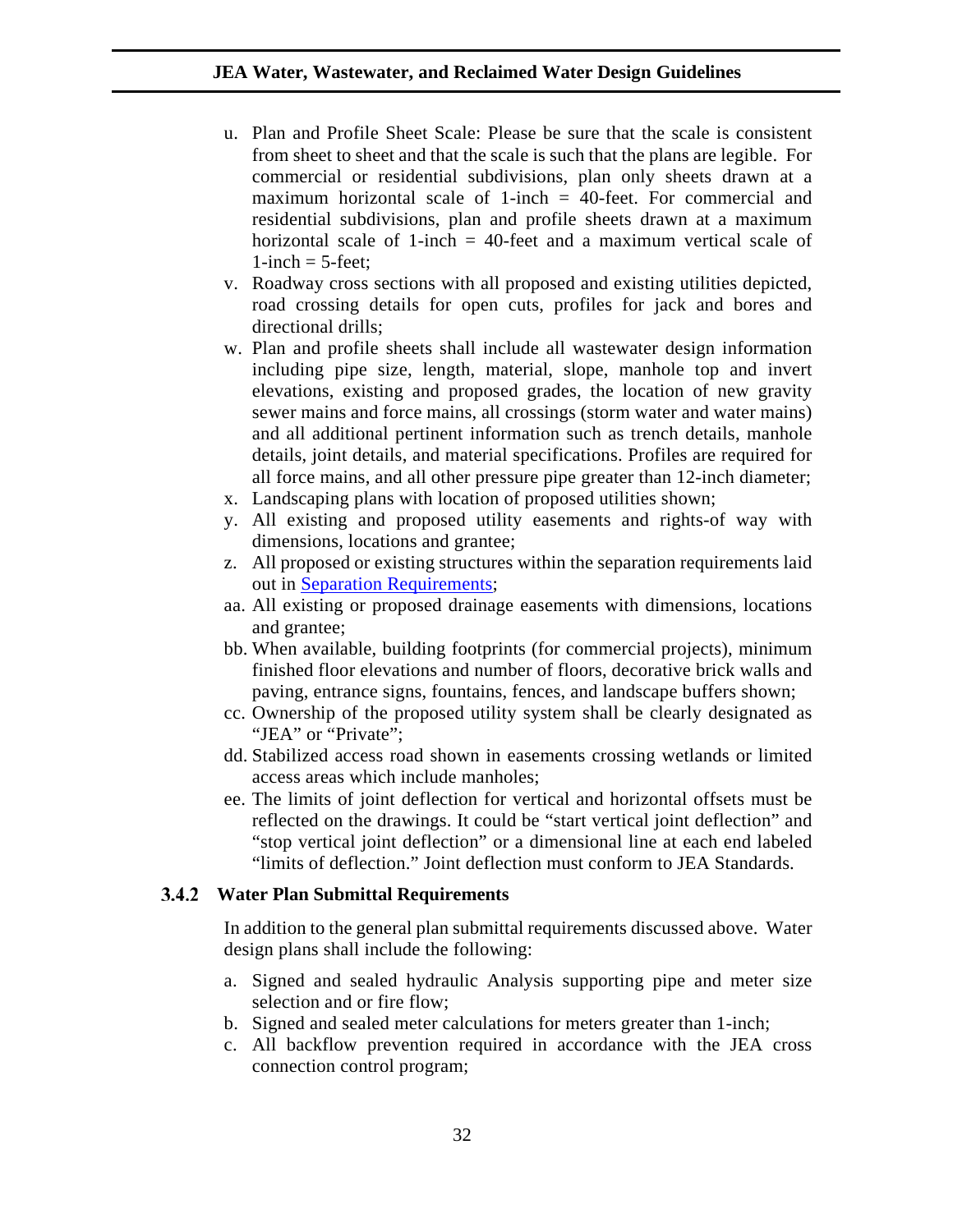u. Plan and Profile Sheet Scale: Please be sure that the scale is consistent from sheet to sheet and that the scale is such that the plans are legible. For commercial or residential subdivisions, plan only sheets drawn at a maximum horizontal scale of 1-inch = 40-feet. For commercial and residential subdivisions, plan and profile sheets drawn at a maximum horizontal scale of 1-inch = 40-feet and a maximum vertical scale of 1-inch = 5-feet;
v. Roadway cross sections with all proposed and existing utilities depicted, road crossing details for open cuts, profiles for jack and bores and directional drills;
w. Plan and profile sheets shall include all wastewater design information including pipe size, length, material, slope, manhole top and invert elevations, existing and proposed grades, the location of new gravity sewer mains and force mains, all crossings (storm water and water mains) and all additional pertinent information such as trench details, manhole details, joint details, and material specifications. Profiles are required for all force mains, and all other pressure pipe greater than 12-inch diameter;
x. Landscaping plans with location of proposed utilities shown;
y. All existing and proposed utility easements and rights-of way with dimensions, locations and grantee;
z. All proposed or existing structures within the separation requirements laid out in Separation Requirements;
aa. All existing or proposed drainage easements with dimensions, locations and grantee;
bb. When available, building footprints (for commercial projects), minimum finished floor elevations and number of floors, decorative brick walls and paving, entrance signs, fountains, fences, and landscape buffers shown;
cc. Ownership of the proposed utility system shall be clearly designated as "JEA" or "Private";
dd. Stabilized access road shown in easements crossing wetlands or limited access areas which include manholes;
ee. The limits of joint deflection for vertical and horizontal offsets must be reflected on the drawings. It could be "start vertical joint deflection" and "stop vertical joint deflection" or a dimensional line at each end labeled "limits of deflection." Joint deflection must conform to JEA Standards.

### 3.4.2 Water Plan Submittal Requirements

In addition to the general plan submittal requirements discussed above. Water design plans shall include the following:

a. Signed and sealed hydraulic Analysis supporting pipe and meter size selection and or fire flow;
b. Signed and sealed meter calculations for meters greater than 1-inch;
c. All backflow prevention required in accordance with the JEA cross connection control program;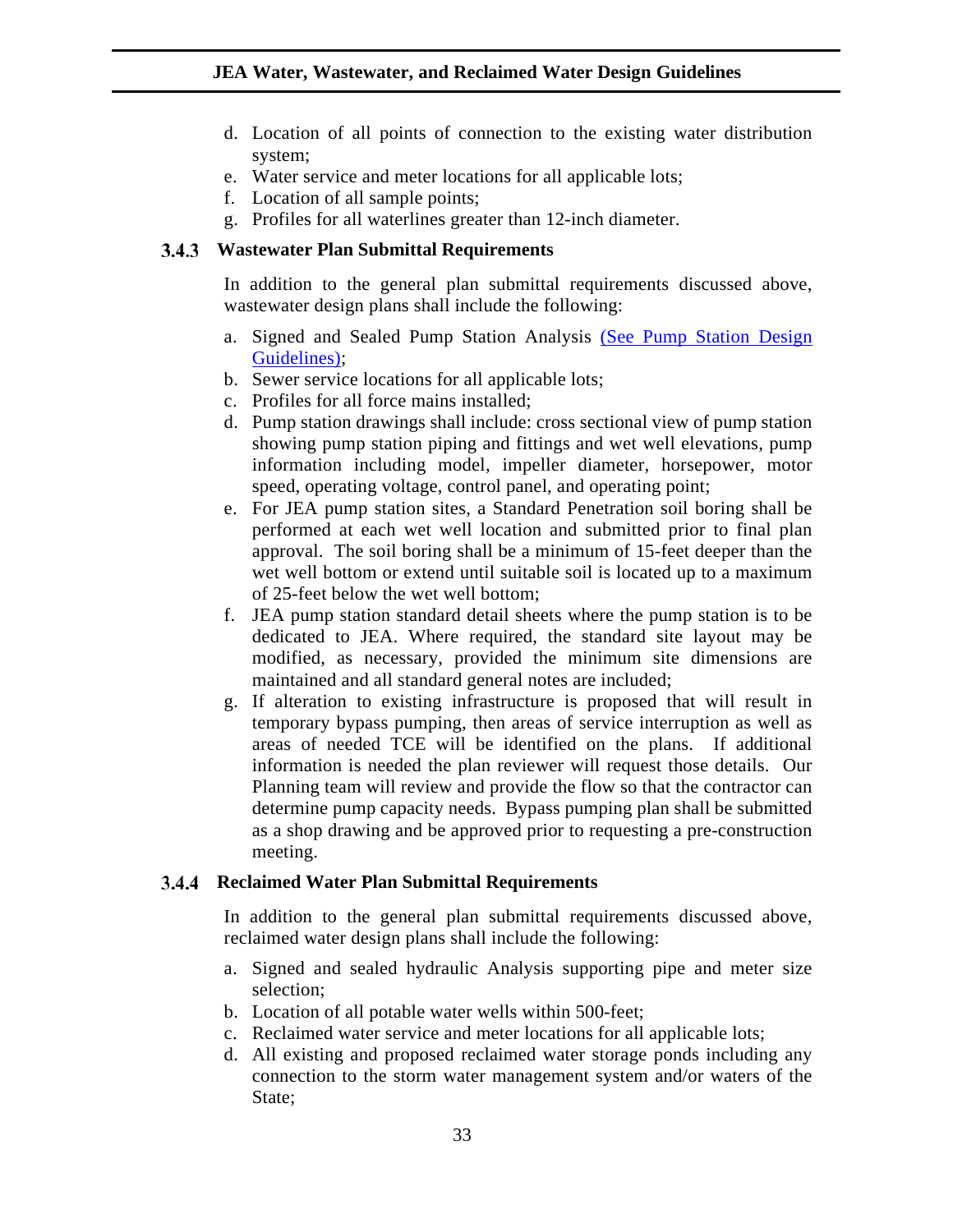d. Location of all points of connection to the existing water distribution system;
e. Water service and meter locations for all applicable lots;
f. Location of all sample points;
g. Profiles for all waterlines greater than 12-inch diameter.

### 3.4.3 Wastewater Plan Submittal Requirements

In addition to the general plan submittal requirements discussed above, wastewater design plans shall include the following:

a. Signed and Sealed Pump Station Analysis (See Pump Station Design Guidelines);
b. Sewer service locations for all applicable lots;
c. Profiles for all force mains installed;
d. Pump station drawings shall include: cross sectional view of pump station showing pump station piping and fittings and wet well elevations, pump information including model, impeller diameter, horsepower, motor speed, operating voltage, control panel, and operating point;
e. For JEA pump station sites, a Standard Penetration soil boring shall be performed at each wet well location and submitted prior to final plan approval. The soil boring shall be a minimum of 15-feet deeper than the wet well bottom or extend until suitable soil is located up to a maximum of 25-feet below the wet well bottom;
f. JEA pump station standard detail sheets where the pump station is to be dedicated to JEA. Where required, the standard site layout may be modified, as necessary, provided the minimum site dimensions are maintained and all standard general notes are included;
g. If alteration to existing infrastructure is proposed that will result in temporary bypass pumping, then areas of service interruption as well as areas of needed TCE will be identified on the plans. If additional information is needed the plan reviewer will request those details. Our Planning team will review and provide the flow so that the contractor can determine pump capacity needs. Bypass pumping plan shall be submitted as a shop drawing and be approved prior to requesting a pre-construction meeting.

### 3.4.4 Reclaimed Water Plan Submittal Requirements

In addition to the general plan submittal requirements discussed above, reclaimed water design plans shall include the following:

a. Signed and sealed hydraulic Analysis supporting pipe and meter size selection;
b. Location of all potable water wells within 500-feet;
c. Reclaimed water service and meter locations for all applicable lots;
d. All existing and proposed reclaimed water storage ponds including any connection to the storm water management system and/or waters of the State;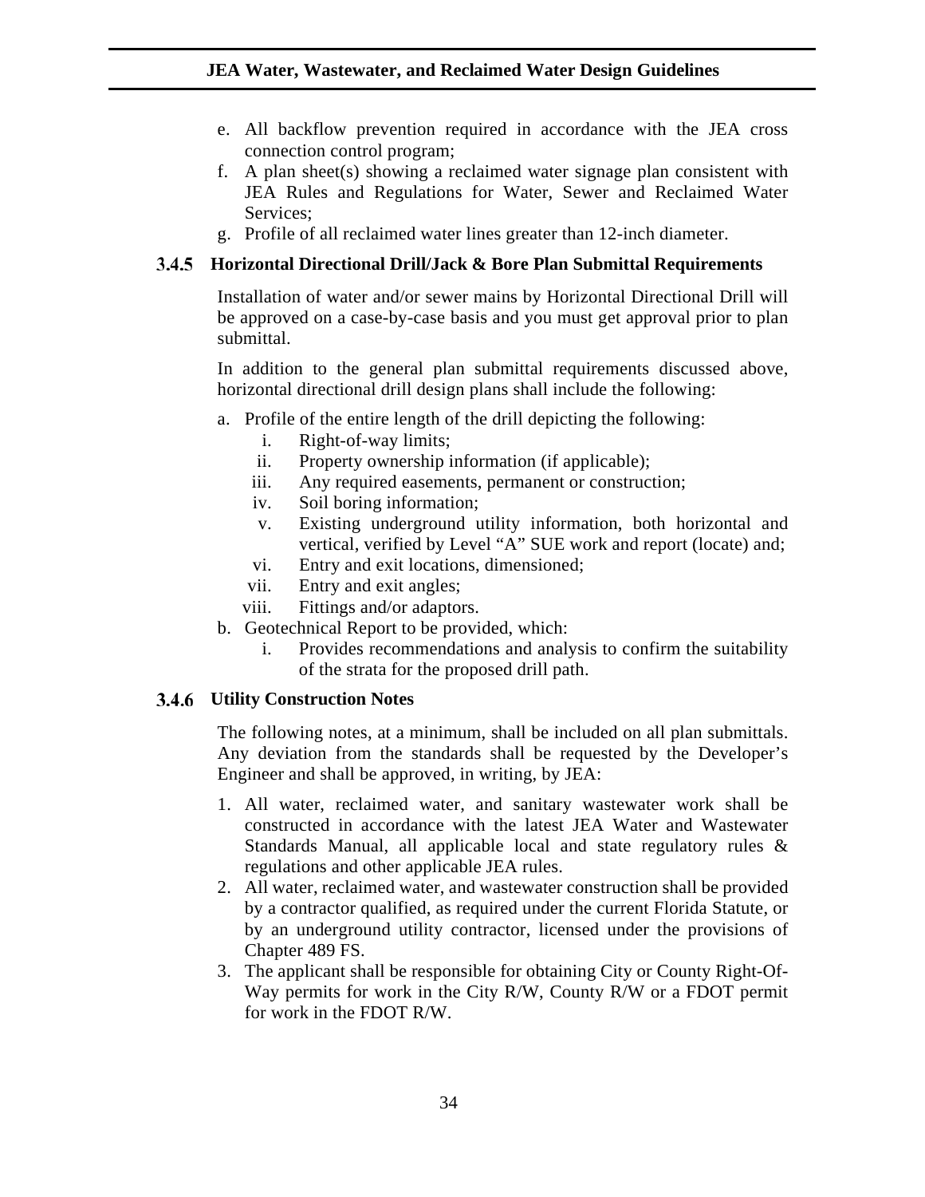e. All backflow prevention required in accordance with the JEA cross connection control program;
f. A plan sheet(s) showing a reclaimed water signage plan consistent with JEA Rules and Regulations for Water, Sewer and Reclaimed Water Services;
g. Profile of all reclaimed water lines greater than 12-inch diameter.

### 3.4.5 Horizontal Directional Drill/Jack & Bore Plan Submittal Requirements

Installation of water and/or sewer mains by Horizontal Directional Drill will be approved on a case-by-case basis and you must get approval prior to plan submittal.

In addition to the general plan submittal requirements discussed above, horizontal directional drill design plans shall include the following:

a. Profile of the entire length of the drill depicting the following:
   i. Right-of-way limits;
   ii. Property ownership information (if applicable);
   iii. Any required easements, permanent or construction;
   iv. Soil boring information;
   v. Existing underground utility information, both horizontal and vertical, verified by Level "A" SUE work and report (locate) and;
   vi. Entry and exit locations, dimensioned;
   vii. Entry and exit angles;
   viii. Fittings and/or adaptors.
b. Geotechnical Report to be provided, which:
   i. Provides recommendations and analysis to confirm the suitability of the strata for the proposed drill path.

### 3.4.6 Utility Construction Notes

The following notes, at a minimum, shall be included on all plan submittals. Any deviation from the standards shall be requested by the Developer's Engineer and shall be approved, in writing, by JEA:

1. All water, reclaimed water, and sanitary wastewater work shall be constructed in accordance with the latest JEA Water and Wastewater Standards Manual, all applicable local and state regulatory rules & regulations and other applicable JEA rules.
2. All water, reclaimed water, and wastewater construction shall be provided by a contractor qualified, as required under the current Florida Statute, or by an underground utility contractor, licensed under the provisions of Chapter 489 FS.
3. The applicant shall be responsible for obtaining City or County Right-Of-Way permits for work in the City R/W, County R/W or a FDOT permit for work in the FDOT R/W.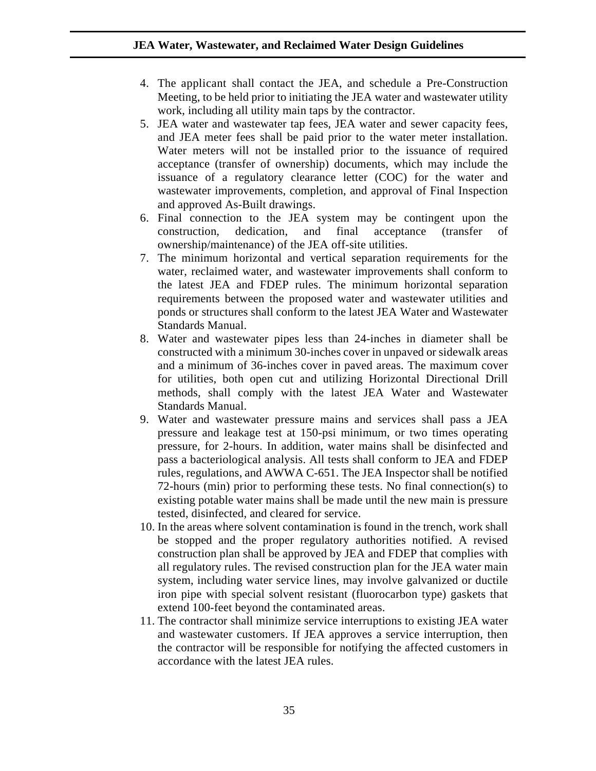4. The applicant shall contact the JEA, and schedule a Pre-Construction Meeting, to be held prior to initiating the JEA water and wastewater utility work, including all utility main taps by the contractor.
5. JEA water and wastewater tap fees, JEA water and sewer capacity fees, and JEA meter fees shall be paid prior to the water meter installation. Water meters will not be installed prior to the issuance of required acceptance (transfer of ownership) documents, which may include the issuance of a regulatory clearance letter (COC) for the water and wastewater improvements, completion, and approval of Final Inspection and approved As-Built drawings.
6. Final connection to the JEA system may be contingent upon the construction, dedication, and final acceptance (transfer of ownership/maintenance) of the JEA off-site utilities.
7. The minimum horizontal and vertical separation requirements for the water, reclaimed water, and wastewater improvements shall conform to the latest JEA and FDEP rules. The minimum horizontal separation requirements between the proposed water and wastewater utilities and ponds or structures shall conform to the latest JEA Water and Wastewater Standards Manual.
8. Water and wastewater pipes less than 24-inches in diameter shall be constructed with a minimum 30-inches cover in unpaved or sidewalk areas and a minimum of 36-inches cover in paved areas. The maximum cover for utilities, both open cut and utilizing Horizontal Directional Drill methods, shall comply with the latest JEA Water and Wastewater Standards Manual.
9. Water and wastewater pressure mains and services shall pass a JEA pressure and leakage test at 150-psi minimum, or two times operating pressure, for 2-hours. In addition, water mains shall be disinfected and pass a bacteriological analysis. All tests shall conform to JEA and FDEP rules, regulations, and AWWA C-651. The JEA Inspector shall be notified 72-hours (min) prior to performing these tests. No final connection(s) to existing potable water mains shall be made until the new main is pressure tested, disinfected, and cleared for service.
10. In the areas where solvent contamination is found in the trench, work shall be stopped and the proper regulatory authorities notified. A revised construction plan shall be approved by JEA and FDEP that complies with all regulatory rules. The revised construction plan for the JEA water main system, including water service lines, may involve galvanized or ductile iron pipe with special solvent resistant (fluorocarbon type) gaskets that extend 100-feet beyond the contaminated areas.
11. The contractor shall minimize service interruptions to existing JEA water and wastewater customers. If JEA approves a service interruption, then the contractor will be responsible for notifying the affected customers in accordance with the latest JEA rules.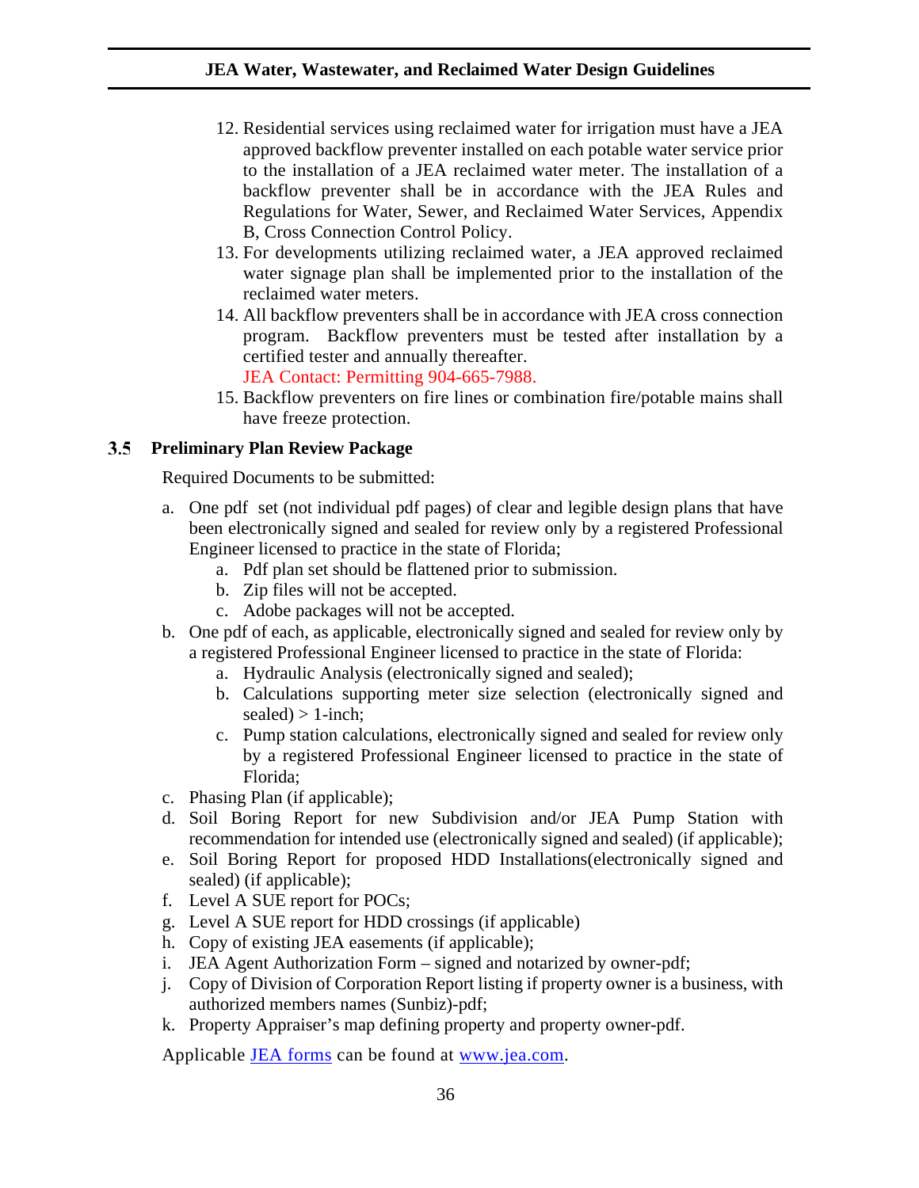12. Residential services using reclaimed water for irrigation must have a JEA approved backflow preventer installed on each potable water service prior to the installation of a JEA reclaimed water meter. The installation of a backflow preventer shall be in accordance with the JEA Rules and Regulations for Water, Sewer, and Reclaimed Water Services, Appendix B, Cross Connection Control Policy.
13. For developments utilizing reclaimed water, a JEA approved reclaimed water signage plan shall be implemented prior to the installation of the reclaimed water meters.
14. All backflow preventers shall be in accordance with JEA cross connection program. Backflow preventers must be tested after installation by a certified tester and annually thereafter.
    JEA Contact: Permitting 904-665-7988.
15. Backflow preventers on fire lines or combination fire/potable mains shall have freeze protection.

## 3.5 Preliminary Plan Review Package

Required Documents to be submitted:

a. One pdf set (not individual pdf pages) of clear and legible design plans that have been electronically signed and sealed for review only by a registered Professional Engineer licensed to practice in the state of Florida;
    a. Pdf plan set should be flattened prior to submission.
    b. Zip files will not be accepted.
    c. Adobe packages will not be accepted.
b. One pdf of each, as applicable, electronically signed and sealed for review only by a registered Professional Engineer licensed to practice in the state of Florida:
    a. Hydraulic Analysis (electronically signed and sealed);
    b. Calculations supporting meter size selection (electronically signed and sealed) > 1-inch;
    c. Pump station calculations, electronically signed and sealed for review only by a registered Professional Engineer licensed to practice in the state of Florida;
c. Phasing Plan (if applicable);
d. Soil Boring Report for new Subdivision and/or JEA Pump Station with recommendation for intended use (electronically signed and sealed) (if applicable);
e. Soil Boring Report for proposed HDD Installations(electronically signed and sealed) (if applicable);
f. Level A SUE report for POCs;
g. Level A SUE report for HDD crossings (if applicable)
h. Copy of existing JEA easements (if applicable);
i. JEA Agent Authorization Form – signed and notarized by owner-pdf;
j. Copy of Division of Corporation Report listing if property owner is a business, with authorized members names (Sunbiz)-pdf;
k. Property Appraiser's map defining property and property owner-pdf.

Applicable JEA forms can be found at www.jea.com.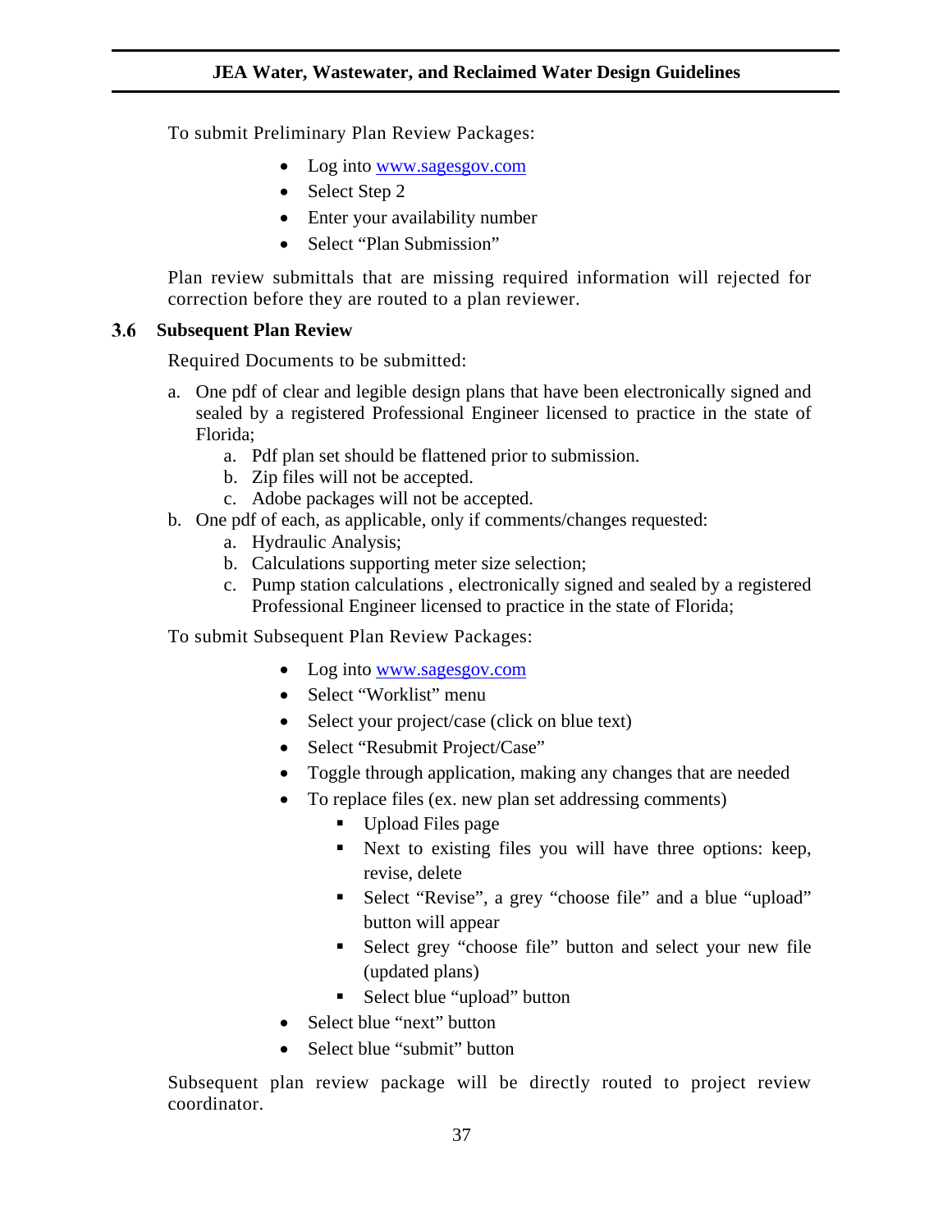To submit Preliminary Plan Review Packages:

- Log into [www.sagesgov.com](http://www.sagesgov.com)
- Select Step 2
- Enter your availability number
- Select "Plan Submission"

Plan review submittals that are missing required information will rejected for correction before they are routed to a plan reviewer.

## 3.6 Subsequent Plan Review

Required Documents to be submitted:

a. One pdf of clear and legible design plans that have been electronically signed and sealed by a registered Professional Engineer licensed to practice in the state of Florida;
    a. Pdf plan set should be flattened prior to submission.
    b. Zip files will not be accepted.
    c. Adobe packages will not be accepted.
b. One pdf of each, as applicable, only if comments/changes requested:
    a. Hydraulic Analysis;
    b. Calculations supporting meter size selection;
    c. Pump station calculations , electronically signed and sealed by a registered Professional Engineer licensed to practice in the state of Florida;

To submit Subsequent Plan Review Packages:

- Log into [www.sagesgov.com](http://www.sagesgov.com)
- Select "Worklist" menu
- Select your project/case (click on blue text)
- Select "Resubmit Project/Case"
- Toggle through application, making any changes that are needed
- To replace files (ex. new plan set addressing comments)
    - Upload Files page
    - Next to existing files you will have three options: keep, revise, delete
    - Select "Revise", a grey "choose file" and a blue "upload" button will appear
    - Select grey "choose file" button and select your new file (updated plans)
    - Select blue "upload" button
- Select blue "next" button
- Select blue "submit" button

Subsequent plan review package will be directly routed to project review coordinator.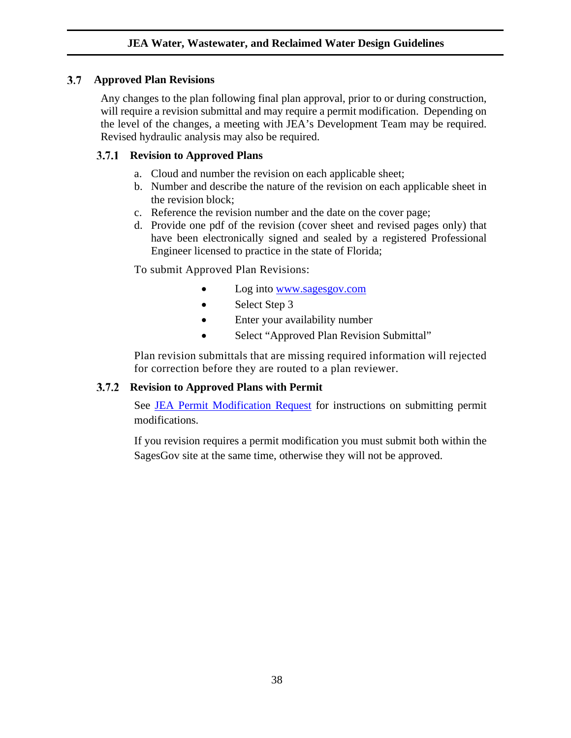## 3.7 Approved Plan Revisions

Any changes to the plan following final plan approval, prior to or during construction, will require a revision submittal and may require a permit modification. Depending on the level of the changes, a meeting with JEA's Development Team may be required. Revised hydraulic analysis may also be required.

### 3.7.1 Revision to Approved Plans

a. Cloud and number the revision on each applicable sheet;
b. Number and describe the nature of the revision on each applicable sheet in the revision block;
c. Reference the revision number and the date on the cover page;
d. Provide one pdf of the revision (cover sheet and revised pages only) that have been electronically signed and sealed by a registered Professional Engineer licensed to practice in the state of Florida;

To submit Approved Plan Revisions:

- Log into www.sagesgov.com
- Select Step 3
- Enter your availability number
- Select "Approved Plan Revision Submittal"

Plan revision submittals that are missing required information will rejected for correction before they are routed to a plan reviewer.

### 3.7.2 Revision to Approved Plans with Permit

See JEA Permit Modification Request for instructions on submitting permit modifications.

If you revision requires a permit modification you must submit both within the SagesGov site at the same time, otherwise they will not be approved.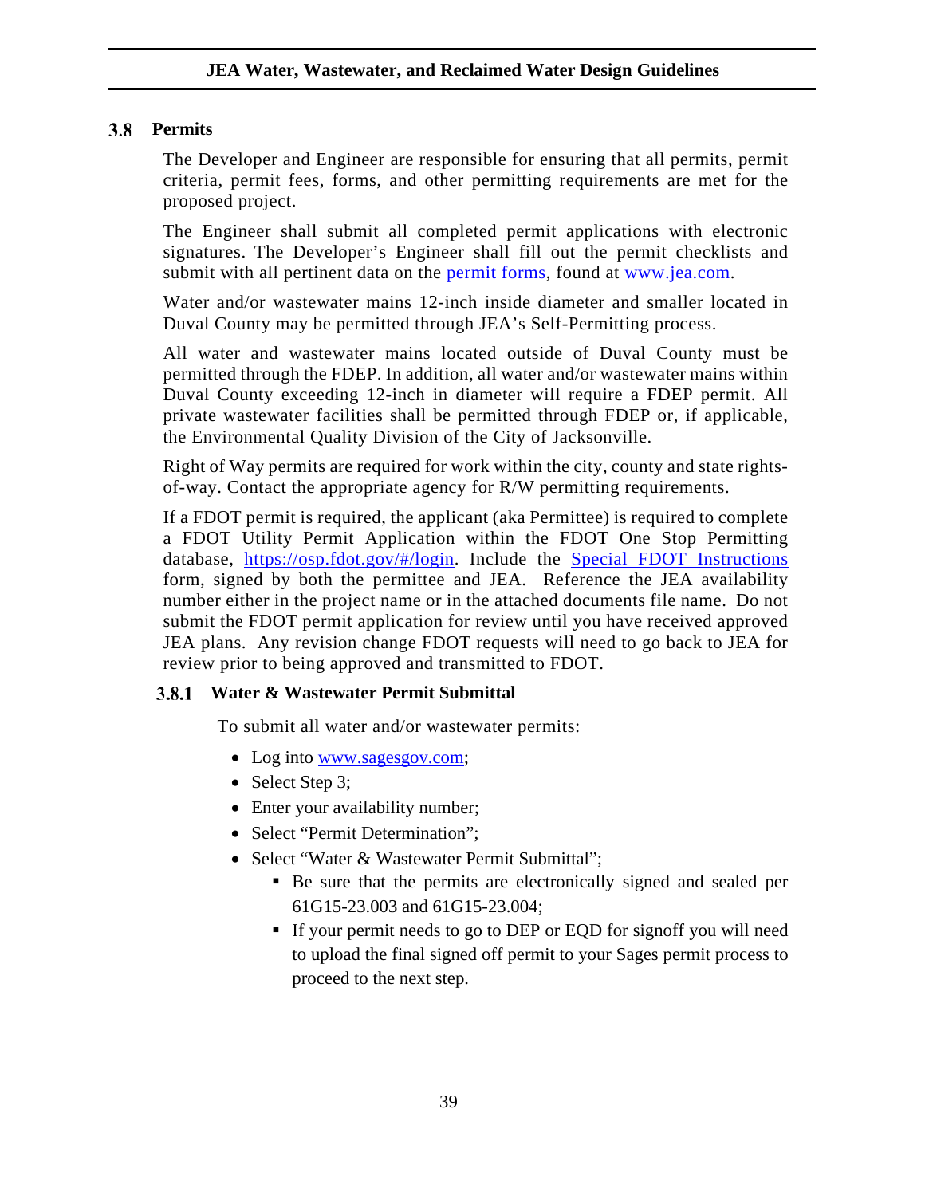## 3.8 Permits

The Developer and Engineer are responsible for ensuring that all permits, permit criteria, permit fees, forms, and other permitting requirements are met for the proposed project.

The Engineer shall submit all completed permit applications with electronic signatures. The Developer's Engineer shall fill out the permit checklists and submit with all pertinent data on the [permit forms](), found at [www.jea.com](www.jea.com).

Water and/or wastewater mains 12-inch inside diameter and smaller located in Duval County may be permitted through JEA's Self-Permitting process.

All water and wastewater mains located outside of Duval County must be permitted through the FDEP. In addition, all water and/or wastewater mains within Duval County exceeding 12-inch in diameter will require a FDEP permit. All private wastewater facilities shall be permitted through FDEP or, if applicable, the Environmental Quality Division of the City of Jacksonville.

Right of Way permits are required for work within the city, county and state rights-of-way. Contact the appropriate agency for R/W permitting requirements.

If a FDOT permit is required, the applicant (aka Permittee) is required to complete a FDOT Utility Permit Application within the FDOT One Stop Permitting database, [https://osp.fdot.gov/#/login](https://osp.fdot.gov/#/login). Include the [Special FDOT Instructions]() form, signed by both the permittee and JEA. Reference the JEA availability number either in the project name or in the attached documents file name. Do not submit the FDOT permit application for review until you have received approved JEA plans. Any revision change FDOT requests will need to go back to JEA for review prior to being approved and transmitted to FDOT.

### 3.8.1 Water & Wastewater Permit Submittal

To submit all water and/or wastewater permits:

- Log into [www.sagesgov.com](www.sagesgov.com);
- Select Step 3;
- Enter your availability number;
- Select "Permit Determination";
- Select "Water & Wastewater Permit Submittal";
  - Be sure that the permits are electronically signed and sealed per 61G15-23.003 and 61G15-23.004;
  - If your permit needs to go to DEP or EQD for signoff you will need to upload the final signed off permit to your Sages permit process to proceed to the next step.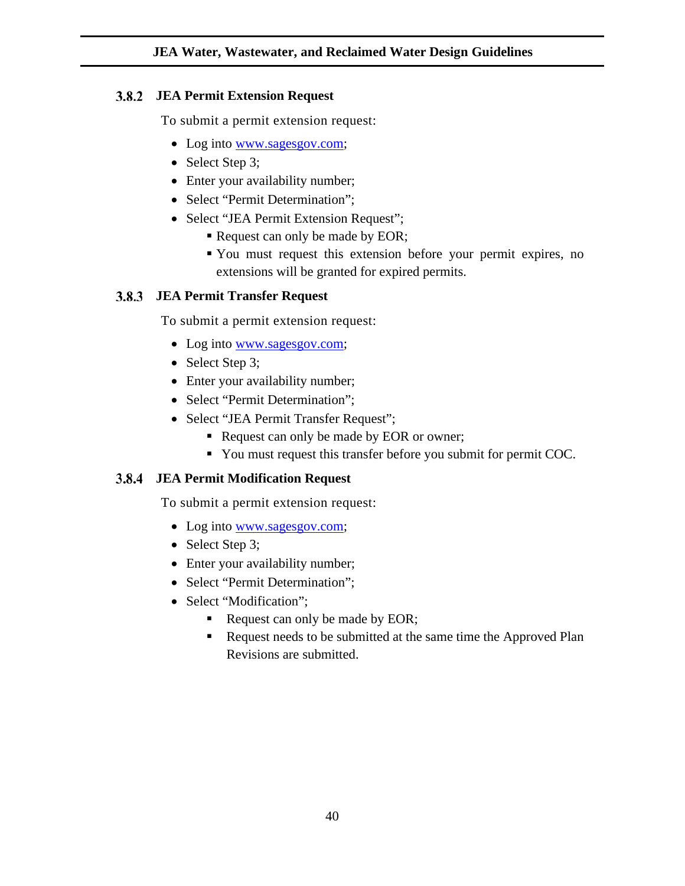### 3.8.2 JEA Permit Extension Request

To submit a permit extension request:

- Log into www.sagesgov.com;
- Select Step 3;
- Enter your availability number;
- Select "Permit Determination";
- Select "JEA Permit Extension Request";
  - Request can only be made by EOR;
  - You must request this extension before your permit expires, no extensions will be granted for expired permits.

### 3.8.3 JEA Permit Transfer Request

To submit a permit extension request:

- Log into www.sagesgov.com;
- Select Step 3;
- Enter your availability number;
- Select "Permit Determination";
- Select "JEA Permit Transfer Request";
  - Request can only be made by EOR or owner;
  - You must request this transfer before you submit for permit COC.

### 3.8.4 JEA Permit Modification Request

To submit a permit extension request:

- Log into www.sagesgov.com;
- Select Step 3;
- Enter your availability number;
- Select "Permit Determination";
- Select "Modification";
  - Request can only be made by EOR;
  - Request needs to be submitted at the same time the Approved Plan Revisions are submitted.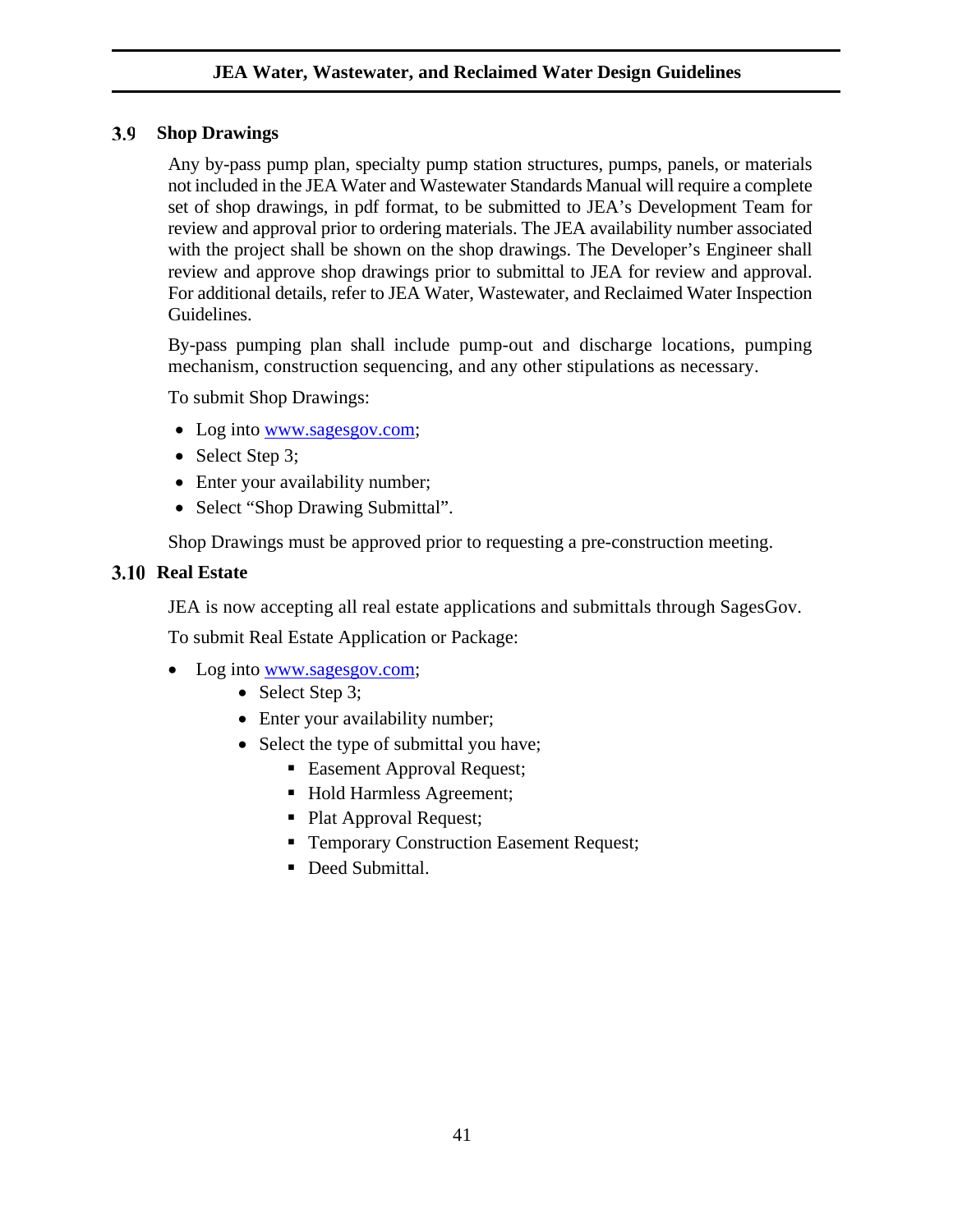## 3.9 Shop Drawings

Any by-pass pump plan, specialty pump station structures, pumps, panels, or materials not included in the JEA Water and Wastewater Standards Manual will require a complete set of shop drawings, in pdf format, to be submitted to JEA's Development Team for review and approval prior to ordering materials. The JEA availability number associated with the project shall be shown on the shop drawings. The Developer's Engineer shall review and approve shop drawings prior to submittal to JEA for review and approval. For additional details, refer to JEA Water, Wastewater, and Reclaimed Water Inspection Guidelines.

By-pass pumping plan shall include pump-out and discharge locations, pumping mechanism, construction sequencing, and any other stipulations as necessary.

To submit Shop Drawings:

- Log into www.sagesgov.com;
- Select Step 3;
- Enter your availability number;
- Select "Shop Drawing Submittal".

Shop Drawings must be approved prior to requesting a pre-construction meeting.

## 3.10 Real Estate

JEA is now accepting all real estate applications and submittals through SagesGov.

To submit Real Estate Application or Package:

- Log into www.sagesgov.com;
    - Select Step 3;
    - Enter your availability number;
    - Select the type of submittal you have;
        - Easement Approval Request;
        - Hold Harmless Agreement;
        - Plat Approval Request;
        - Temporary Construction Easement Request;
        - Deed Submittal.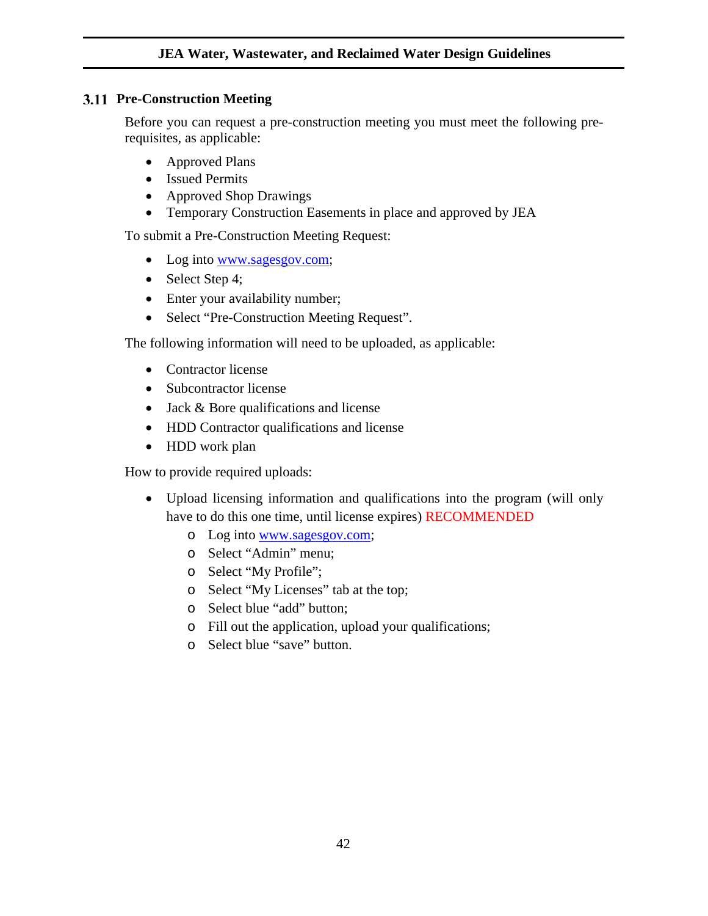## 3.11 Pre-Construction Meeting

Before you can request a pre-construction meeting you must meet the following pre-requisites, as applicable:

- Approved Plans
- Issued Permits
- Approved Shop Drawings
- Temporary Construction Easements in place and approved by JEA

To submit a Pre-Construction Meeting Request:

- Log into www.sagesgov.com;
- Select Step 4;
- Enter your availability number;
- Select "Pre-Construction Meeting Request".

The following information will need to be uploaded, as applicable:

- Contractor license
- Subcontractor license
- Jack & Bore qualifications and license
- HDD Contractor qualifications and license
- HDD work plan

How to provide required uploads:

- Upload licensing information and qualifications into the program (will only have to do this one time, until license expires) RECOMMENDED
  - Log into www.sagesgov.com;
  - Select "Admin" menu;
  - Select "My Profile";
  - Select "My Licenses" tab at the top;
  - Select blue "add" button;
  - Fill out the application, upload your qualifications;
  - Select blue "save" button.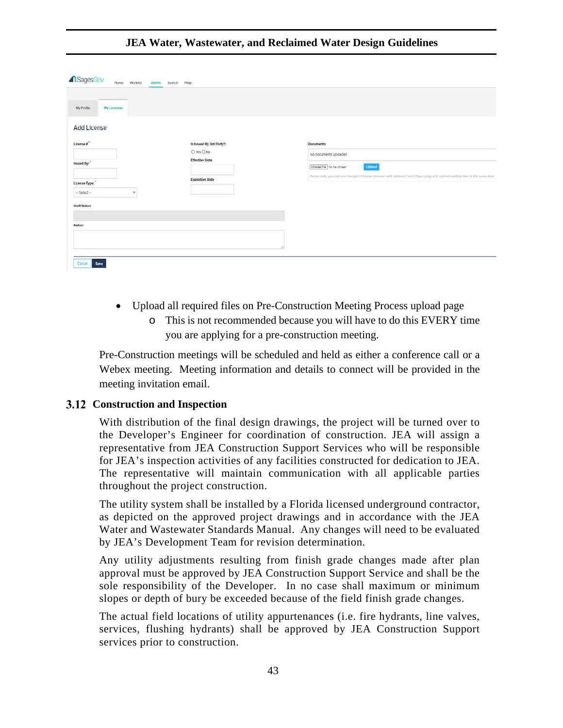- Upload all required files on Pre-Construction Meeting Process upload page
  - This is not recommended because you will have to do this EVERY time you are applying for a pre-construction meeting.

Pre-Construction meetings will be scheduled and held as either a conference call or a Webex meeting. Meeting information and details to connect will be provided in the meeting invitation email.

## 3.12 Construction and Inspection

With distribution of the final design drawings, the project will be turned over to the Developer's Engineer for coordination of construction. JEA will assign a representative from JEA Construction Support Services who will be responsible for JEA's inspection activities of any facilities constructed for dedication to JEA. The representative will maintain communication with all applicable parties throughout the project construction.

The utility system shall be installed by a Florida licensed underground contractor, as depicted on the approved project drawings and in accordance with the JEA Water and Wastewater Standards Manual. Any changes will need to be evaluated by JEA's Development Team for revision determination.

Any utility adjustments resulting from finish grade changes made after plan approval must be approved by JEA Construction Support Service and shall be the sole responsibility of the Developer. In no case shall maximum or minimum slopes or depth of bury be exceeded because of the field finish grade changes.

The actual field locations of utility appurtenances (i.e. fire hydrants, line valves, services, flushing hydrants) shall be approved by JEA Construction Support services prior to construction.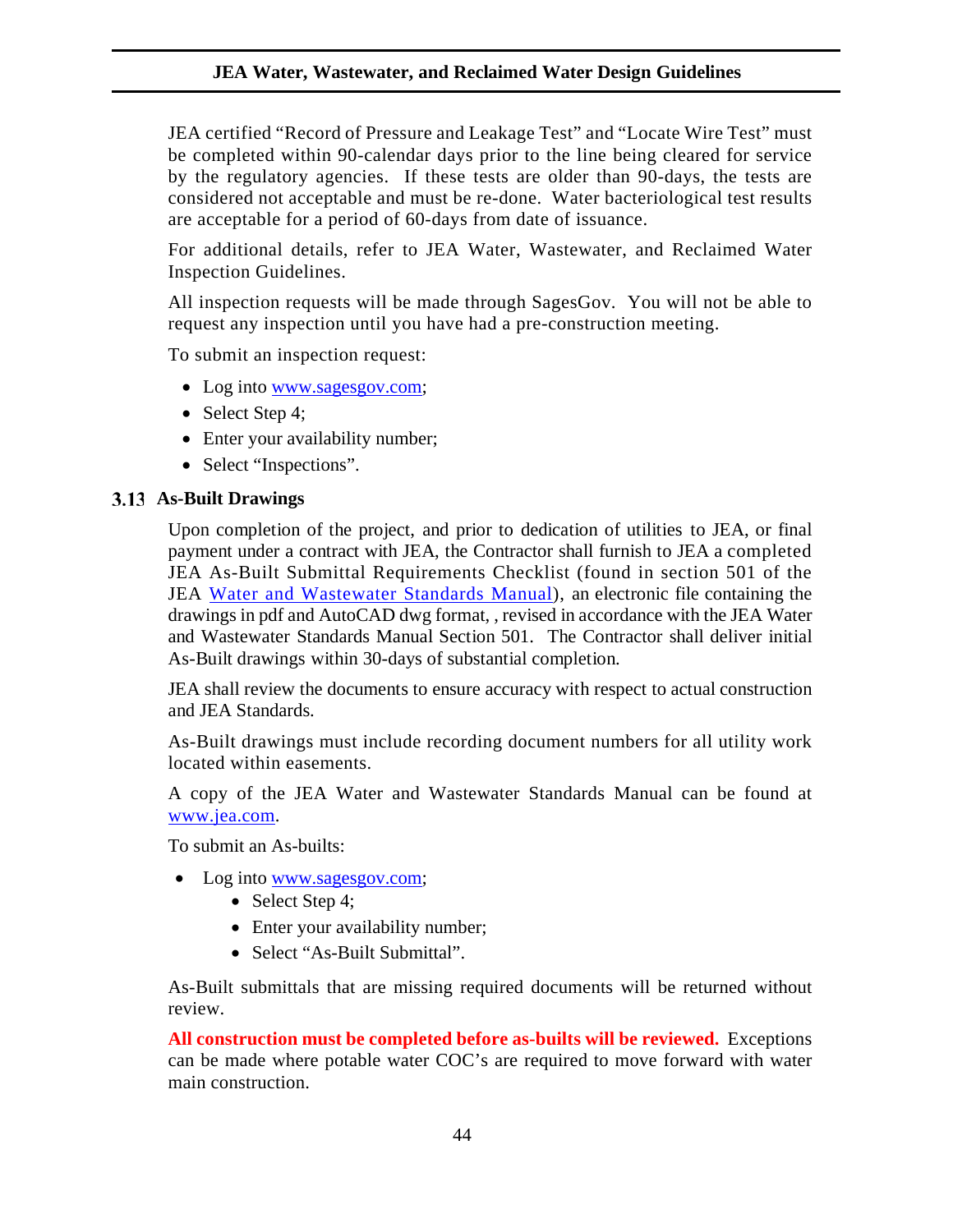JEA certified "Record of Pressure and Leakage Test" and "Locate Wire Test" must be completed within 90-calendar days prior to the line being cleared for service by the regulatory agencies. If these tests are older than 90-days, the tests are considered not acceptable and must be re-done. Water bacteriological test results are acceptable for a period of 60-days from date of issuance.

For additional details, refer to JEA Water, Wastewater, and Reclaimed Water Inspection Guidelines.

All inspection requests will be made through SagesGov. You will not be able to request any inspection until you have had a pre-construction meeting.

To submit an inspection request:

- Log into www.sagesgov.com;
- Select Step 4;
- Enter your availability number;
- Select "Inspections".

## 3.13 As-Built Drawings

Upon completion of the project, and prior to dedication of utilities to JEA, or final payment under a contract with JEA, the Contractor shall furnish to JEA a completed JEA As-Built Submittal Requirements Checklist (found in section 501 of the JEA Water and Wastewater Standards Manual), an electronic file containing the drawings in pdf and AutoCAD dwg format, , revised in accordance with the JEA Water and Wastewater Standards Manual Section 501. The Contractor shall deliver initial As-Built drawings within 30-days of substantial completion.

JEA shall review the documents to ensure accuracy with respect to actual construction and JEA Standards.

As-Built drawings must include recording document numbers for all utility work located within easements.

A copy of the JEA Water and Wastewater Standards Manual can be found at www.jea.com.

To submit an As-builts:

- Log into www.sagesgov.com;
  - Select Step 4;
  - Enter your availability number;
  - Select "As-Built Submittal".

As-Built submittals that are missing required documents will be returned without review.

**All construction must be completed before as-builts will be reviewed.** Exceptions can be made where potable water COC's are required to move forward with water main construction.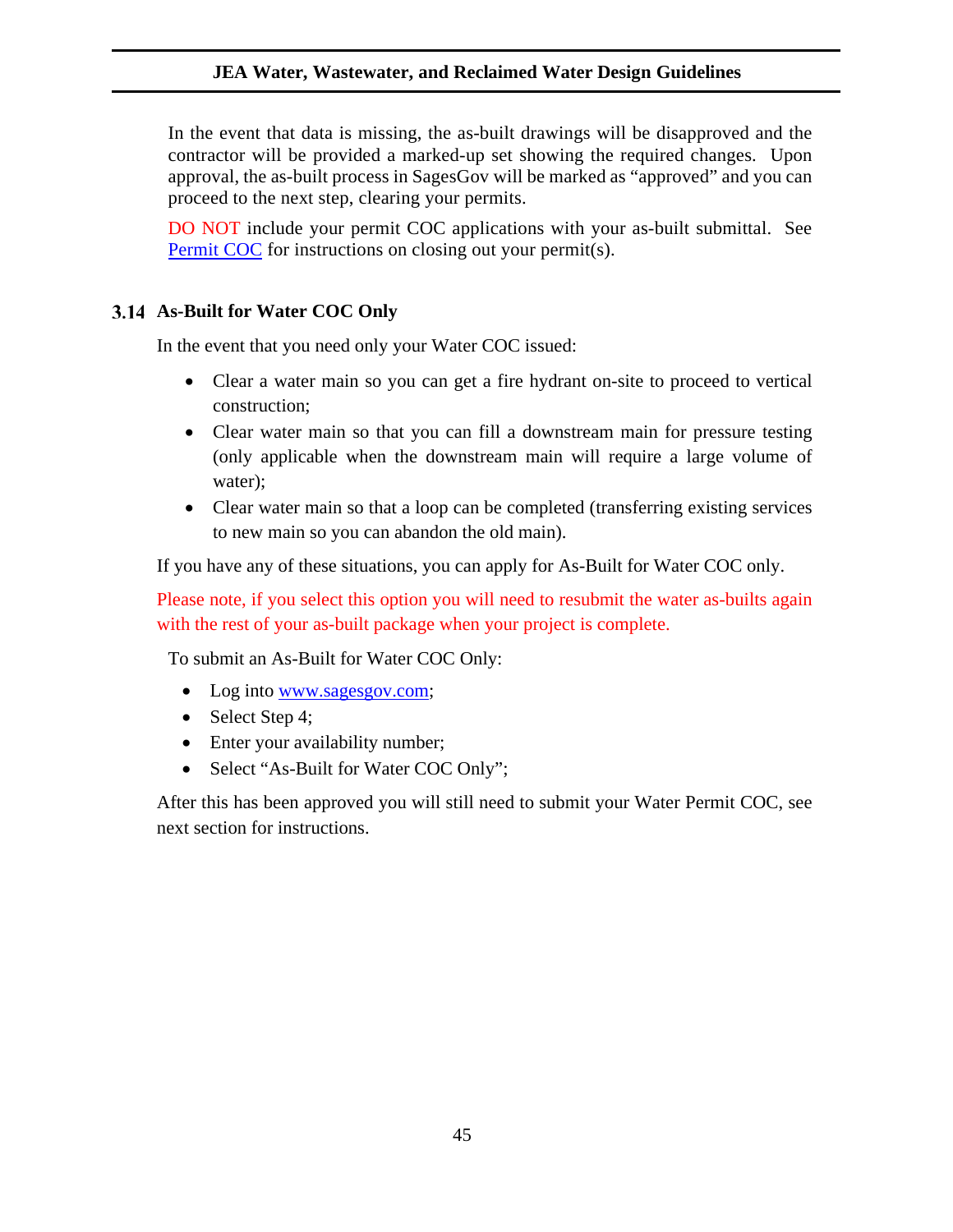In the event that data is missing, the as-built drawings will be disapproved and the contractor will be provided a marked-up set showing the required changes. Upon approval, the as-built process in SagesGov will be marked as "approved" and you can proceed to the next step, clearing your permits.

DO NOT include your permit COC applications with your as-built submittal. See Permit COC for instructions on closing out your permit(s).

## 3.14 As-Built for Water COC Only

In the event that you need only your Water COC issued:

- Clear a water main so you can get a fire hydrant on-site to proceed to vertical construction;
- Clear water main so that you can fill a downstream main for pressure testing (only applicable when the downstream main will require a large volume of water);
- Clear water main so that a loop can be completed (transferring existing services to new main so you can abandon the old main).

If you have any of these situations, you can apply for As-Built for Water COC only.

Please note, if you select this option you will need to resubmit the water as-builts again with the rest of your as-built package when your project is complete.

To submit an As-Built for Water COC Only:

- Log into www.sagesgov.com;
- Select Step 4;
- Enter your availability number;
- Select "As-Built for Water COC Only";

After this has been approved you will still need to submit your Water Permit COC, see next section for instructions.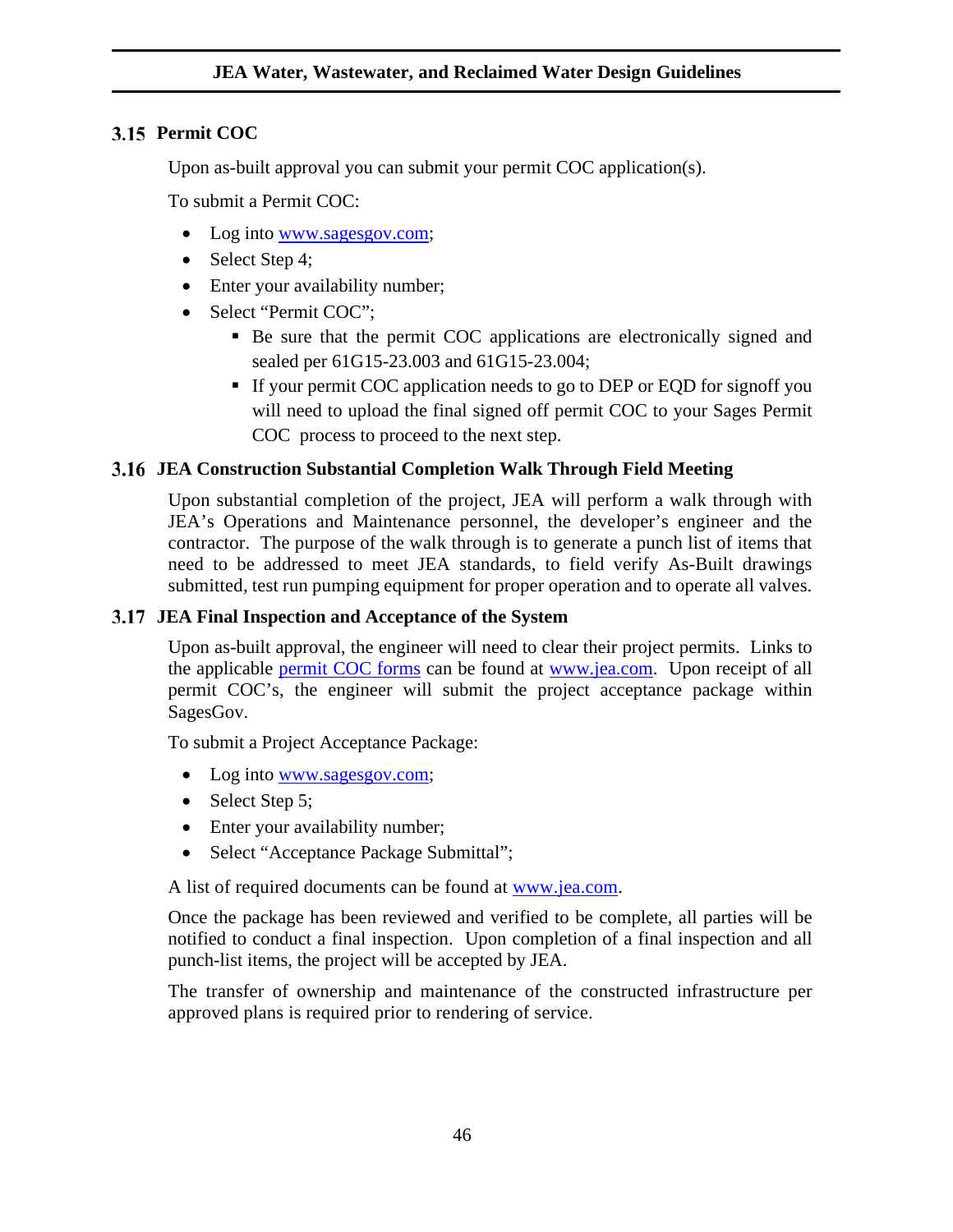## 3.15 Permit COC

Upon as-built approval you can submit your permit COC application(s).

To submit a Permit COC:

- Log into www.sagesgov.com;
- Select Step 4;
- Enter your availability number;
- Select “Permit COC”;
  - Be sure that the permit COC applications are electronically signed and sealed per 61G15-23.003 and 61G15-23.004;
  - If your permit COC application needs to go to DEP or EQD for signoff you will need to upload the final signed off permit COC to your Sages Permit COC process to proceed to the next step.

## 3.16 JEA Construction Substantial Completion Walk Through Field Meeting

Upon substantial completion of the project, JEA will perform a walk through with JEA’s Operations and Maintenance personnel, the developer’s engineer and the contractor. The purpose of the walk through is to generate a punch list of items that need to be addressed to meet JEA standards, to field verify As-Built drawings submitted, test run pumping equipment for proper operation and to operate all valves.

## 3.17 JEA Final Inspection and Acceptance of the System

Upon as-built approval, the engineer will need to clear their project permits. Links to the applicable permit COC forms can be found at www.jea.com. Upon receipt of all permit COC’s, the engineer will submit the project acceptance package within SagesGov.

To submit a Project Acceptance Package:

- Log into www.sagesgov.com;
- Select Step 5;
- Enter your availability number;
- Select “Acceptance Package Submittal”;

A list of required documents can be found at www.jea.com.

Once the package has been reviewed and verified to be complete, all parties will be notified to conduct a final inspection. Upon completion of a final inspection and all punch-list items, the project will be accepted by JEA.

The transfer of ownership and maintenance of the constructed infrastructure per approved plans is required prior to rendering of service.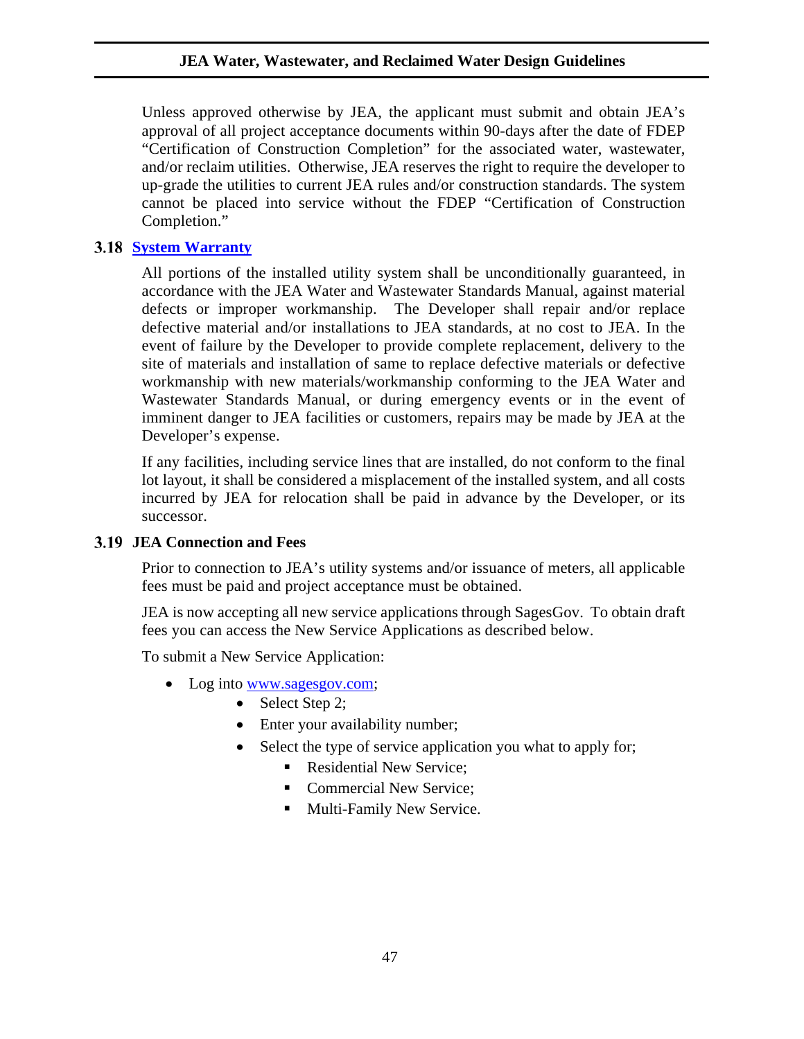Unless approved otherwise by JEA, the applicant must submit and obtain JEA's approval of all project acceptance documents within 90-days after the date of FDEP "Certification of Construction Completion" for the associated water, wastewater, and/or reclaim utilities. Otherwise, JEA reserves the right to require the developer to up-grade the utilities to current JEA rules and/or construction standards. The system cannot be placed into service without the FDEP "Certification of Construction Completion."

## 3.18 System Warranty

All portions of the installed utility system shall be unconditionally guaranteed, in accordance with the JEA Water and Wastewater Standards Manual, against material defects or improper workmanship. The Developer shall repair and/or replace defective material and/or installations to JEA standards, at no cost to JEA. In the event of failure by the Developer to provide complete replacement, delivery to the site of materials and installation of same to replace defective materials or defective workmanship with new materials/workmanship conforming to the JEA Water and Wastewater Standards Manual, or during emergency events or in the event of imminent danger to JEA facilities or customers, repairs may be made by JEA at the Developer's expense.

If any facilities, including service lines that are installed, do not conform to the final lot layout, it shall be considered a misplacement of the installed system, and all costs incurred by JEA for relocation shall be paid in advance by the Developer, or its successor.

## 3.19 JEA Connection and Fees

Prior to connection to JEA's utility systems and/or issuance of meters, all applicable fees must be paid and project acceptance must be obtained.

JEA is now accepting all new service applications through SagesGov. To obtain draft fees you can access the New Service Applications as described below.

To submit a New Service Application:

- Log into www.sagesgov.com;
    - Select Step 2;
    - Enter your availability number;
    - Select the type of service application you what to apply for;
        - Residential New Service;
        - Commercial New Service;
        - Multi-Family New Service.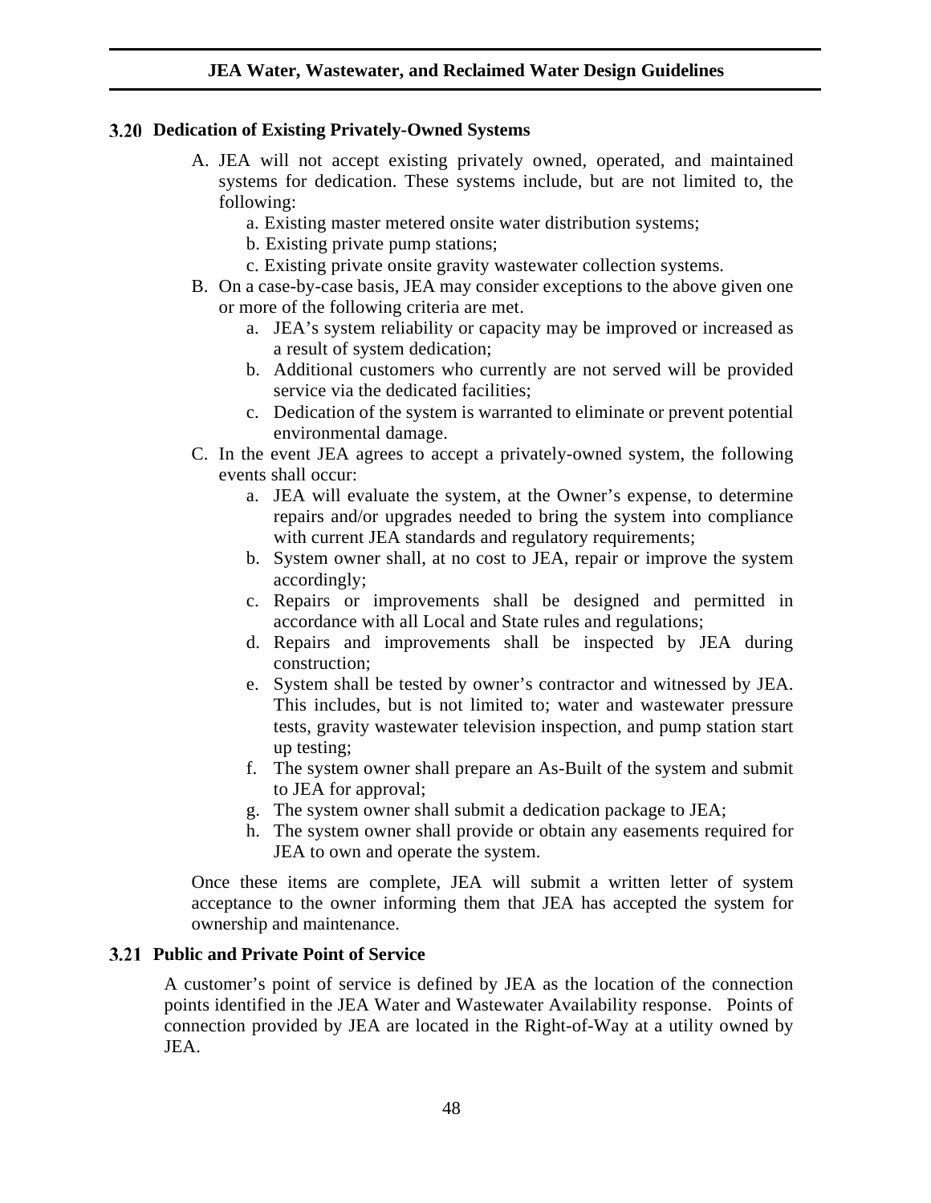## 3.20 Dedication of Existing Privately-Owned Systems

A. JEA will not accept existing privately owned, operated, and maintained systems for dedication. These systems include, but are not limited to, the following:

   a. Existing master metered onsite water distribution systems;
   b. Existing private pump stations;
   c. Existing private onsite gravity wastewater collection systems.

B. On a case-by-case basis, JEA may consider exceptions to the above given one or more of the following criteria are met.

   a. JEA's system reliability or capacity may be improved or increased as a result of system dedication;
   b. Additional customers who currently are not served will be provided service via the dedicated facilities;
   c. Dedication of the system is warranted to eliminate or prevent potential environmental damage.

C. In the event JEA agrees to accept a privately-owned system, the following events shall occur:

   a. JEA will evaluate the system, at the Owner's expense, to determine repairs and/or upgrades needed to bring the system into compliance with current JEA standards and regulatory requirements;
   b. System owner shall, at no cost to JEA, repair or improve the system accordingly;
   c. Repairs or improvements shall be designed and permitted in accordance with all Local and State rules and regulations;
   d. Repairs and improvements shall be inspected by JEA during construction;
   e. System shall be tested by owner's contractor and witnessed by JEA. This includes, but is not limited to; water and wastewater pressure tests, gravity wastewater television inspection, and pump station start up testing;
   f. The system owner shall prepare an As-Built of the system and submit to JEA for approval;
   g. The system owner shall submit a dedication package to JEA;
   h. The system owner shall provide or obtain any easements required for JEA to own and operate the system.

Once these items are complete, JEA will submit a written letter of system acceptance to the owner informing them that JEA has accepted the system for ownership and maintenance.

## 3.21 Public and Private Point of Service

A customer's point of service is defined by JEA as the location of the connection points identified in the JEA Water and Wastewater Availability response. Points of connection provided by JEA are located in the Right-of-Way at a utility owned by JEA.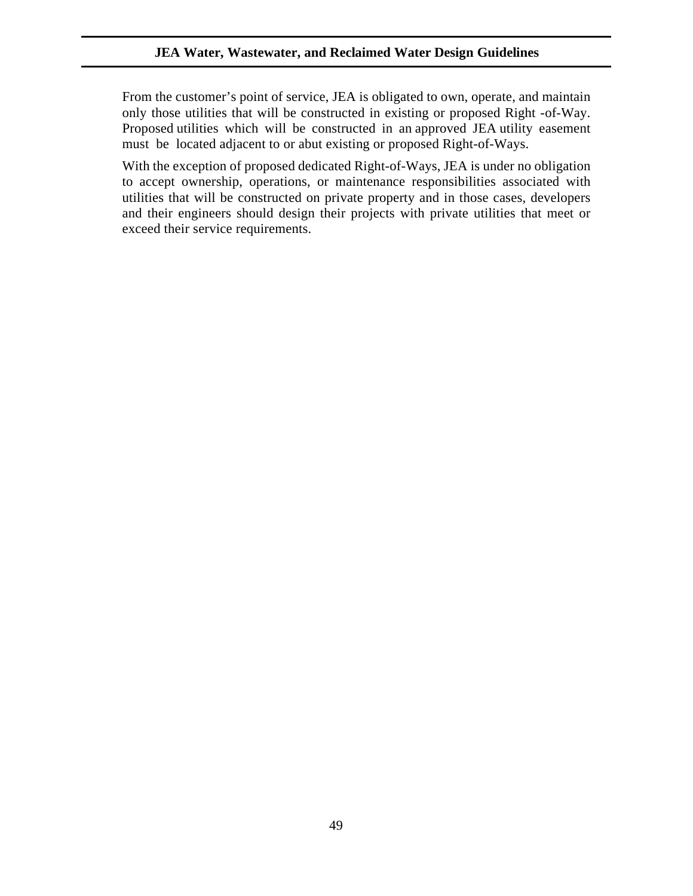From the customer's point of service, JEA is obligated to own, operate, and maintain only those utilities that will be constructed in existing or proposed Right -of-Way. Proposed utilities which will be constructed in an approved JEA utility easement must be located adjacent to or abut existing or proposed Right-of-Ways.

With the exception of proposed dedicated Right-of-Ways, JEA is under no obligation to accept ownership, operations, or maintenance responsibilities associated with utilities that will be constructed on private property and in those cases, developers and their engineers should design their projects with private utilities that meet or exceed their service requirements.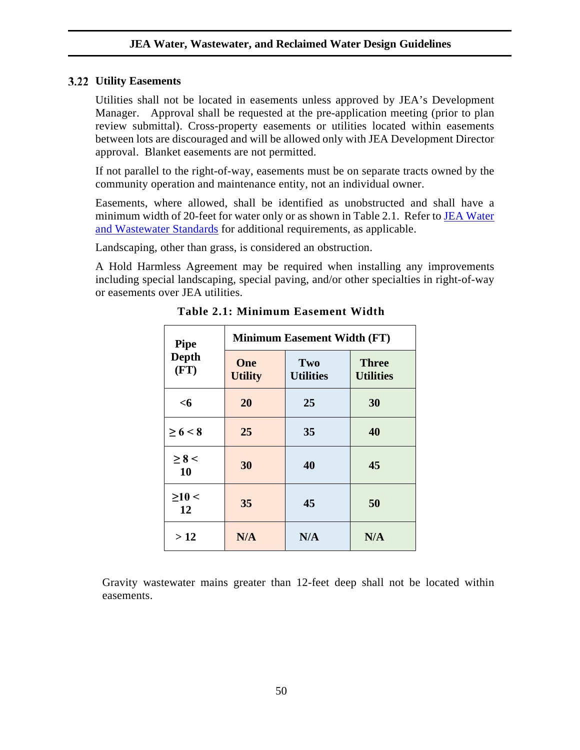### 3.22 Utility Easements

Utilities shall not be located in easements unless approved by JEA's Development Manager. Approval shall be requested at the pre-application meeting (prior to plan review submittal). Cross-property easements or utilities located within easements between lots are discouraged and will be allowed only with JEA Development Director approval. Blanket easements are not permitted.

If not parallel to the right-of-way, easements must be on separate tracts owned by the community operation and maintenance entity, not an individual owner.

Easements, where allowed, shall be identified as unobstructed and shall have a minimum width of 20-feet for water only or as shown in Table 2.1. Refer to JEA Water and Wastewater Standards for additional requirements, as applicable.

Landscaping, other than grass, is considered an obstruction.

A Hold Harmless Agreement may be required when installing any improvements including special landscaping, special paving, and/or other specialties in right-of-way or easements over JEA utilities.

**Table 2.1: Minimum Easement Width**

| Pipe Depth (FT) | Minimum Easement Width (FT) | | |
|---|---|---|---|
| | One Utility | Two Utilities | Three Utilities |
| <6 | 20 | 25 | 30 |
| ≥ 6 < 8 | 25 | 35 | 40 |
| ≥ 8 < 10 | 30 | 40 | 45 |
| ≥10 < 12 | 35 | 45 | 50 |
| > 12 | N/A | N/A | N/A |

Gravity wastewater mains greater than 12-feet deep shall not be located within easements.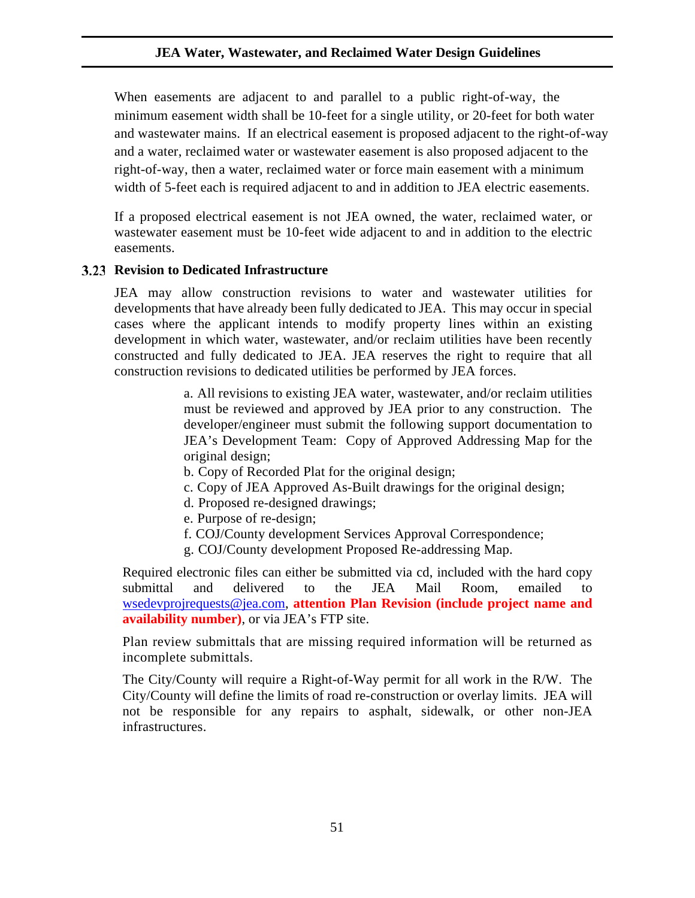When easements are adjacent to and parallel to a public right-of-way, the minimum easement width shall be 10-feet for a single utility, or 20-feet for both water and wastewater mains. If an electrical easement is proposed adjacent to the right-of-way and a water, reclaimed water or wastewater easement is also proposed adjacent to the right-of-way, then a water, reclaimed water or force main easement with a minimum width of 5-feet each is required adjacent to and in addition to JEA electric easements.

If a proposed electrical easement is not JEA owned, the water, reclaimed water, or wastewater easement must be 10-feet wide adjacent to and in addition to the electric easements.

### 3.23 Revision to Dedicated Infrastructure

JEA may allow construction revisions to water and wastewater utilities for developments that have already been fully dedicated to JEA. This may occur in special cases where the applicant intends to modify property lines within an existing development in which water, wastewater, and/or reclaim utilities have been recently constructed and fully dedicated to JEA. JEA reserves the right to require that all construction revisions to dedicated utilities be performed by JEA forces.

a. All revisions to existing JEA water, wastewater, and/or reclaim utilities must be reviewed and approved by JEA prior to any construction. The developer/engineer must submit the following support documentation to JEA's Development Team: Copy of Approved Addressing Map for the original design;
b. Copy of Recorded Plat for the original design;
c. Copy of JEA Approved As-Built drawings for the original design;
d. Proposed re-designed drawings;
e. Purpose of re-design;
f. COJ/County development Services Approval Correspondence;
g. COJ/County development Proposed Re-addressing Map.

Required electronic files can either be submitted via cd, included with the hard copy submittal and delivered to the JEA Mail Room, emailed to wsedevprojrequests@jea.com, **attention Plan Revision (include project name and availability number)**, or via JEA's FTP site.

Plan review submittals that are missing required information will be returned as incomplete submittals.

The City/County will require a Right-of-Way permit for all work in the R/W. The City/County will define the limits of road re-construction or overlay limits. JEA will not be responsible for any repairs to asphalt, sidewalk, or other non-JEA infrastructures.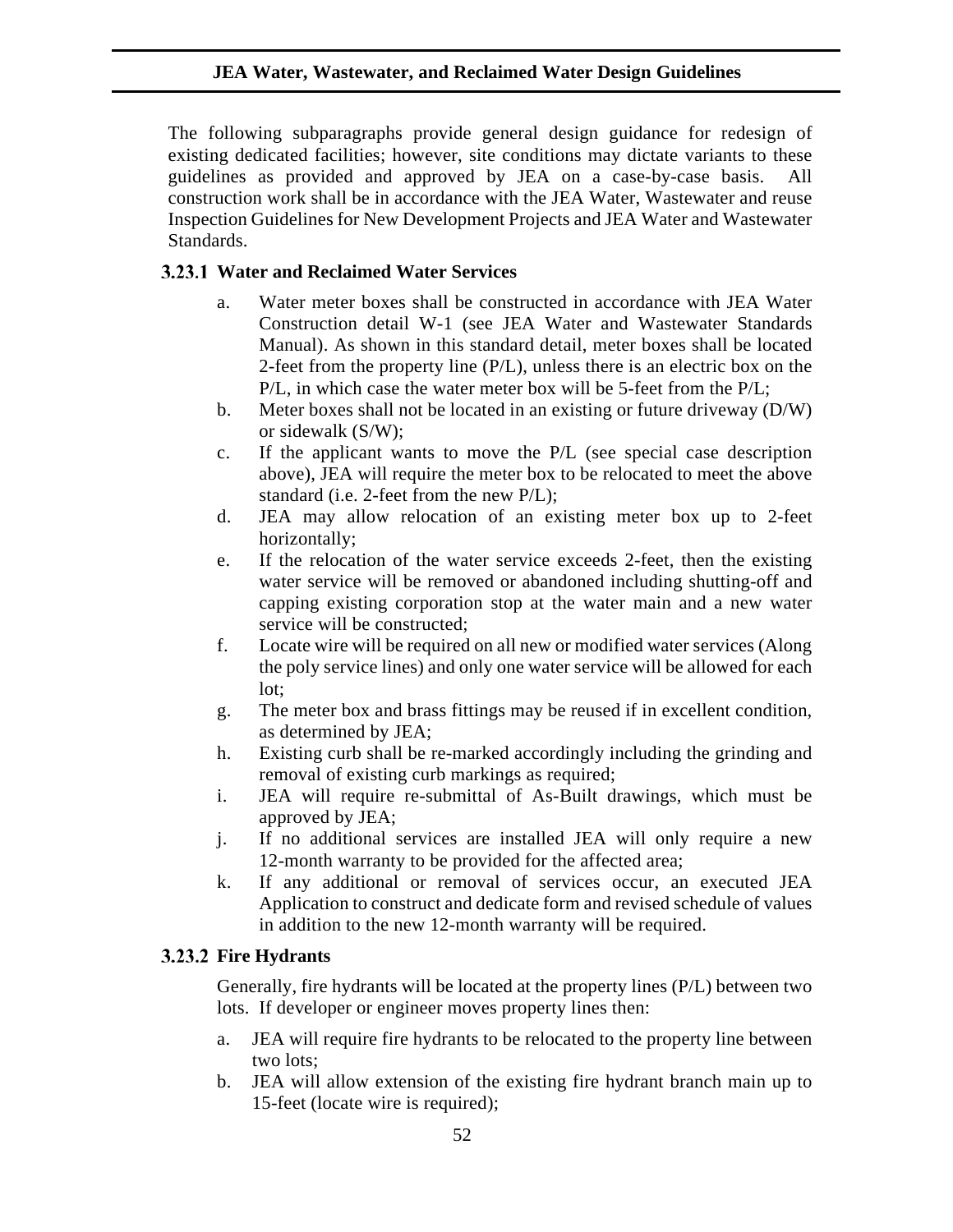The following subparagraphs provide general design guidance for redesign of existing dedicated facilities; however, site conditions may dictate variants to these guidelines as provided and approved by JEA on a case-by-case basis. All construction work shall be in accordance with the JEA Water, Wastewater and reuse Inspection Guidelines for New Development Projects and JEA Water and Wastewater Standards.

### 3.23.1 Water and Reclaimed Water Services

a. Water meter boxes shall be constructed in accordance with JEA Water Construction detail W-1 (see JEA Water and Wastewater Standards Manual). As shown in this standard detail, meter boxes shall be located 2-feet from the property line (P/L), unless there is an electric box on the P/L, in which case the water meter box will be 5-feet from the P/L;
b. Meter boxes shall not be located in an existing or future driveway (D/W) or sidewalk (S/W);
c. If the applicant wants to move the P/L (see special case description above), JEA will require the meter box to be relocated to meet the above standard (i.e. 2-feet from the new P/L);
d. JEA may allow relocation of an existing meter box up to 2-feet horizontally;
e. If the relocation of the water service exceeds 2-feet, then the existing water service will be removed or abandoned including shutting-off and capping existing corporation stop at the water main and a new water service will be constructed;
f. Locate wire will be required on all new or modified water services (Along the poly service lines) and only one water service will be allowed for each lot;
g. The meter box and brass fittings may be reused if in excellent condition, as determined by JEA;
h. Existing curb shall be re-marked accordingly including the grinding and removal of existing curb markings as required;
i. JEA will require re-submittal of As-Built drawings, which must be approved by JEA;
j. If no additional services are installed JEA will only require a new 12-month warranty to be provided for the affected area;
k. If any additional or removal of services occur, an executed JEA Application to construct and dedicate form and revised schedule of values in addition to the new 12-month warranty will be required.

### 3.23.2 Fire Hydrants

Generally, fire hydrants will be located at the property lines (P/L) between two lots. If developer or engineer moves property lines then:

a. JEA will require fire hydrants to be relocated to the property line between two lots;
b. JEA will allow extension of the existing fire hydrant branch main up to 15-feet (locate wire is required);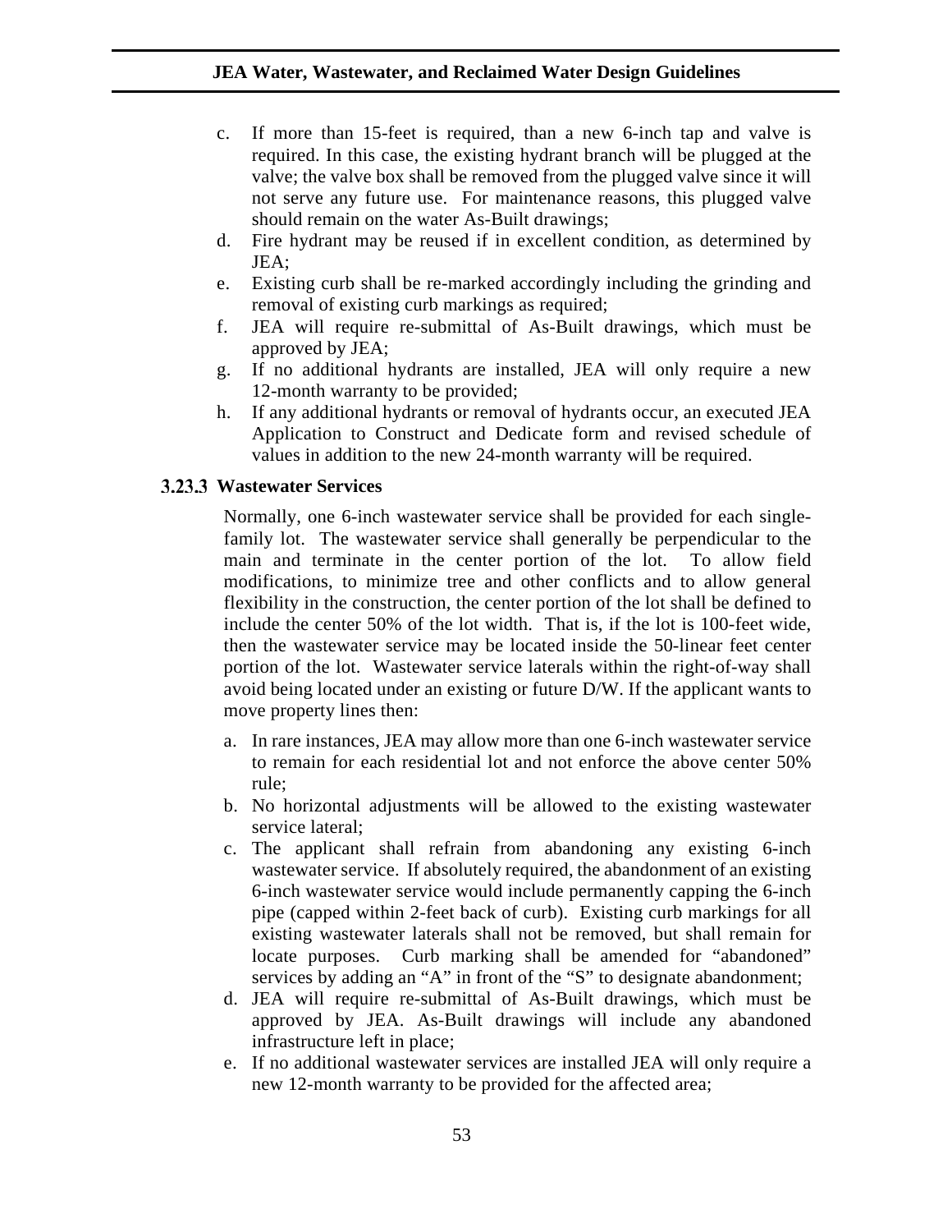c. If more than 15-feet is required, than a new 6-inch tap and valve is required. In this case, the existing hydrant branch will be plugged at the valve; the valve box shall be removed from the plugged valve since it will not serve any future use. For maintenance reasons, this plugged valve should remain on the water As-Built drawings;
d. Fire hydrant may be reused if in excellent condition, as determined by JEA;
e. Existing curb shall be re-marked accordingly including the grinding and removal of existing curb markings as required;
f. JEA will require re-submittal of As-Built drawings, which must be approved by JEA;
g. If no additional hydrants are installed, JEA will only require a new 12-month warranty to be provided;
h. If any additional hydrants or removal of hydrants occur, an executed JEA Application to Construct and Dedicate form and revised schedule of values in addition to the new 24-month warranty will be required.

### 3.23.3 Wastewater Services

Normally, one 6-inch wastewater service shall be provided for each single-family lot. The wastewater service shall generally be perpendicular to the main and terminate in the center portion of the lot. To allow field modifications, to minimize tree and other conflicts and to allow general flexibility in the construction, the center portion of the lot shall be defined to include the center 50% of the lot width. That is, if the lot is 100-feet wide, then the wastewater service may be located inside the 50-linear feet center portion of the lot. Wastewater service laterals within the right-of-way shall avoid being located under an existing or future D/W. If the applicant wants to move property lines then:

a. In rare instances, JEA may allow more than one 6-inch wastewater service to remain for each residential lot and not enforce the above center 50% rule;
b. No horizontal adjustments will be allowed to the existing wastewater service lateral;
c. The applicant shall refrain from abandoning any existing 6-inch wastewater service. If absolutely required, the abandonment of an existing 6-inch wastewater service would include permanently capping the 6-inch pipe (capped within 2-feet back of curb). Existing curb markings for all existing wastewater laterals shall not be removed, but shall remain for locate purposes. Curb marking shall be amended for "abandoned" services by adding an "A" in front of the "S" to designate abandonment;
d. JEA will require re-submittal of As-Built drawings, which must be approved by JEA. As-Built drawings will include any abandoned infrastructure left in place;
e. If no additional wastewater services are installed JEA will only require a new 12-month warranty to be provided for the affected area;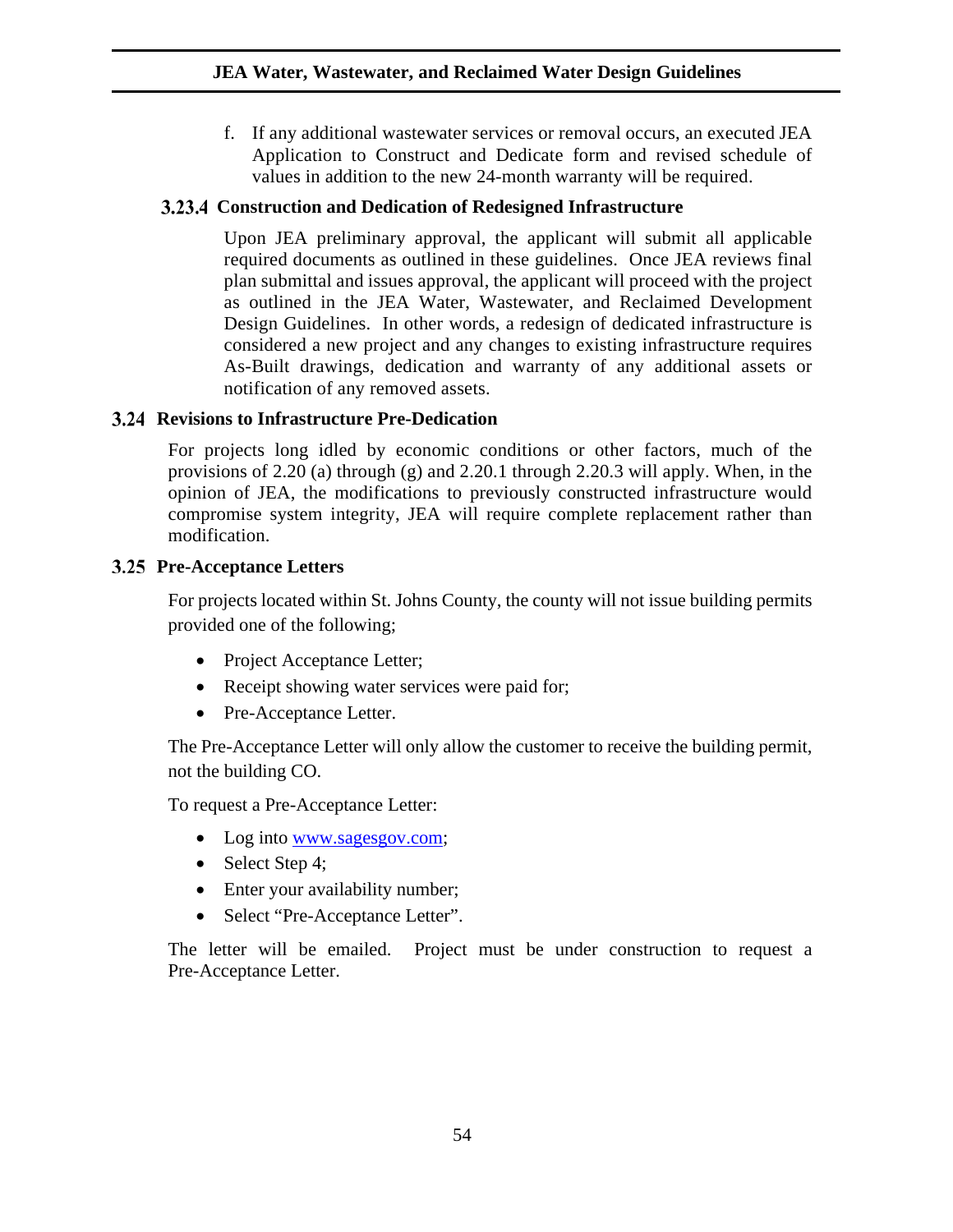f. If any additional wastewater services or removal occurs, an executed JEA Application to Construct and Dedicate form and revised schedule of values in addition to the new 24-month warranty will be required.

### 3.23.4 Construction and Dedication of Redesigned Infrastructure

Upon JEA preliminary approval, the applicant will submit all applicable required documents as outlined in these guidelines. Once JEA reviews final plan submittal and issues approval, the applicant will proceed with the project as outlined in the JEA Water, Wastewater, and Reclaimed Development Design Guidelines. In other words, a redesign of dedicated infrastructure is considered a new project and any changes to existing infrastructure requires As-Built drawings, dedication and warranty of any additional assets or notification of any removed assets.

## 3.24 Revisions to Infrastructure Pre-Dedication

For projects long idled by economic conditions or other factors, much of the provisions of 2.20 (a) through (g) and 2.20.1 through 2.20.3 will apply. When, in the opinion of JEA, the modifications to previously constructed infrastructure would compromise system integrity, JEA will require complete replacement rather than modification.

## 3.25 Pre-Acceptance Letters

For projects located within St. Johns County, the county will not issue building permits provided one of the following;

- Project Acceptance Letter;
- Receipt showing water services were paid for;
- Pre-Acceptance Letter.

The Pre-Acceptance Letter will only allow the customer to receive the building permit, not the building CO.

To request a Pre-Acceptance Letter:

- Log into [www.sagesgov.com](http://www.sagesgov.com);
- Select Step 4;
- Enter your availability number;
- Select "Pre-Acceptance Letter".

The letter will be emailed. Project must be under construction to request a Pre-Acceptance Letter.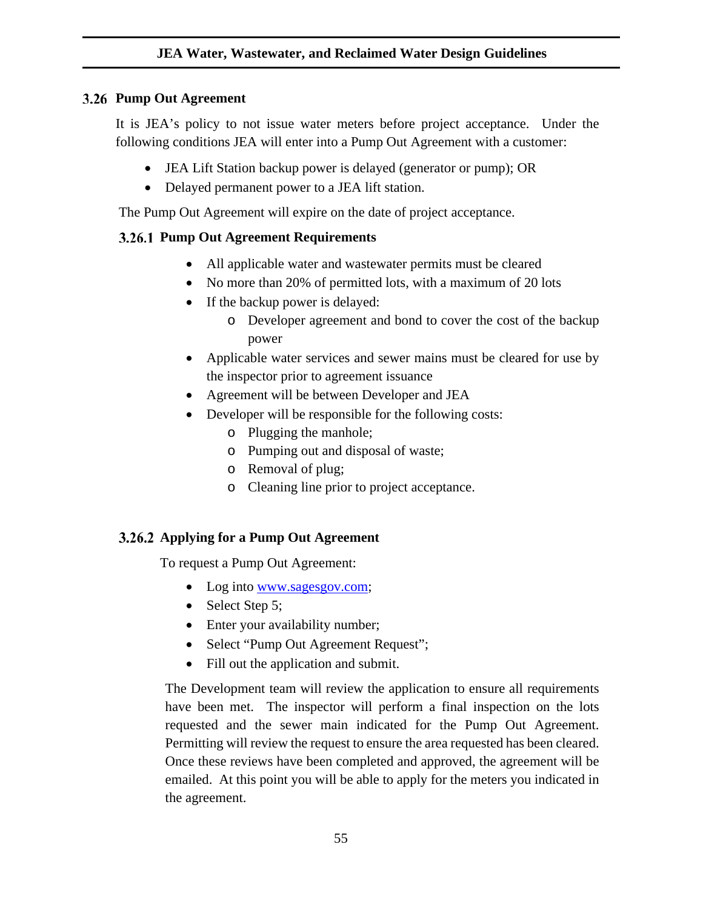## 3.26 Pump Out Agreement

It is JEA's policy to not issue water meters before project acceptance. Under the following conditions JEA will enter into a Pump Out Agreement with a customer:

- JEA Lift Station backup power is delayed (generator or pump); OR
- Delayed permanent power to a JEA lift station.

The Pump Out Agreement will expire on the date of project acceptance.

### 3.26.1 Pump Out Agreement Requirements

- All applicable water and wastewater permits must be cleared
- No more than 20% of permitted lots, with a maximum of 20 lots
- If the backup power is delayed:
  - Developer agreement and bond to cover the cost of the backup power
- Applicable water services and sewer mains must be cleared for use by the inspector prior to agreement issuance
- Agreement will be between Developer and JEA
- Developer will be responsible for the following costs:
  - Plugging the manhole;
  - Pumping out and disposal of waste;
  - Removal of plug;
  - Cleaning line prior to project acceptance.

### 3.26.2 Applying for a Pump Out Agreement

To request a Pump Out Agreement:

- Log into [www.sagesgov.com](http://www.sagesgov.com);
- Select Step 5;
- Enter your availability number;
- Select "Pump Out Agreement Request";
- Fill out the application and submit.

The Development team will review the application to ensure all requirements have been met. The inspector will perform a final inspection on the lots requested and the sewer main indicated for the Pump Out Agreement. Permitting will review the request to ensure the area requested has been cleared. Once these reviews have been completed and approved, the agreement will be emailed. At this point you will be able to apply for the meters you indicated in the agreement.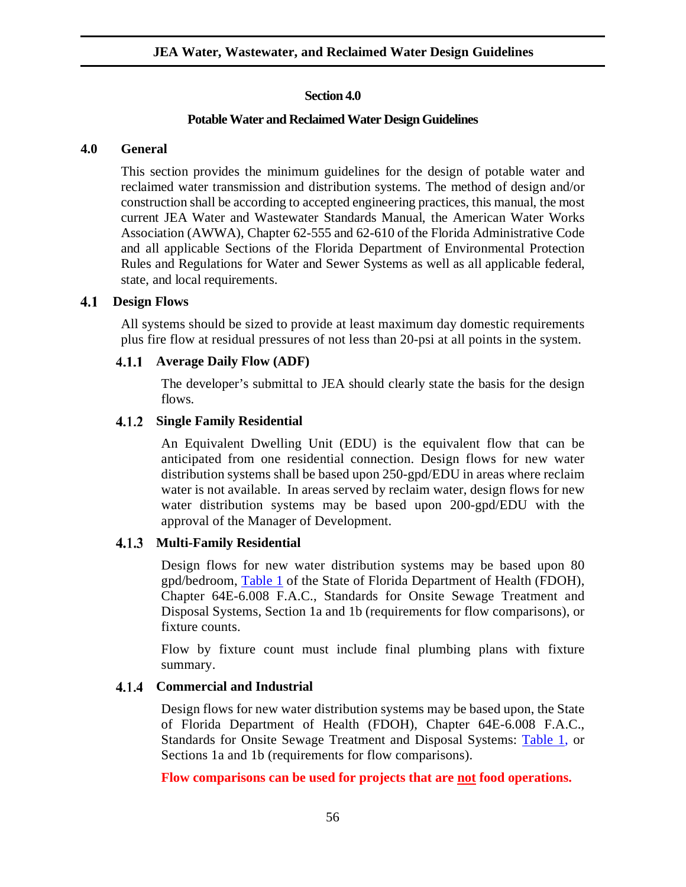# Section 4.0

# Potable Water and Reclaimed Water Design Guidelines

## 4.0 General

This section provides the minimum guidelines for the design of potable water and reclaimed water transmission and distribution systems. The method of design and/or construction shall be according to accepted engineering practices, this manual, the most current JEA Water and Wastewater Standards Manual, the American Water Works Association (AWWA), Chapter 62-555 and 62-610 of the Florida Administrative Code and all applicable Sections of the Florida Department of Environmental Protection Rules and Regulations for Water and Sewer Systems as well as all applicable federal, state, and local requirements.

## 4.1 Design Flows

All systems should be sized to provide at least maximum day domestic requirements plus fire flow at residual pressures of not less than 20-psi at all points in the system.

### 4.1.1 Average Daily Flow (ADF)

The developer's submittal to JEA should clearly state the basis for the design flows.

### 4.1.2 Single Family Residential

An Equivalent Dwelling Unit (EDU) is the equivalent flow that can be anticipated from one residential connection. Design flows for new water distribution systems shall be based upon 250-gpd/EDU in areas where reclaim water is not available. In areas served by reclaim water, design flows for new water distribution systems may be based upon 200-gpd/EDU with the approval of the Manager of Development.

### 4.1.3 Multi-Family Residential

Design flows for new water distribution systems may be based upon 80 gpd/bedroom, Table 1 of the State of Florida Department of Health (FDOH), Chapter 64E-6.008 F.A.C., Standards for Onsite Sewage Treatment and Disposal Systems, Section 1a and 1b (requirements for flow comparisons), or fixture counts.

Flow by fixture count must include final plumbing plans with fixture summary.

### 4.1.4 Commercial and Industrial

Design flows for new water distribution systems may be based upon, the State of Florida Department of Health (FDOH), Chapter 64E-6.008 F.A.C., Standards for Onsite Sewage Treatment and Disposal Systems: Table 1, or Sections 1a and 1b (requirements for flow comparisons).

**Flow comparisons can be used for projects that are <u>not</u> food operations.**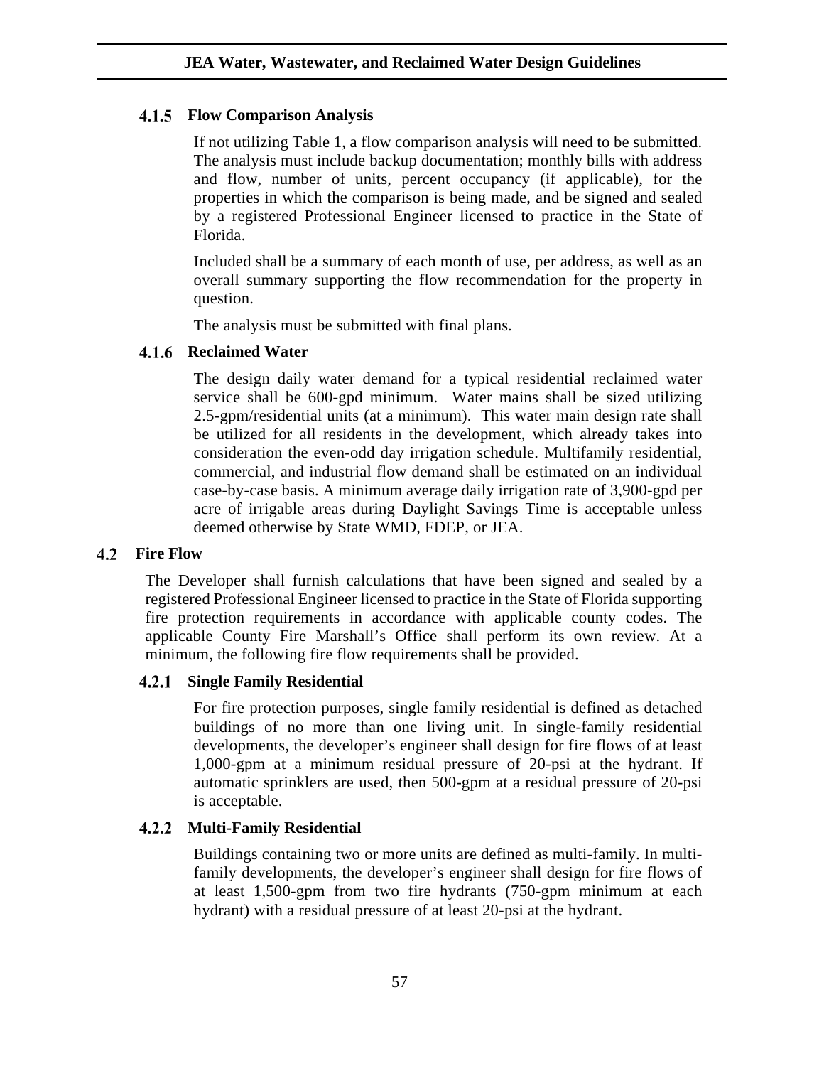### 4.1.5 Flow Comparison Analysis

If not utilizing Table 1, a flow comparison analysis will need to be submitted. The analysis must include backup documentation; monthly bills with address and flow, number of units, percent occupancy (if applicable), for the properties in which the comparison is being made, and be signed and sealed by a registered Professional Engineer licensed to practice in the State of Florida.

Included shall be a summary of each month of use, per address, as well as an overall summary supporting the flow recommendation for the property in question.

The analysis must be submitted with final plans.

### 4.1.6 Reclaimed Water

The design daily water demand for a typical residential reclaimed water service shall be 600-gpd minimum. Water mains shall be sized utilizing 2.5-gpm/residential units (at a minimum). This water main design rate shall be utilized for all residents in the development, which already takes into consideration the even-odd day irrigation schedule. Multifamily residential, commercial, and industrial flow demand shall be estimated on an individual case-by-case basis. A minimum average daily irrigation rate of 3,900-gpd per acre of irrigable areas during Daylight Savings Time is acceptable unless deemed otherwise by State WMD, FDEP, or JEA.

## 4.2 Fire Flow

The Developer shall furnish calculations that have been signed and sealed by a registered Professional Engineer licensed to practice in the State of Florida supporting fire protection requirements in accordance with applicable county codes. The applicable County Fire Marshall's Office shall perform its own review. At a minimum, the following fire flow requirements shall be provided.

### 4.2.1 Single Family Residential

For fire protection purposes, single family residential is defined as detached buildings of no more than one living unit. In single-family residential developments, the developer's engineer shall design for fire flows of at least 1,000-gpm at a minimum residual pressure of 20-psi at the hydrant. If automatic sprinklers are used, then 500-gpm at a residual pressure of 20-psi is acceptable.

### 4.2.2 Multi-Family Residential

Buildings containing two or more units are defined as multi-family. In multi-family developments, the developer's engineer shall design for fire flows of at least 1,500-gpm from two fire hydrants (750-gpm minimum at each hydrant) with a residual pressure of at least 20-psi at the hydrant.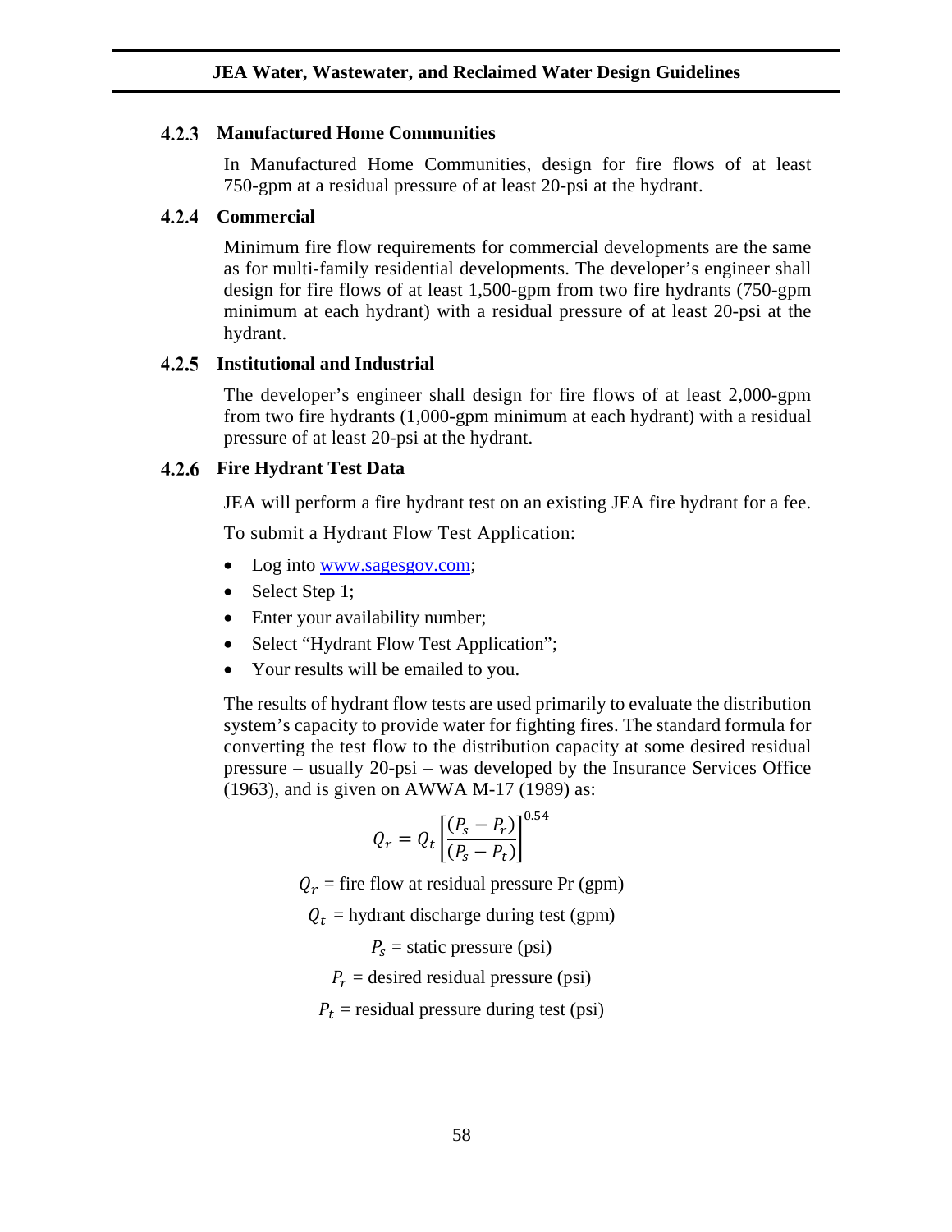### 4.2.3 Manufactured Home Communities

In Manufactured Home Communities, design for fire flows of at least 750-gpm at a residual pressure of at least 20-psi at the hydrant.

### 4.2.4 Commercial

Minimum fire flow requirements for commercial developments are the same as for multi-family residential developments. The developer's engineer shall design for fire flows of at least 1,500-gpm from two fire hydrants (750-gpm minimum at each hydrant) with a residual pressure of at least 20-psi at the hydrant.

### 4.2.5 Institutional and Industrial

The developer's engineer shall design for fire flows of at least 2,000-gpm from two fire hydrants (1,000-gpm minimum at each hydrant) with a residual pressure of at least 20-psi at the hydrant.

### 4.2.6 Fire Hydrant Test Data

JEA will perform a fire hydrant test on an existing JEA fire hydrant for a fee.

To submit a Hydrant Flow Test Application:

- Log into [www.sagesgov.com](http://www.sagesgov.com);
- Select Step 1;
- Enter your availability number;
- Select "Hydrant Flow Test Application";
- Your results will be emailed to you.

The results of hydrant flow tests are used primarily to evaluate the distribution system's capacity to provide water for fighting fires. The standard formula for converting the test flow to the distribution capacity at some desired residual pressure – usually 20-psi – was developed by the Insurance Services Office (1963), and is given on AWWA M-17 (1989) as:

$$Q_r = Q_t \left[ \frac{(P_s - P_r)}{(P_s - P_t)} \right]^{0.54}$$

$Q_r$ = fire flow at residual pressure Pr (gpm)

$Q_t$ = hydrant discharge during test (gpm)

$P_s$ = static pressure (psi)

$P_r$ = desired residual pressure (psi)

$P_t$ = residual pressure during test (psi)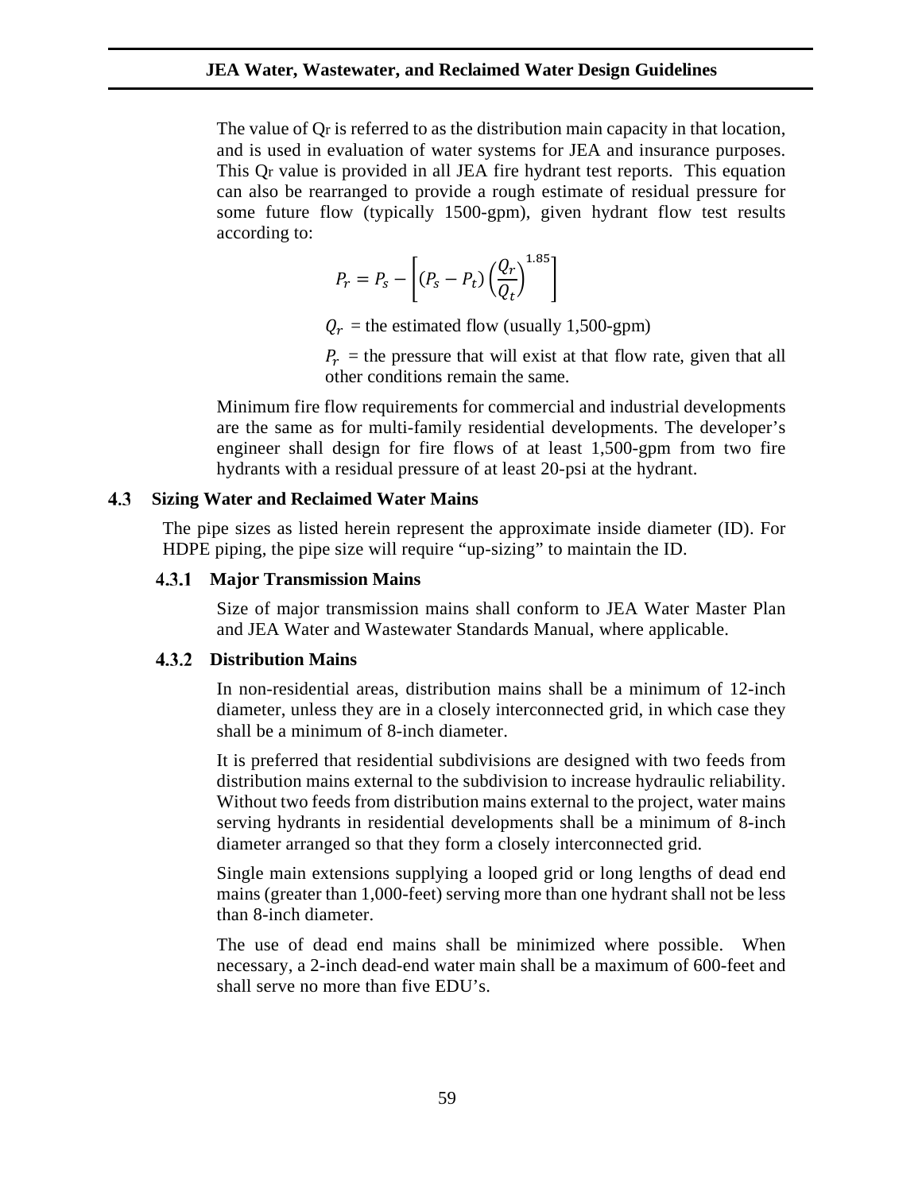The value of $Q_r$ is referred to as the distribution main capacity in that location, and is used in evaluation of water systems for JEA and insurance purposes. This $Q_r$ value is provided in all JEA fire hydrant test reports. This equation can also be rearranged to provide a rough estimate of residual pressure for some future flow (typically 1500-gpm), given hydrant flow test results according to:

$$P_r = P_s - \left[ (P_s - P_t) \left( \frac{Q_r}{Q_t} \right)^{1.85} \right]$$

$Q_r$ = the estimated flow (usually 1,500-gpm)

$P_r$ = the pressure that will exist at that flow rate, given that all other conditions remain the same.

Minimum fire flow requirements for commercial and industrial developments are the same as for multi-family residential developments. The developer's engineer shall design for fire flows of at least 1,500-gpm from two fire hydrants with a residual pressure of at least 20-psi at the hydrant.

## 4.3 Sizing Water and Reclaimed Water Mains

The pipe sizes as listed herein represent the approximate inside diameter (ID). For HDPE piping, the pipe size will require "up-sizing" to maintain the ID.

### 4.3.1 Major Transmission Mains

Size of major transmission mains shall conform to JEA Water Master Plan and JEA Water and Wastewater Standards Manual, where applicable.

### 4.3.2 Distribution Mains

In non-residential areas, distribution mains shall be a minimum of 12-inch diameter, unless they are in a closely interconnected grid, in which case they shall be a minimum of 8-inch diameter.

It is preferred that residential subdivisions are designed with two feeds from distribution mains external to the subdivision to increase hydraulic reliability. Without two feeds from distribution mains external to the project, water mains serving hydrants in residential developments shall be a minimum of 8-inch diameter arranged so that they form a closely interconnected grid.

Single main extensions supplying a looped grid or long lengths of dead end mains (greater than 1,000-feet) serving more than one hydrant shall not be less than 8-inch diameter.

The use of dead end mains shall be minimized where possible. When necessary, a 2-inch dead-end water main shall be a maximum of 600-feet and shall serve no more than five EDU's.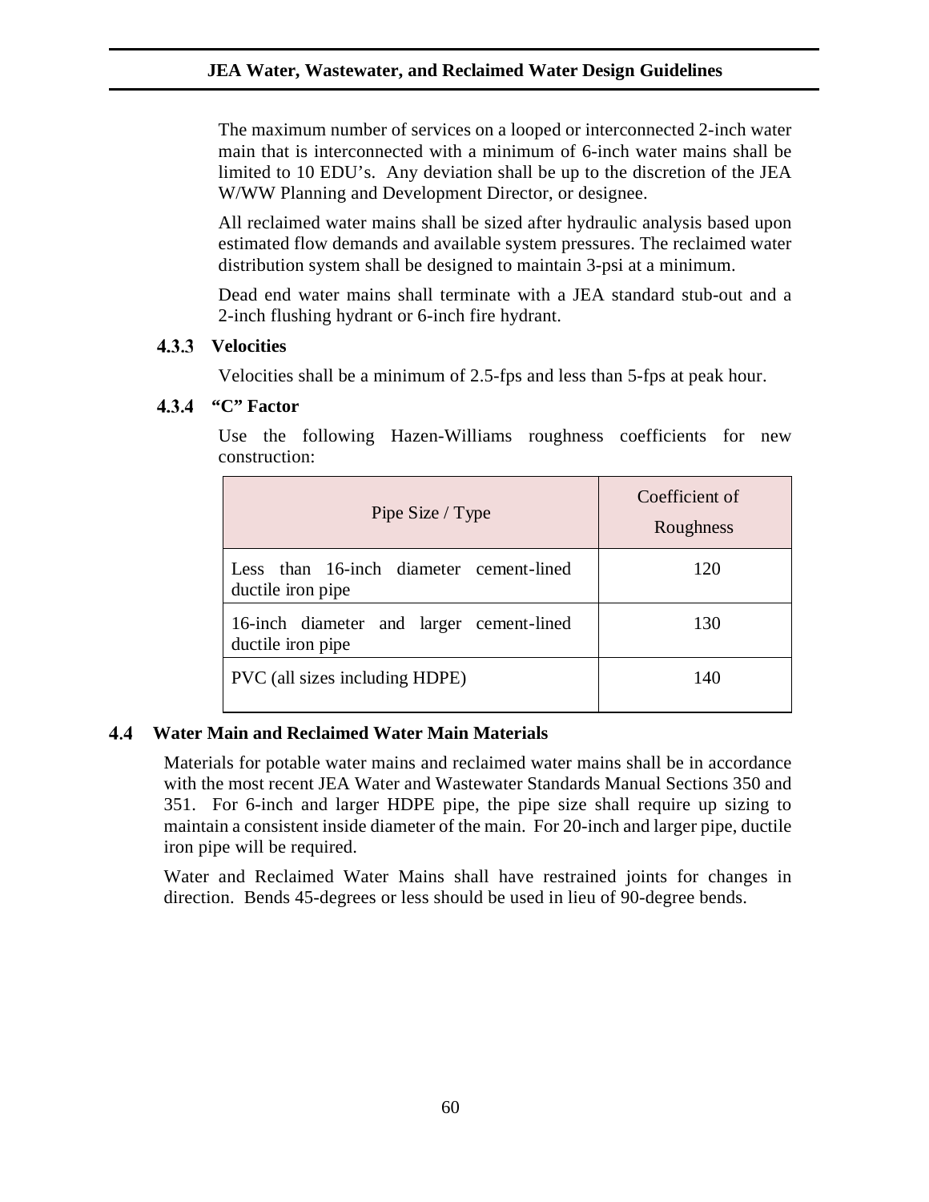The maximum number of services on a looped or interconnected 2-inch water main that is interconnected with a minimum of 6-inch water mains shall be limited to 10 EDU's. Any deviation shall be up to the discretion of the JEA W/WW Planning and Development Director, or designee.

All reclaimed water mains shall be sized after hydraulic analysis based upon estimated flow demands and available system pressures. The reclaimed water distribution system shall be designed to maintain 3-psi at a minimum.

Dead end water mains shall terminate with a JEA standard stub-out and a 2-inch flushing hydrant or 6-inch fire hydrant.

#### 4.3.3 Velocities

Velocities shall be a minimum of 2.5-fps and less than 5-fps at peak hour.

#### 4.3.4 "C" Factor

Use the following Hazen-Williams roughness coefficients for new construction:

| Pipe Size / Type | Coefficient of Roughness |
| --- | --- |
| Less than 16-inch diameter cement-lined ductile iron pipe | 120 |
| 16-inch diameter and larger cement-lined ductile iron pipe | 130 |
| PVC (all sizes including HDPE) | 140 |

### 4.4 Water Main and Reclaimed Water Main Materials

Materials for potable water mains and reclaimed water mains shall be in accordance with the most recent JEA Water and Wastewater Standards Manual Sections 350 and 351. For 6-inch and larger HDPE pipe, the pipe size shall require up sizing to maintain a consistent inside diameter of the main. For 20-inch and larger pipe, ductile iron pipe will be required.

Water and Reclaimed Water Mains shall have restrained joints for changes in direction. Bends 45-degrees or less should be used in lieu of 90-degree bends.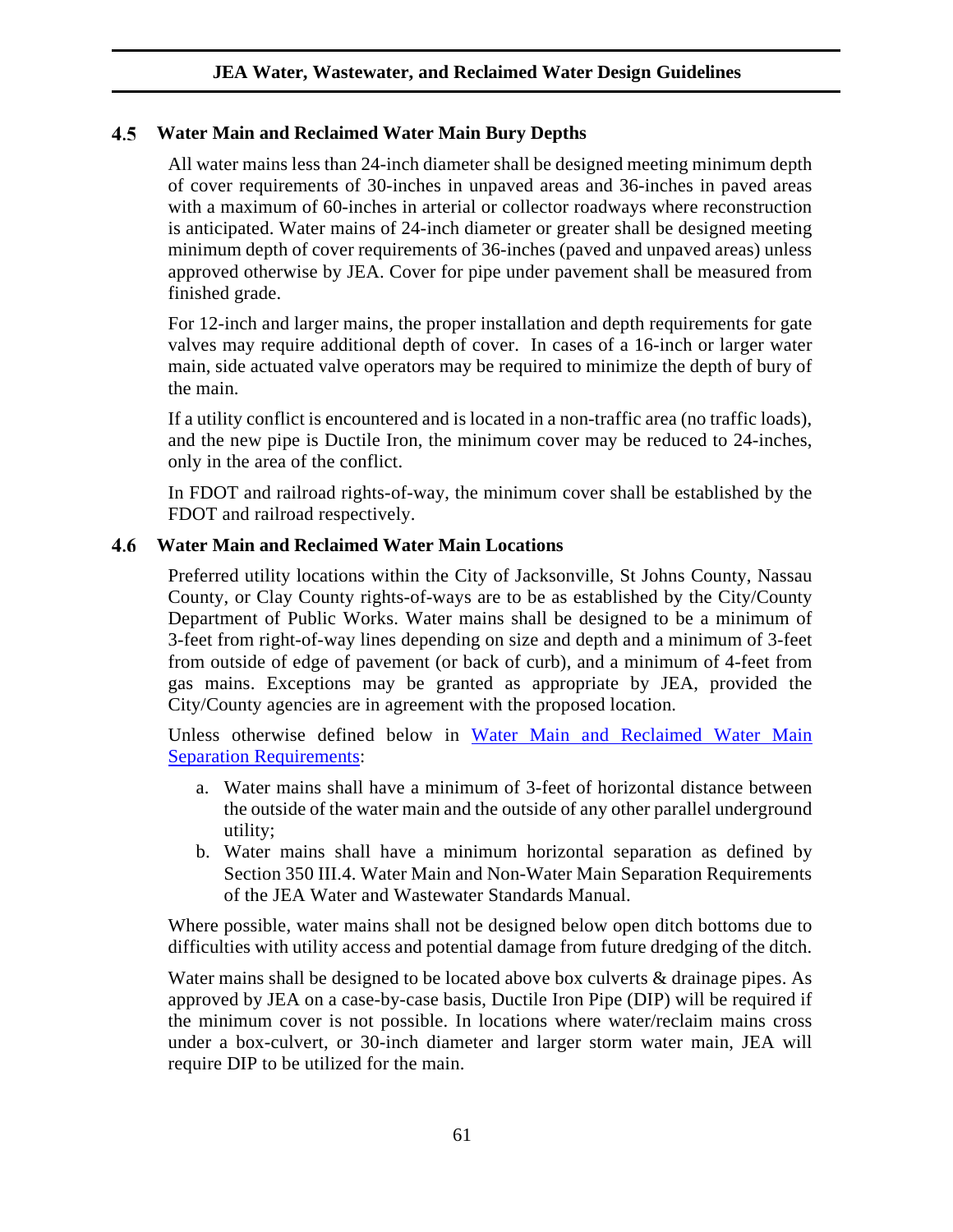## 4.5 Water Main and Reclaimed Water Main Bury Depths

All water mains less than 24-inch diameter shall be designed meeting minimum depth of cover requirements of 30-inches in unpaved areas and 36-inches in paved areas with a maximum of 60-inches in arterial or collector roadways where reconstruction is anticipated. Water mains of 24-inch diameter or greater shall be designed meeting minimum depth of cover requirements of 36-inches (paved and unpaved areas) unless approved otherwise by JEA. Cover for pipe under pavement shall be measured from finished grade.

For 12-inch and larger mains, the proper installation and depth requirements for gate valves may require additional depth of cover. In cases of a 16-inch or larger water main, side actuated valve operators may be required to minimize the depth of bury of the main.

If a utility conflict is encountered and is located in a non-traffic area (no traffic loads), and the new pipe is Ductile Iron, the minimum cover may be reduced to 24-inches, only in the area of the conflict.

In FDOT and railroad rights-of-way, the minimum cover shall be established by the FDOT and railroad respectively.

## 4.6 Water Main and Reclaimed Water Main Locations

Preferred utility locations within the City of Jacksonville, St Johns County, Nassau County, or Clay County rights-of-ways are to be as established by the City/County Department of Public Works. Water mains shall be designed to be a minimum of 3-feet from right-of-way lines depending on size and depth and a minimum of 3-feet from outside of edge of pavement (or back of curb), and a minimum of 4-feet from gas mains. Exceptions may be granted as appropriate by JEA, provided the City/County agencies are in agreement with the proposed location.

Unless otherwise defined below in Water Main and Reclaimed Water Main Separation Requirements:

a. Water mains shall have a minimum of 3-feet of horizontal distance between the outside of the water main and the outside of any other parallel underground utility;
b. Water mains shall have a minimum horizontal separation as defined by Section 350 III.4. Water Main and Non-Water Main Separation Requirements of the JEA Water and Wastewater Standards Manual.

Where possible, water mains shall not be designed below open ditch bottoms due to difficulties with utility access and potential damage from future dredging of the ditch.

Water mains shall be designed to be located above box culverts & drainage pipes. As approved by JEA on a case-by-case basis, Ductile Iron Pipe (DIP) will be required if the minimum cover is not possible. In locations where water/reclaim mains cross under a box-culvert, or 30-inch diameter and larger storm water main, JEA will require DIP to be utilized for the main.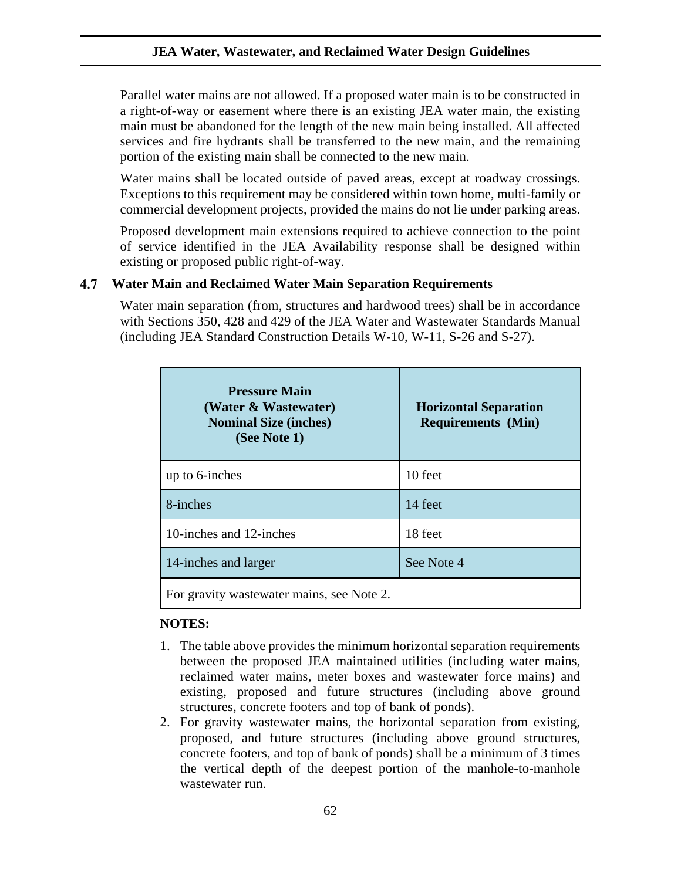Parallel water mains are not allowed. If a proposed water main is to be constructed in a right-of-way or easement where there is an existing JEA water main, the existing main must be abandoned for the length of the new main being installed. All affected services and fire hydrants shall be transferred to the new main, and the remaining portion of the existing main shall be connected to the new main.

Water mains shall be located outside of paved areas, except at roadway crossings. Exceptions to this requirement may be considered within town home, multi-family or commercial development projects, provided the mains do not lie under parking areas.

Proposed development main extensions required to achieve connection to the point of service identified in the JEA Availability response shall be designed within existing or proposed public right-of-way.

## 4.7 Water Main and Reclaimed Water Main Separation Requirements

Water main separation (from, structures and hardwood trees) shall be in accordance with Sections 350, 428 and 429 of the JEA Water and Wastewater Standards Manual (including JEA Standard Construction Details W-10, W-11, S-26 and S-27).

| Pressure Main (Water & Wastewater) Nominal Size (inches) (See Note 1) | Horizontal Separation Requirements (Min) |
|---|---|
| up to 6-inches | 10 feet |
| 8-inches | 14 feet |
| 10-inches and 12-inches | 18 feet |
| 14-inches and larger | See Note 4 |
| For gravity wastewater mains, see Note 2. | |

**NOTES:**

1. The table above provides the minimum horizontal separation requirements between the proposed JEA maintained utilities (including water mains, reclaimed water mains, meter boxes and wastewater force mains) and existing, proposed and future structures (including above ground structures, concrete footers and top of bank of ponds).
2. For gravity wastewater mains, the horizontal separation from existing, proposed, and future structures (including above ground structures, concrete footers, and top of bank of ponds) shall be a minimum of 3 times the vertical depth of the deepest portion of the manhole-to-manhole wastewater run.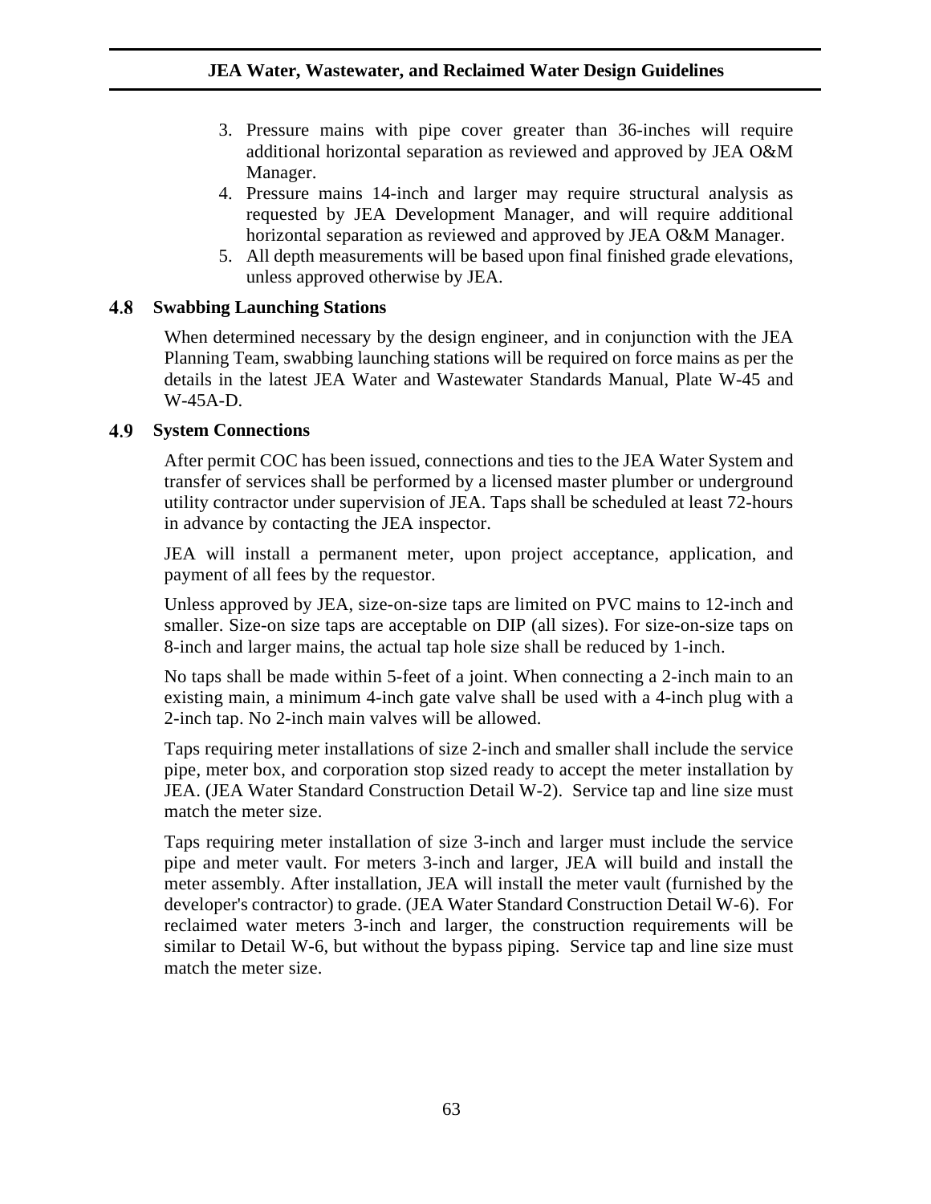3. Pressure mains with pipe cover greater than 36-inches will require additional horizontal separation as reviewed and approved by JEA O&M Manager.
4. Pressure mains 14-inch and larger may require structural analysis as requested by JEA Development Manager, and will require additional horizontal separation as reviewed and approved by JEA O&M Manager.
5. All depth measurements will be based upon final finished grade elevations, unless approved otherwise by JEA.

## 4.8 Swabbing Launching Stations

When determined necessary by the design engineer, and in conjunction with the JEA Planning Team, swabbing launching stations will be required on force mains as per the details in the latest JEA Water and Wastewater Standards Manual, Plate W-45 and W-45A-D.

## 4.9 System Connections

After permit COC has been issued, connections and ties to the JEA Water System and transfer of services shall be performed by a licensed master plumber or underground utility contractor under supervision of JEA. Taps shall be scheduled at least 72-hours in advance by contacting the JEA inspector.

JEA will install a permanent meter, upon project acceptance, application, and payment of all fees by the requestor.

Unless approved by JEA, size-on-size taps are limited on PVC mains to 12-inch and smaller. Size-on size taps are acceptable on DIP (all sizes). For size-on-size taps on 8-inch and larger mains, the actual tap hole size shall be reduced by 1-inch.

No taps shall be made within 5-feet of a joint. When connecting a 2-inch main to an existing main, a minimum 4-inch gate valve shall be used with a 4-inch plug with a 2-inch tap. No 2-inch main valves will be allowed.

Taps requiring meter installations of size 2-inch and smaller shall include the service pipe, meter box, and corporation stop sized ready to accept the meter installation by JEA. (JEA Water Standard Construction Detail W-2). Service tap and line size must match the meter size.

Taps requiring meter installation of size 3-inch and larger must include the service pipe and meter vault. For meters 3-inch and larger, JEA will build and install the meter assembly. After installation, JEA will install the meter vault (furnished by the developer's contractor) to grade. (JEA Water Standard Construction Detail W-6). For reclaimed water meters 3-inch and larger, the construction requirements will be similar to Detail W-6, but without the bypass piping. Service tap and line size must match the meter size.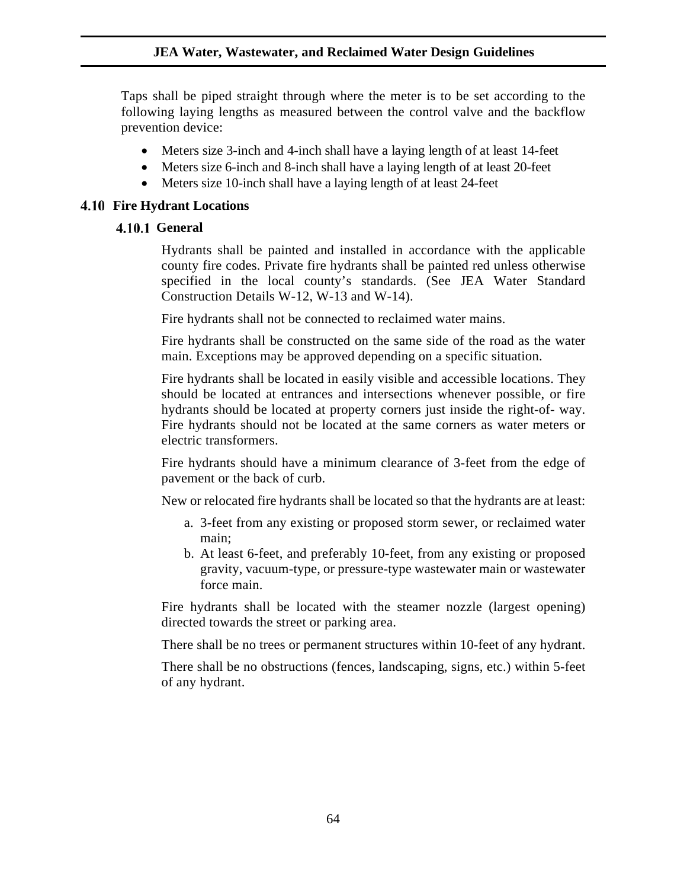Taps shall be piped straight through where the meter is to be set according to the following laying lengths as measured between the control valve and the backflow prevention device:

- Meters size 3-inch and 4-inch shall have a laying length of at least 14-feet
- Meters size 6-inch and 8-inch shall have a laying length of at least 20-feet
- Meters size 10-inch shall have a laying length of at least 24-feet

## 4.10 Fire Hydrant Locations

### 4.10.1 General

Hydrants shall be painted and installed in accordance with the applicable county fire codes. Private fire hydrants shall be painted red unless otherwise specified in the local county's standards. (See JEA Water Standard Construction Details W-12, W-13 and W-14).

Fire hydrants shall not be connected to reclaimed water mains.

Fire hydrants shall be constructed on the same side of the road as the water main. Exceptions may be approved depending on a specific situation.

Fire hydrants shall be located in easily visible and accessible locations. They should be located at entrances and intersections whenever possible, or fire hydrants should be located at property corners just inside the right-of- way. Fire hydrants should not be located at the same corners as water meters or electric transformers.

Fire hydrants should have a minimum clearance of 3-feet from the edge of pavement or the back of curb.

New or relocated fire hydrants shall be located so that the hydrants are at least:

a. 3-feet from any existing or proposed storm sewer, or reclaimed water main;
b. At least 6-feet, and preferably 10-feet, from any existing or proposed gravity, vacuum-type, or pressure-type wastewater main or wastewater force main.

Fire hydrants shall be located with the steamer nozzle (largest opening) directed towards the street or parking area.

There shall be no trees or permanent structures within 10-feet of any hydrant.

There shall be no obstructions (fences, landscaping, signs, etc.) within 5-feet of any hydrant.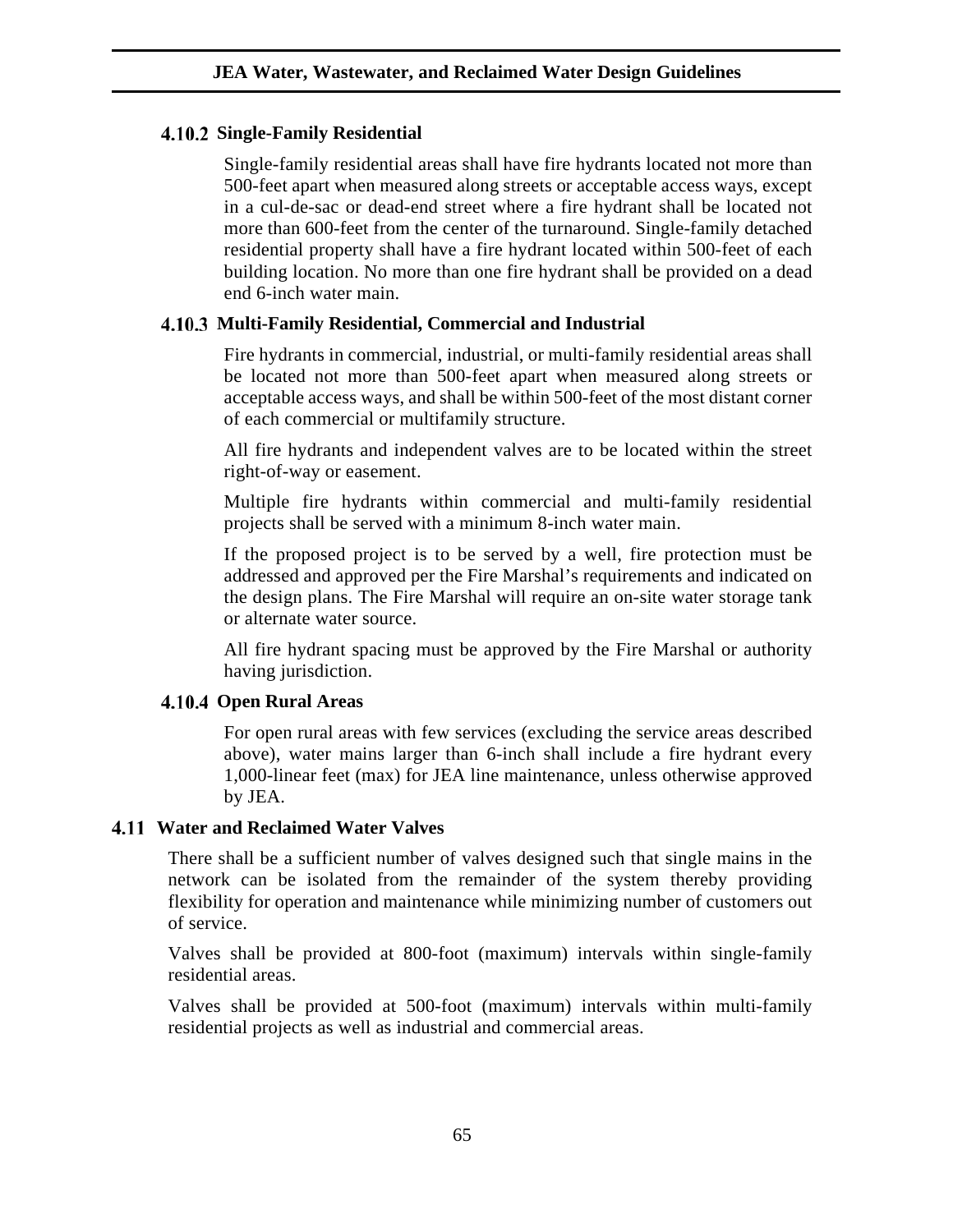### 4.10.2 Single-Family Residential

Single-family residential areas shall have fire hydrants located not more than 500-feet apart when measured along streets or acceptable access ways, except in a cul-de-sac or dead-end street where a fire hydrant shall be located not more than 600-feet from the center of the turnaround. Single-family detached residential property shall have a fire hydrant located within 500-feet of each building location. No more than one fire hydrant shall be provided on a dead end 6-inch water main.

### 4.10.3 Multi-Family Residential, Commercial and Industrial

Fire hydrants in commercial, industrial, or multi-family residential areas shall be located not more than 500-feet apart when measured along streets or acceptable access ways, and shall be within 500-feet of the most distant corner of each commercial or multifamily structure.

All fire hydrants and independent valves are to be located within the street right-of-way or easement.

Multiple fire hydrants within commercial and multi-family residential projects shall be served with a minimum 8-inch water main.

If the proposed project is to be served by a well, fire protection must be addressed and approved per the Fire Marshal's requirements and indicated on the design plans. The Fire Marshal will require an on-site water storage tank or alternate water source.

All fire hydrant spacing must be approved by the Fire Marshal or authority having jurisdiction.

### 4.10.4 Open Rural Areas

For open rural areas with few services (excluding the service areas described above), water mains larger than 6-inch shall include a fire hydrant every 1,000-linear feet (max) for JEA line maintenance, unless otherwise approved by JEA.

## 4.11 Water and Reclaimed Water Valves

There shall be a sufficient number of valves designed such that single mains in the network can be isolated from the remainder of the system thereby providing flexibility for operation and maintenance while minimizing number of customers out of service.

Valves shall be provided at 800-foot (maximum) intervals within single-family residential areas.

Valves shall be provided at 500-foot (maximum) intervals within multi-family residential projects as well as industrial and commercial areas.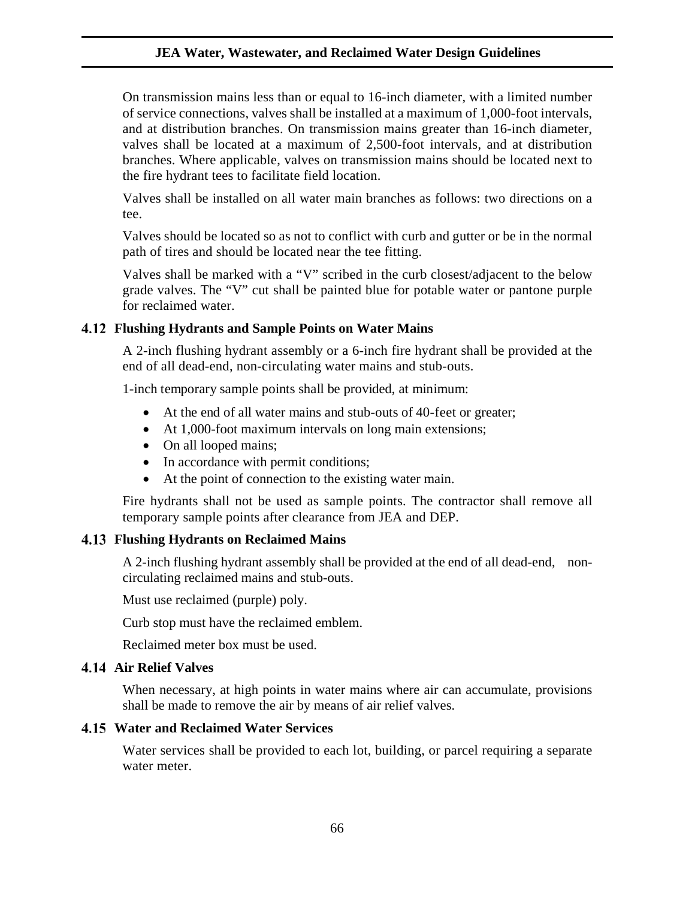On transmission mains less than or equal to 16-inch diameter, with a limited number of service connections, valves shall be installed at a maximum of 1,000-foot intervals, and at distribution branches. On transmission mains greater than 16-inch diameter, valves shall be located at a maximum of 2,500-foot intervals, and at distribution branches. Where applicable, valves on transmission mains should be located next to the fire hydrant tees to facilitate field location.

Valves shall be installed on all water main branches as follows: two directions on a tee.

Valves should be located so as not to conflict with curb and gutter or be in the normal path of tires and should be located near the tee fitting.

Valves shall be marked with a "V" scribed in the curb closest/adjacent to the below grade valves. The "V" cut shall be painted blue for potable water or pantone purple for reclaimed water.

## 4.12 Flushing Hydrants and Sample Points on Water Mains

A 2-inch flushing hydrant assembly or a 6-inch fire hydrant shall be provided at the end of all dead-end, non-circulating water mains and stub-outs.

1-inch temporary sample points shall be provided, at minimum:

- At the end of all water mains and stub-outs of 40-feet or greater;
- At 1,000-foot maximum intervals on long main extensions;
- On all looped mains;
- In accordance with permit conditions;
- At the point of connection to the existing water main.

Fire hydrants shall not be used as sample points. The contractor shall remove all temporary sample points after clearance from JEA and DEP.

## 4.13 Flushing Hydrants on Reclaimed Mains

A 2-inch flushing hydrant assembly shall be provided at the end of all dead-end, non-circulating reclaimed mains and stub-outs.

Must use reclaimed (purple) poly.

Curb stop must have the reclaimed emblem.

Reclaimed meter box must be used.

## 4.14 Air Relief Valves

When necessary, at high points in water mains where air can accumulate, provisions shall be made to remove the air by means of air relief valves.

## 4.15 Water and Reclaimed Water Services

Water services shall be provided to each lot, building, or parcel requiring a separate water meter.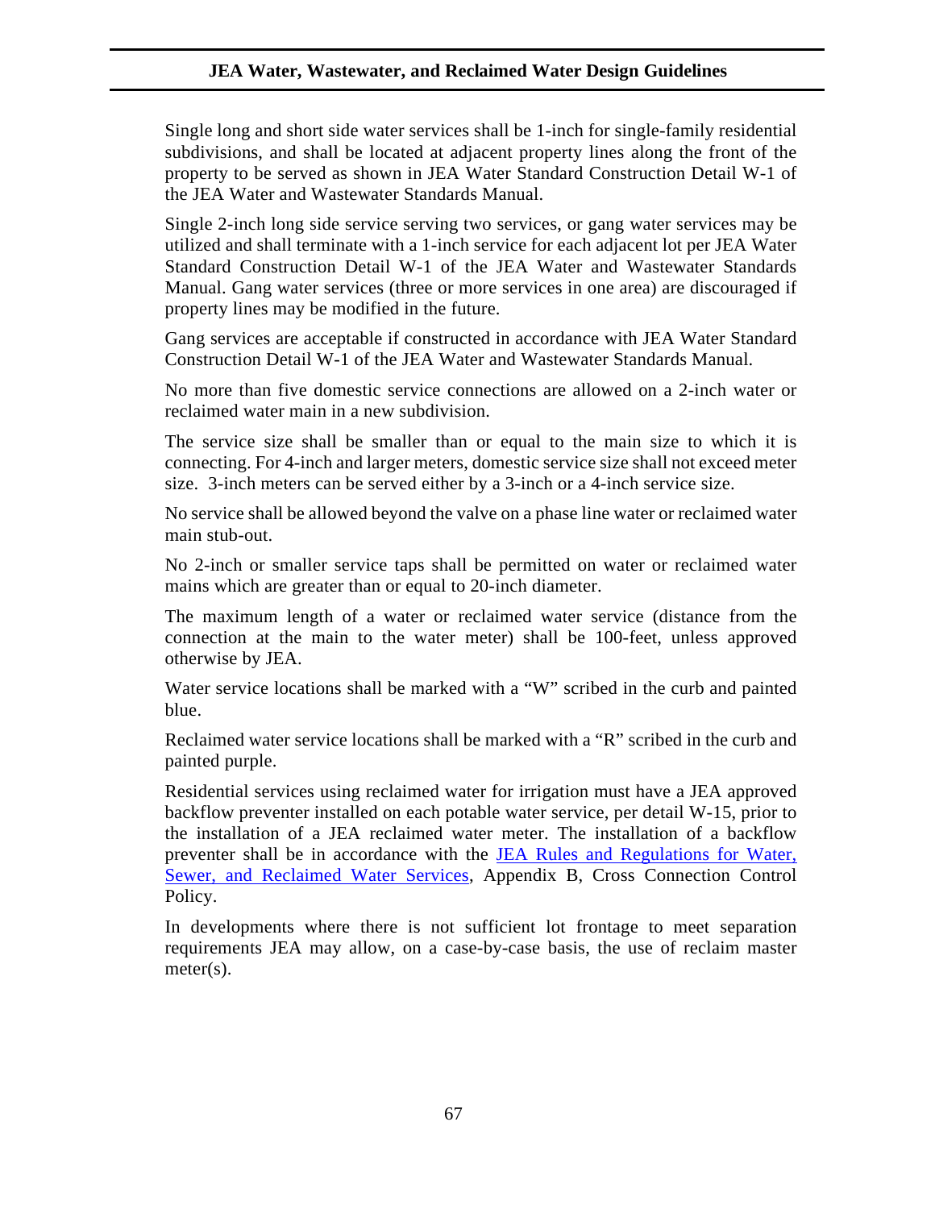Single long and short side water services shall be 1-inch for single-family residential subdivisions, and shall be located at adjacent property lines along the front of the property to be served as shown in JEA Water Standard Construction Detail W-1 of the JEA Water and Wastewater Standards Manual.

Single 2-inch long side service serving two services, or gang water services may be utilized and shall terminate with a 1-inch service for each adjacent lot per JEA Water Standard Construction Detail W-1 of the JEA Water and Wastewater Standards Manual. Gang water services (three or more services in one area) are discouraged if property lines may be modified in the future.

Gang services are acceptable if constructed in accordance with JEA Water Standard Construction Detail W-1 of the JEA Water and Wastewater Standards Manual.

No more than five domestic service connections are allowed on a 2-inch water or reclaimed water main in a new subdivision.

The service size shall be smaller than or equal to the main size to which it is connecting. For 4-inch and larger meters, domestic service size shall not exceed meter size. 3-inch meters can be served either by a 3-inch or a 4-inch service size.

No service shall be allowed beyond the valve on a phase line water or reclaimed water main stub-out.

No 2-inch or smaller service taps shall be permitted on water or reclaimed water mains which are greater than or equal to 20-inch diameter.

The maximum length of a water or reclaimed water service (distance from the connection at the main to the water meter) shall be 100-feet, unless approved otherwise by JEA.

Water service locations shall be marked with a "W" scribed in the curb and painted blue.

Reclaimed water service locations shall be marked with a "R" scribed in the curb and painted purple.

Residential services using reclaimed water for irrigation must have a JEA approved backflow preventer installed on each potable water service, per detail W-15, prior to the installation of a JEA reclaimed water meter. The installation of a backflow preventer shall be in accordance with the JEA Rules and Regulations for Water, Sewer, and Reclaimed Water Services, Appendix B, Cross Connection Control Policy.

In developments where there is not sufficient lot frontage to meet separation requirements JEA may allow, on a case-by-case basis, the use of reclaim master meter(s).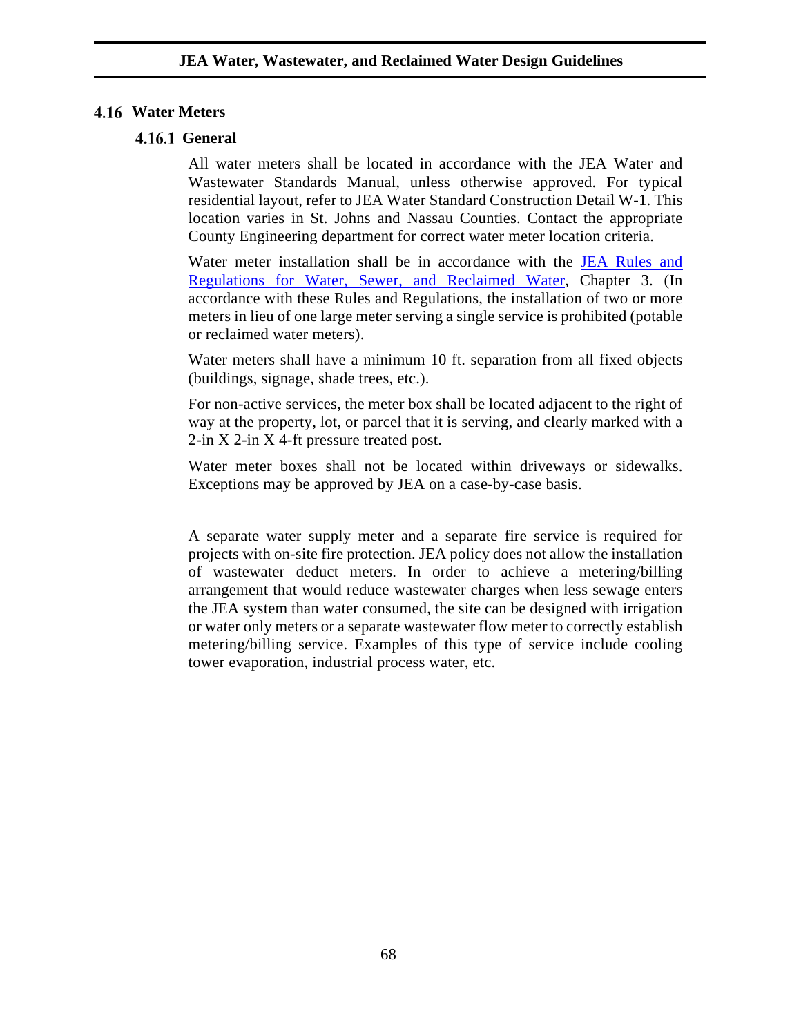## 4.16 Water Meters

### 4.16.1 General

All water meters shall be located in accordance with the JEA Water and Wastewater Standards Manual, unless otherwise approved. For typical residential layout, refer to JEA Water Standard Construction Detail W-1. This location varies in St. Johns and Nassau Counties. Contact the appropriate County Engineering department for correct water meter location criteria.

Water meter installation shall be in accordance with the JEA Rules and Regulations for Water, Sewer, and Reclaimed Water, Chapter 3. (In accordance with these Rules and Regulations, the installation of two or more meters in lieu of one large meter serving a single service is prohibited (potable or reclaimed water meters).

Water meters shall have a minimum 10 ft. separation from all fixed objects (buildings, signage, shade trees, etc.).

For non-active services, the meter box shall be located adjacent to the right of way at the property, lot, or parcel that it is serving, and clearly marked with a 2-in X 2-in X 4-ft pressure treated post.

Water meter boxes shall not be located within driveways or sidewalks. Exceptions may be approved by JEA on a case-by-case basis.

A separate water supply meter and a separate fire service is required for projects with on-site fire protection. JEA policy does not allow the installation of wastewater deduct meters. In order to achieve a metering/billing arrangement that would reduce wastewater charges when less sewage enters the JEA system than water consumed, the site can be designed with irrigation or water only meters or a separate wastewater flow meter to correctly establish metering/billing service. Examples of this type of service include cooling tower evaporation, industrial process water, etc.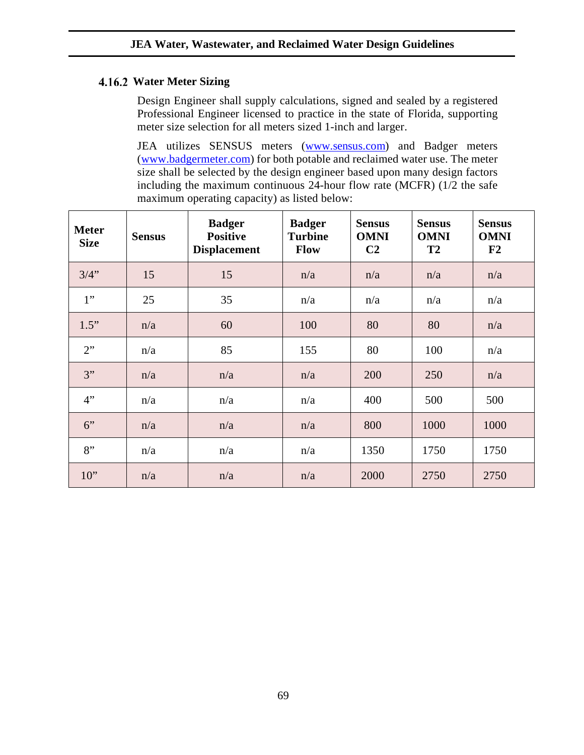### 4.16.2 Water Meter Sizing

Design Engineer shall supply calculations, signed and sealed by a registered Professional Engineer licensed to practice in the state of Florida, supporting meter size selection for all meters sized 1-inch and larger.

JEA utilizes SENSUS meters (www.sensus.com) and Badger meters (www.badgermeter.com) for both potable and reclaimed water use. The meter size shall be selected by the design engineer based upon many design factors including the maximum continuous 24-hour flow rate (MCFR) (1/2 the safe maximum operating capacity) as listed below:

| Meter Size | Sensus | Badger Positive Displacement | Badger Turbine Flow | Sensus OMNI C2 | Sensus OMNI T2 | Sensus OMNI F2 |
|---|---|---|---|---|---|---|
| 3/4" | 15 | 15 | n/a | n/a | n/a | n/a |
| 1" | 25 | 35 | n/a | n/a | n/a | n/a |
| 1.5" | n/a | 60 | 100 | 80 | 80 | n/a |
| 2" | n/a | 85 | 155 | 80 | 100 | n/a |
| 3" | n/a | n/a | n/a | 200 | 250 | n/a |
| 4" | n/a | n/a | n/a | 400 | 500 | 500 |
| 6" | n/a | n/a | n/a | 800 | 1000 | 1000 |
| 8" | n/a | n/a | n/a | 1350 | 1750 | 1750 |
| 10" | n/a | n/a | n/a | 2000 | 2750 | 2750 |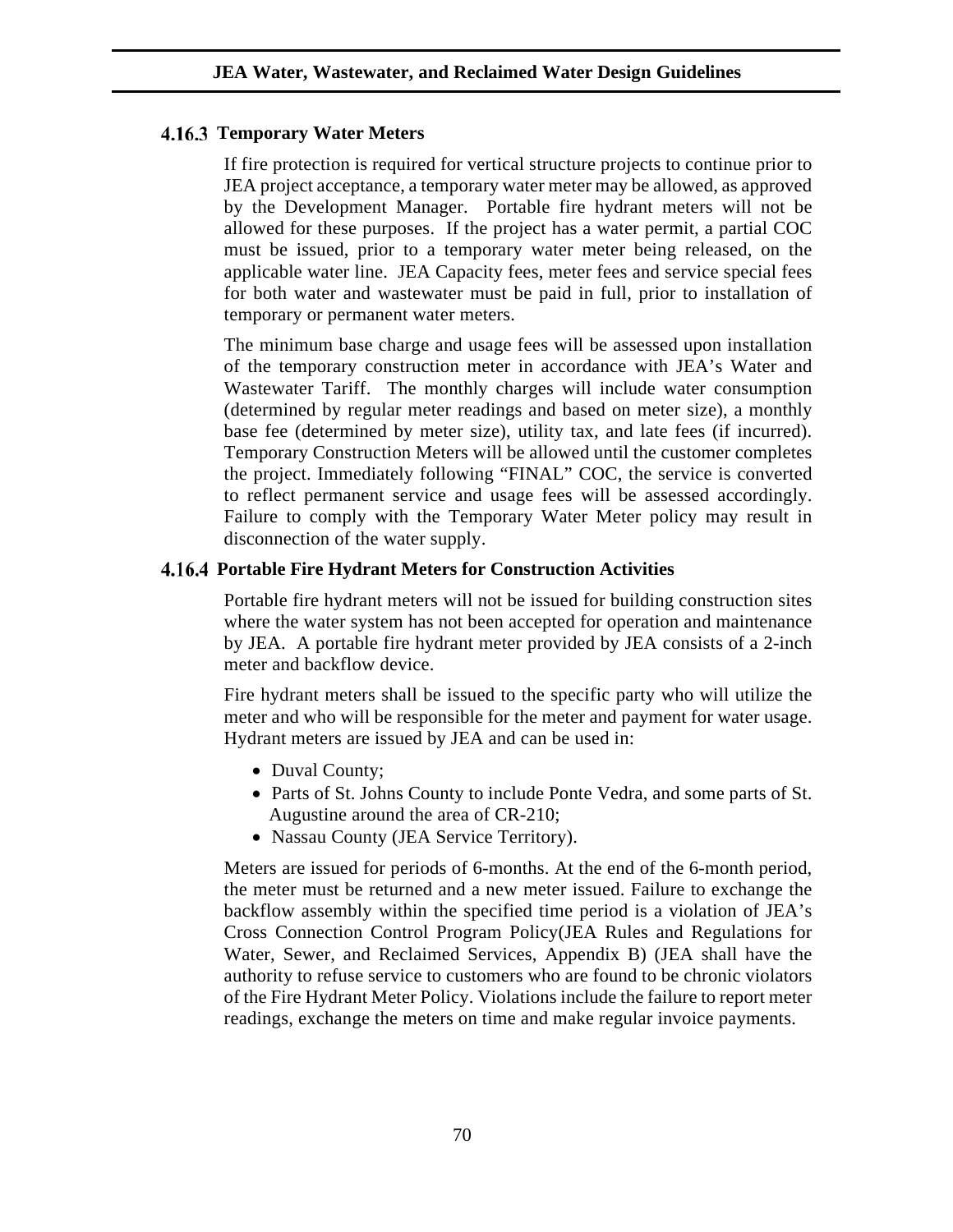### 4.16.3 Temporary Water Meters

If fire protection is required for vertical structure projects to continue prior to JEA project acceptance, a temporary water meter may be allowed, as approved by the Development Manager. Portable fire hydrant meters will not be allowed for these purposes. If the project has a water permit, a partial COC must be issued, prior to a temporary water meter being released, on the applicable water line. JEA Capacity fees, meter fees and service special fees for both water and wastewater must be paid in full, prior to installation of temporary or permanent water meters.

The minimum base charge and usage fees will be assessed upon installation of the temporary construction meter in accordance with JEA's Water and Wastewater Tariff. The monthly charges will include water consumption (determined by regular meter readings and based on meter size), a monthly base fee (determined by meter size), utility tax, and late fees (if incurred). Temporary Construction Meters will be allowed until the customer completes the project. Immediately following "FINAL" COC, the service is converted to reflect permanent service and usage fees will be assessed accordingly. Failure to comply with the Temporary Water Meter policy may result in disconnection of the water supply.

### 4.16.4 Portable Fire Hydrant Meters for Construction Activities

Portable fire hydrant meters will not be issued for building construction sites where the water system has not been accepted for operation and maintenance by JEA. A portable fire hydrant meter provided by JEA consists of a 2-inch meter and backflow device.

Fire hydrant meters shall be issued to the specific party who will utilize the meter and who will be responsible for the meter and payment for water usage. Hydrant meters are issued by JEA and can be used in:

- Duval County;
- Parts of St. Johns County to include Ponte Vedra, and some parts of St. Augustine around the area of CR-210;
- Nassau County (JEA Service Territory).

Meters are issued for periods of 6-months. At the end of the 6-month period, the meter must be returned and a new meter issued. Failure to exchange the backflow assembly within the specified time period is a violation of JEA's Cross Connection Control Program Policy(JEA Rules and Regulations for Water, Sewer, and Reclaimed Services, Appendix B) (JEA shall have the authority to refuse service to customers who are found to be chronic violators of the Fire Hydrant Meter Policy. Violations include the failure to report meter readings, exchange the meters on time and make regular invoice payments.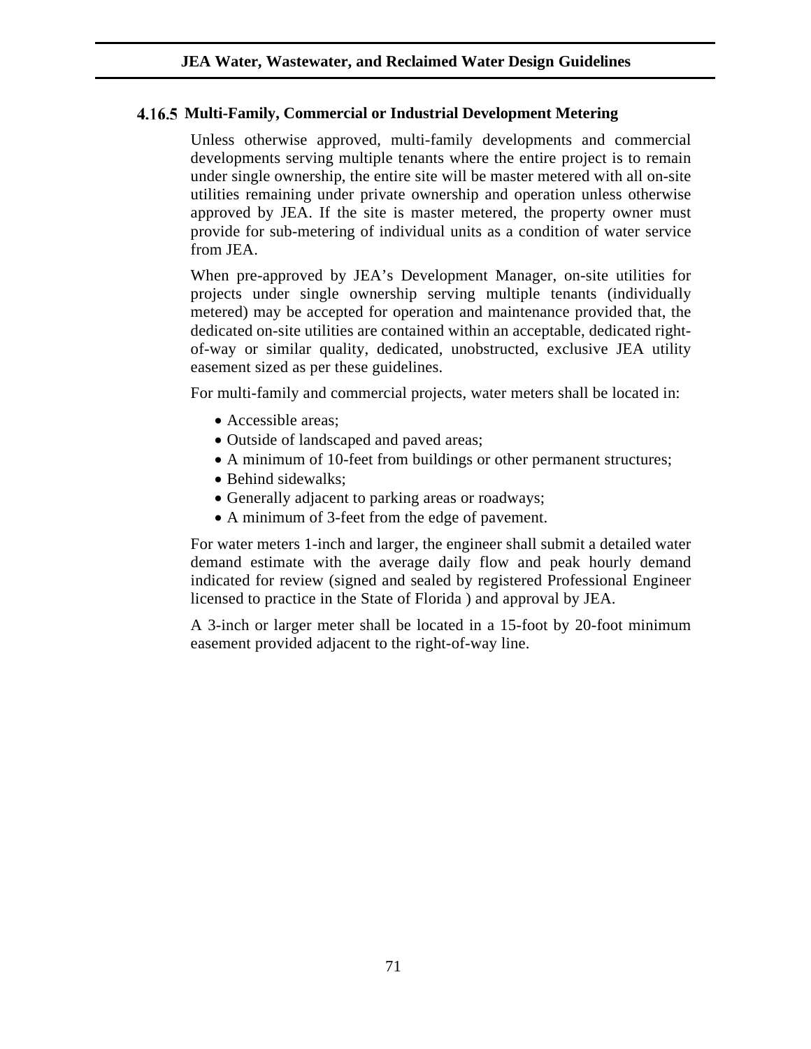### 4.16.5 Multi-Family, Commercial or Industrial Development Metering

Unless otherwise approved, multi-family developments and commercial developments serving multiple tenants where the entire project is to remain under single ownership, the entire site will be master metered with all on-site utilities remaining under private ownership and operation unless otherwise approved by JEA. If the site is master metered, the property owner must provide for sub-metering of individual units as a condition of water service from JEA.

When pre-approved by JEA's Development Manager, on-site utilities for projects under single ownership serving multiple tenants (individually metered) may be accepted for operation and maintenance provided that, the dedicated on-site utilities are contained within an acceptable, dedicated right-of-way or similar quality, dedicated, unobstructed, exclusive JEA utility easement sized as per these guidelines.

For multi-family and commercial projects, water meters shall be located in:

- Accessible areas;
- Outside of landscaped and paved areas;
- A minimum of 10-feet from buildings or other permanent structures;
- Behind sidewalks;
- Generally adjacent to parking areas or roadways;
- A minimum of 3-feet from the edge of pavement.

For water meters 1-inch and larger, the engineer shall submit a detailed water demand estimate with the average daily flow and peak hourly demand indicated for review (signed and sealed by registered Professional Engineer licensed to practice in the State of Florida ) and approval by JEA.

A 3-inch or larger meter shall be located in a 15-foot by 20-foot minimum easement provided adjacent to the right-of-way line.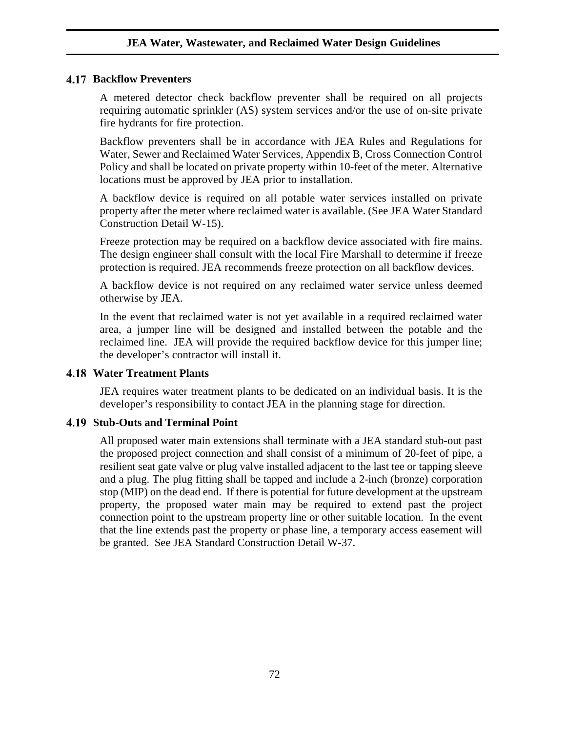## 4.17 Backflow Preventers

A metered detector check backflow preventer shall be required on all projects requiring automatic sprinkler (AS) system services and/or the use of on-site private fire hydrants for fire protection.

Backflow preventers shall be in accordance with JEA Rules and Regulations for Water, Sewer and Reclaimed Water Services, Appendix B, Cross Connection Control Policy and shall be located on private property within 10-feet of the meter. Alternative locations must be approved by JEA prior to installation.

A backflow device is required on all potable water services installed on private property after the meter where reclaimed water is available. (See JEA Water Standard Construction Detail W-15).

Freeze protection may be required on a backflow device associated with fire mains. The design engineer shall consult with the local Fire Marshall to determine if freeze protection is required. JEA recommends freeze protection on all backflow devices.

A backflow device is not required on any reclaimed water service unless deemed otherwise by JEA.

In the event that reclaimed water is not yet available in a required reclaimed water area, a jumper line will be designed and installed between the potable and the reclaimed line. JEA will provide the required backflow device for this jumper line; the developer's contractor will install it.

## 4.18 Water Treatment Plants

JEA requires water treatment plants to be dedicated on an individual basis. It is the developer's responsibility to contact JEA in the planning stage for direction.

## 4.19 Stub-Outs and Terminal Point

All proposed water main extensions shall terminate with a JEA standard stub-out past the proposed project connection and shall consist of a minimum of 20-feet of pipe, a resilient seat gate valve or plug valve installed adjacent to the last tee or tapping sleeve and a plug. The plug fitting shall be tapped and include a 2-inch (bronze) corporation stop (MIP) on the dead end. If there is potential for future development at the upstream property, the proposed water main may be required to extend past the project connection point to the upstream property line or other suitable location. In the event that the line extends past the property or phase line, a temporary access easement will be granted. See JEA Standard Construction Detail W-37.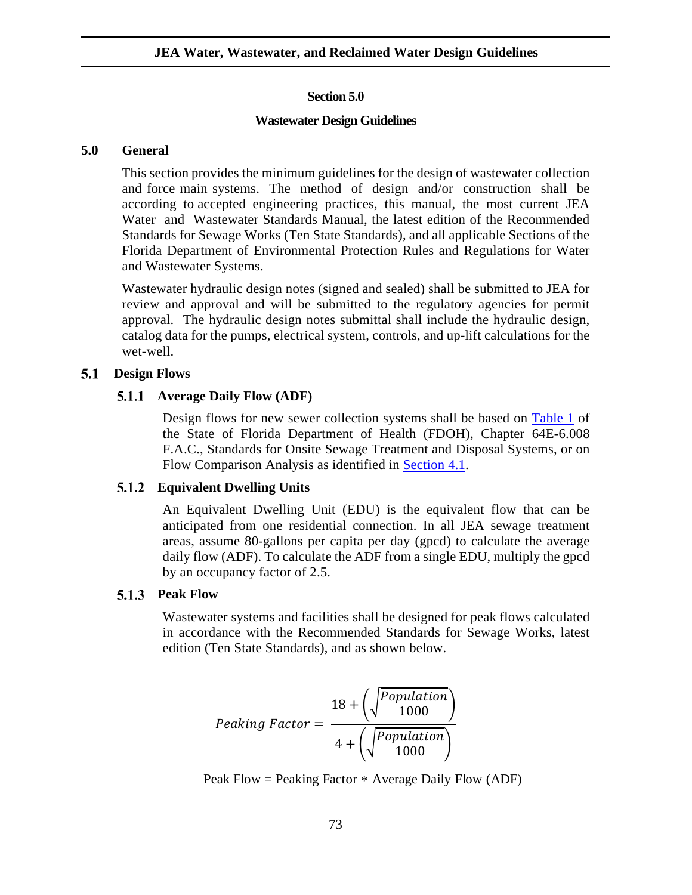# Section 5.0

## Wastewater Design Guidelines

### 5.0 General

This section provides the minimum guidelines for the design of wastewater collection and force main systems. The method of design and/or construction shall be according to accepted engineering practices, this manual, the most current JEA Water and Wastewater Standards Manual, the latest edition of the Recommended Standards for Sewage Works (Ten State Standards), and all applicable Sections of the Florida Department of Environmental Protection Rules and Regulations for Water and Wastewater Systems.

Wastewater hydraulic design notes (signed and sealed) shall be submitted to JEA for review and approval and will be submitted to the regulatory agencies for permit approval. The hydraulic design notes submittal shall include the hydraulic design, catalog data for the pumps, electrical system, controls, and up-lift calculations for the wet-well.

### 5.1 Design Flows

#### 5.1.1 Average Daily Flow (ADF)

Design flows for new sewer collection systems shall be based on Table 1 of the State of Florida Department of Health (FDOH), Chapter 64E-6.008 F.A.C., Standards for Onsite Sewage Treatment and Disposal Systems, or on Flow Comparison Analysis as identified in Section 4.1.

#### 5.1.2 Equivalent Dwelling Units

An Equivalent Dwelling Unit (EDU) is the equivalent flow that can be anticipated from one residential connection. In all JEA sewage treatment areas, assume 80-gallons per capita per day (gpcd) to calculate the average daily flow (ADF). To calculate the ADF from a single EDU, multiply the gpcd by an occupancy factor of 2.5.

#### 5.1.3 Peak Flow

Wastewater systems and facilities shall be designed for peak flows calculated in accordance with the Recommended Standards for Sewage Works, latest edition (Ten State Standards), and as shown below.

$$Peaking\ Factor = \frac{18 + \left(\sqrt{\frac{Population}{1000}}\right)}{4 + \left(\sqrt{\frac{Population}{1000}}\right)}$$

$$\text{Peak Flow} = \text{Peaking Factor} * \text{Average Daily Flow (ADF)}$$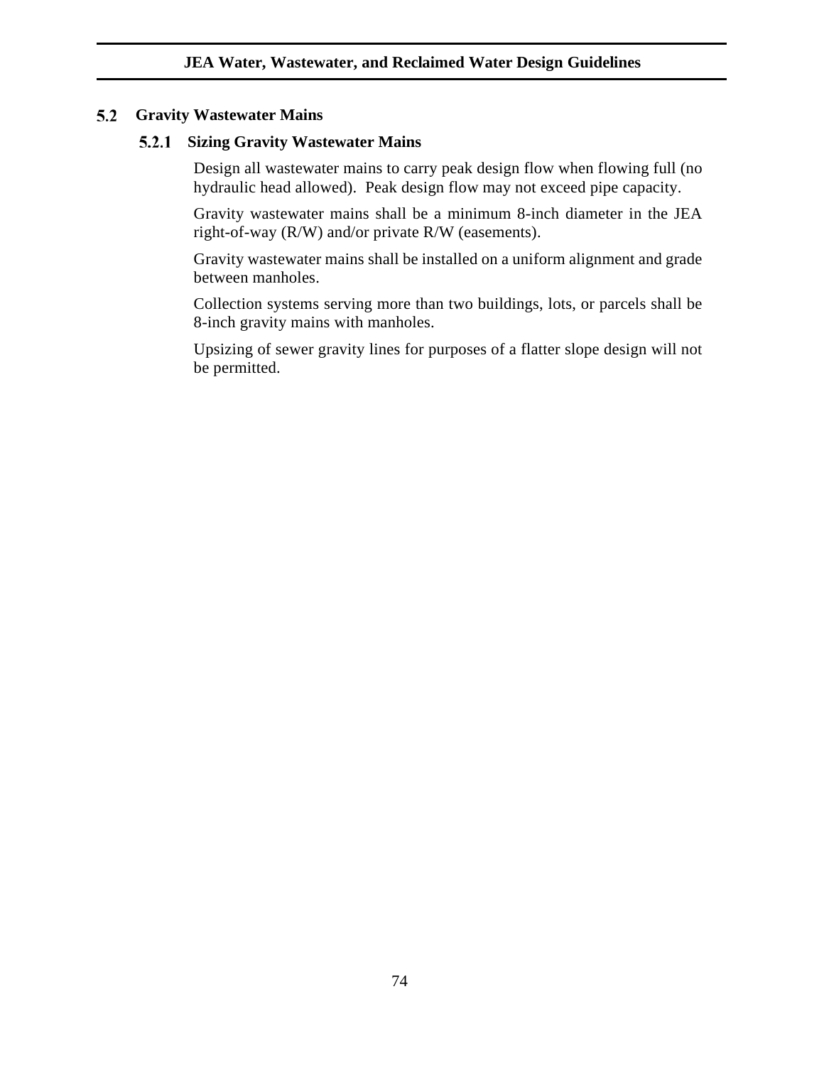## 5.2 Gravity Wastewater Mains

### 5.2.1 Sizing Gravity Wastewater Mains

Design all wastewater mains to carry peak design flow when flowing full (no hydraulic head allowed). Peak design flow may not exceed pipe capacity.

Gravity wastewater mains shall be a minimum 8-inch diameter in the JEA right-of-way (R/W) and/or private R/W (easements).

Gravity wastewater mains shall be installed on a uniform alignment and grade between manholes.

Collection systems serving more than two buildings, lots, or parcels shall be 8-inch gravity mains with manholes.

Upsizing of sewer gravity lines for purposes of a flatter slope design will not be permitted.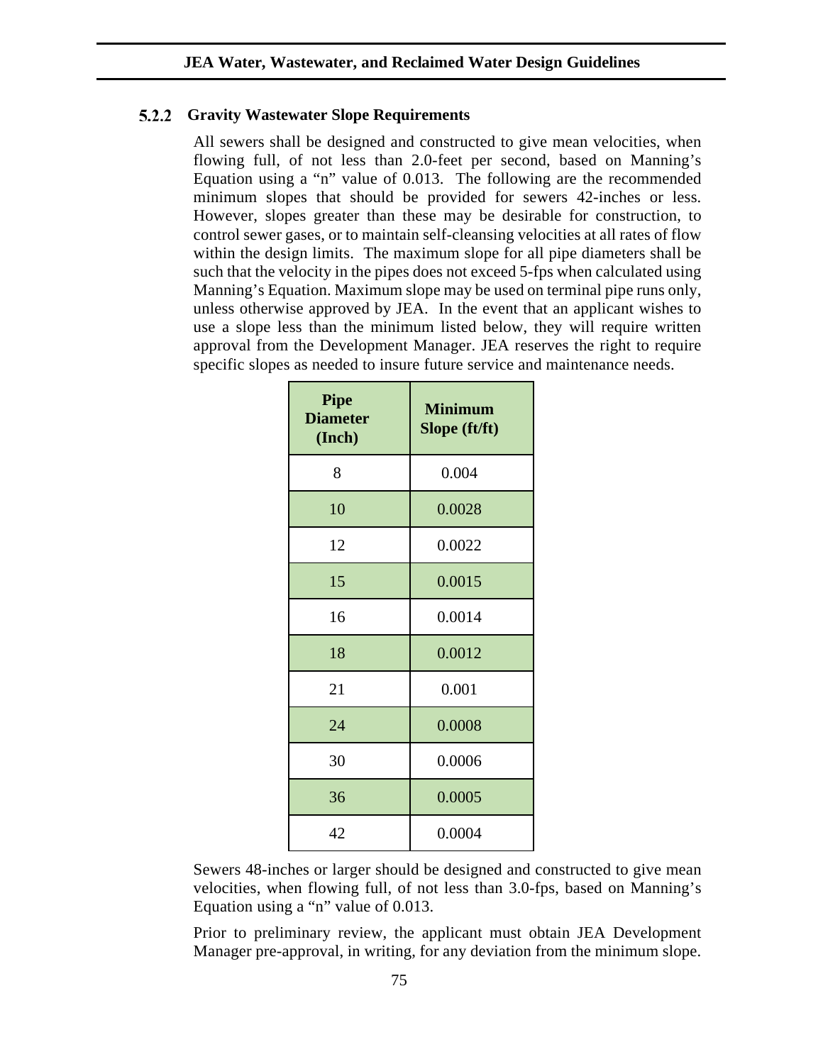### 5.2.2 Gravity Wastewater Slope Requirements

All sewers shall be designed and constructed to give mean velocities, when flowing full, of not less than 2.0-feet per second, based on Manning's Equation using a "n" value of 0.013. The following are the recommended minimum slopes that should be provided for sewers 42-inches or less. However, slopes greater than these may be desirable for construction, to control sewer gases, or to maintain self-cleansing velocities at all rates of flow within the design limits. The maximum slope for all pipe diameters shall be such that the velocity in the pipes does not exceed 5-fps when calculated using Manning's Equation. Maximum slope may be used on terminal pipe runs only, unless otherwise approved by JEA. In the event that an applicant wishes to use a slope less than the minimum listed below, they will require written approval from the Development Manager. JEA reserves the right to require specific slopes as needed to insure future service and maintenance needs.

| Pipe Diameter (Inch) | Minimum Slope (ft/ft) |
|---|---|
| 8 | 0.004 |
| 10 | 0.0028 |
| 12 | 0.0022 |
| 15 | 0.0015 |
| 16 | 0.0014 |
| 18 | 0.0012 |
| 21 | 0.001 |
| 24 | 0.0008 |
| 30 | 0.0006 |
| 36 | 0.0005 |
| 42 | 0.0004 |

Sewers 48-inches or larger should be designed and constructed to give mean velocities, when flowing full, of not less than 3.0-fps, based on Manning's Equation using a "n" value of 0.013.

Prior to preliminary review, the applicant must obtain JEA Development Manager pre-approval, in writing, for any deviation from the minimum slope.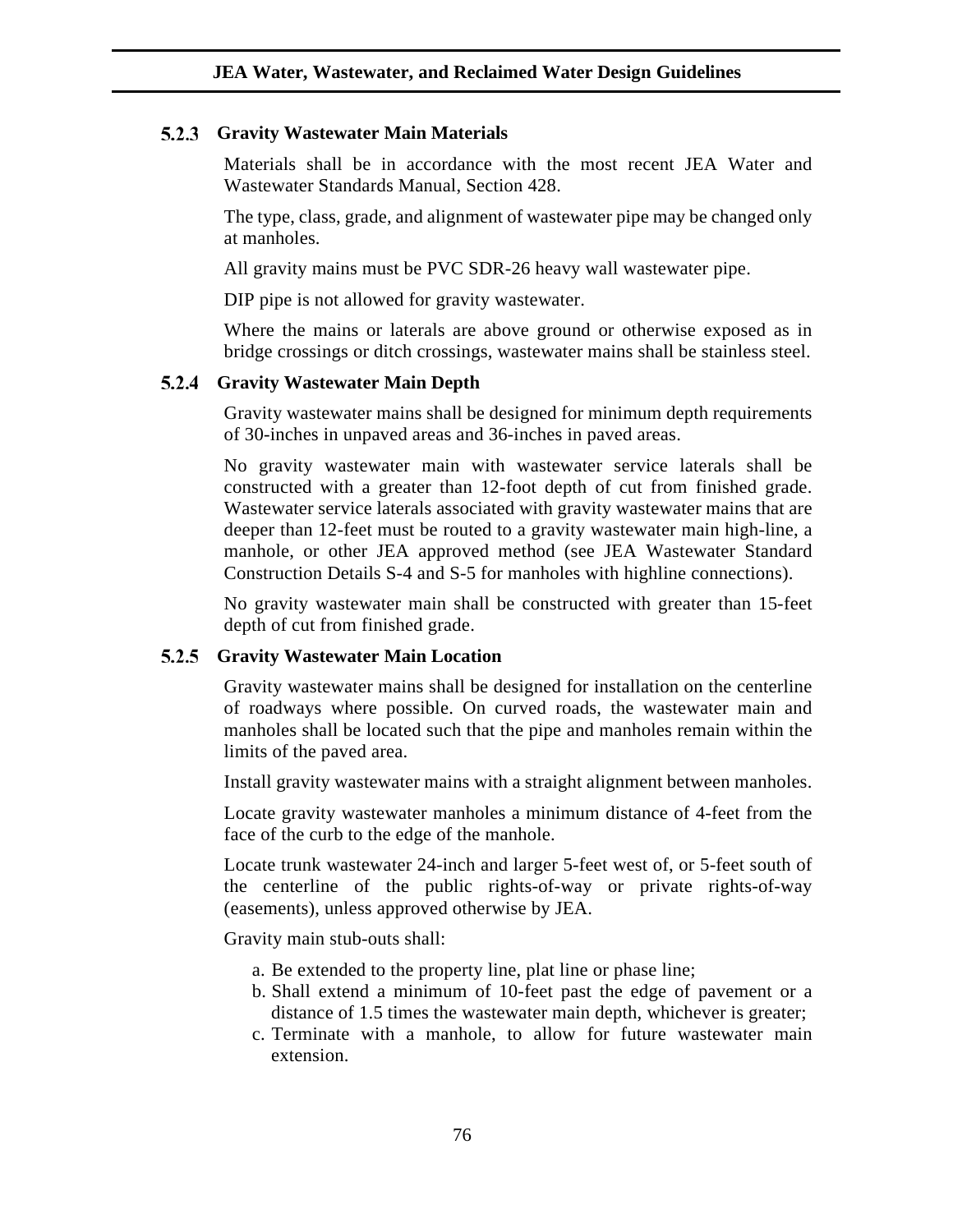### 5.2.3 Gravity Wastewater Main Materials

Materials shall be in accordance with the most recent JEA Water and Wastewater Standards Manual, Section 428.

The type, class, grade, and alignment of wastewater pipe may be changed only at manholes.

All gravity mains must be PVC SDR-26 heavy wall wastewater pipe.

DIP pipe is not allowed for gravity wastewater.

Where the mains or laterals are above ground or otherwise exposed as in bridge crossings or ditch crossings, wastewater mains shall be stainless steel.

### 5.2.4 Gravity Wastewater Main Depth

Gravity wastewater mains shall be designed for minimum depth requirements of 30-inches in unpaved areas and 36-inches in paved areas.

No gravity wastewater main with wastewater service laterals shall be constructed with a greater than 12-foot depth of cut from finished grade. Wastewater service laterals associated with gravity wastewater mains that are deeper than 12-feet must be routed to a gravity wastewater main high-line, a manhole, or other JEA approved method (see JEA Wastewater Standard Construction Details S-4 and S-5 for manholes with highline connections).

No gravity wastewater main shall be constructed with greater than 15-feet depth of cut from finished grade.

### 5.2.5 Gravity Wastewater Main Location

Gravity wastewater mains shall be designed for installation on the centerline of roadways where possible. On curved roads, the wastewater main and manholes shall be located such that the pipe and manholes remain within the limits of the paved area.

Install gravity wastewater mains with a straight alignment between manholes.

Locate gravity wastewater manholes a minimum distance of 4-feet from the face of the curb to the edge of the manhole.

Locate trunk wastewater 24-inch and larger 5-feet west of, or 5-feet south of the centerline of the public rights-of-way or private rights-of-way (easements), unless approved otherwise by JEA.

Gravity main stub-outs shall:

a. Be extended to the property line, plat line or phase line;
b. Shall extend a minimum of 10-feet past the edge of pavement or a distance of 1.5 times the wastewater main depth, whichever is greater;
c. Terminate with a manhole, to allow for future wastewater main extension.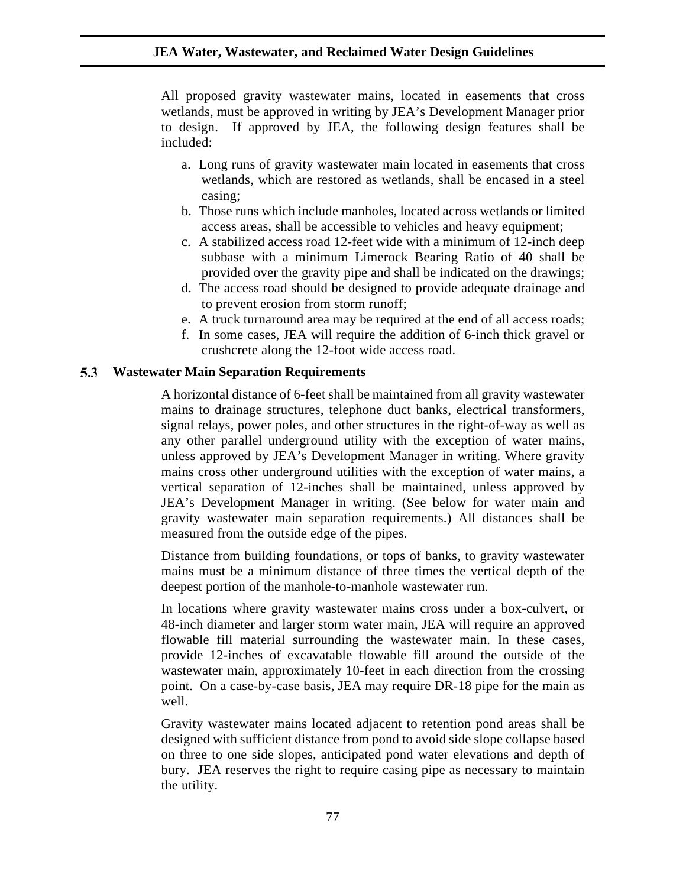All proposed gravity wastewater mains, located in easements that cross wetlands, must be approved in writing by JEA's Development Manager prior to design. If approved by JEA, the following design features shall be included:

a. Long runs of gravity wastewater main located in easements that cross wetlands, which are restored as wetlands, shall be encased in a steel casing;
b. Those runs which include manholes, located across wetlands or limited access areas, shall be accessible to vehicles and heavy equipment;
c. A stabilized access road 12-feet wide with a minimum of 12-inch deep subbase with a minimum Limerock Bearing Ratio of 40 shall be provided over the gravity pipe and shall be indicated on the drawings;
d. The access road should be designed to provide adequate drainage and to prevent erosion from storm runoff;
e. A truck turnaround area may be required at the end of all access roads;
f. In some cases, JEA will require the addition of 6-inch thick gravel or crushcrete along the 12-foot wide access road.

## 5.3 Wastewater Main Separation Requirements

A horizontal distance of 6-feet shall be maintained from all gravity wastewater mains to drainage structures, telephone duct banks, electrical transformers, signal relays, power poles, and other structures in the right-of-way as well as any other parallel underground utility with the exception of water mains, unless approved by JEA's Development Manager in writing. Where gravity mains cross other underground utilities with the exception of water mains, a vertical separation of 12-inches shall be maintained, unless approved by JEA's Development Manager in writing. (See below for water main and gravity wastewater main separation requirements.) All distances shall be measured from the outside edge of the pipes.

Distance from building foundations, or tops of banks, to gravity wastewater mains must be a minimum distance of three times the vertical depth of the deepest portion of the manhole-to-manhole wastewater run.

In locations where gravity wastewater mains cross under a box-culvert, or 48-inch diameter and larger storm water main, JEA will require an approved flowable fill material surrounding the wastewater main. In these cases, provide 12-inches of excavatable flowable fill around the outside of the wastewater main, approximately 10-feet in each direction from the crossing point. On a case-by-case basis, JEA may require DR-18 pipe for the main as well.

Gravity wastewater mains located adjacent to retention pond areas shall be designed with sufficient distance from pond to avoid side slope collapse based on three to one side slopes, anticipated pond water elevations and depth of bury. JEA reserves the right to require casing pipe as necessary to maintain the utility.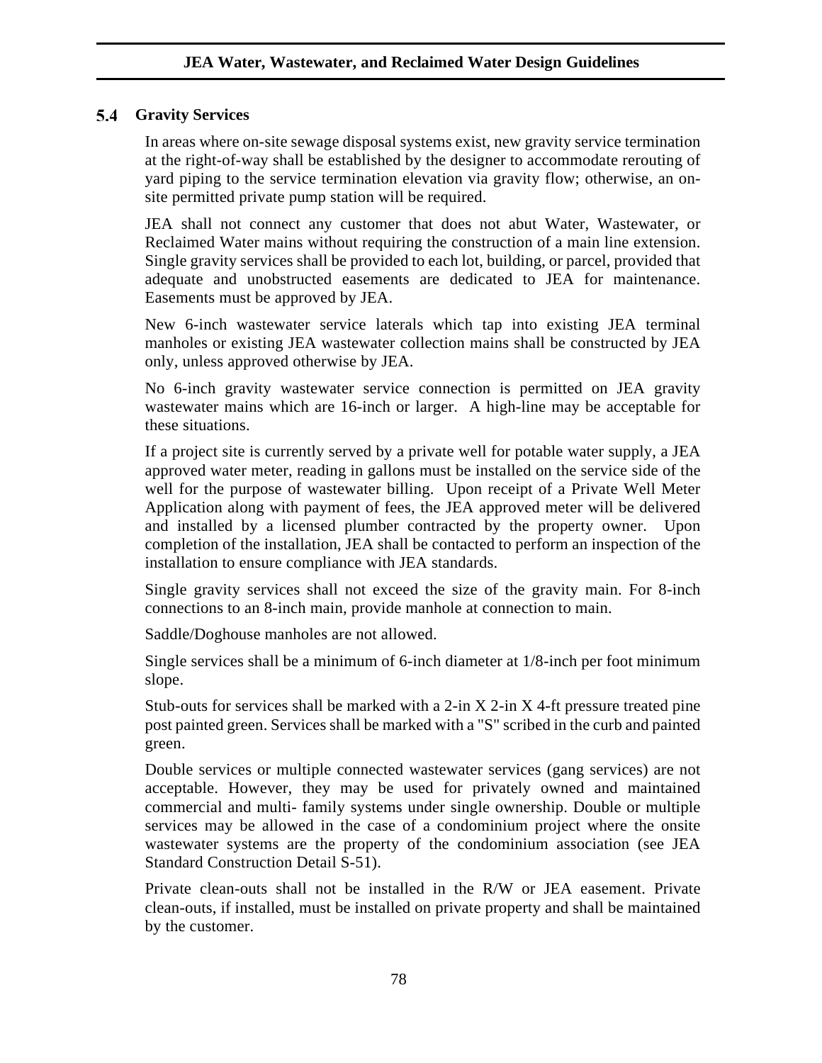## 5.4 Gravity Services

In areas where on-site sewage disposal systems exist, new gravity service termination at the right-of-way shall be established by the designer to accommodate rerouting of yard piping to the service termination elevation via gravity flow; otherwise, an on-site permitted private pump station will be required.

JEA shall not connect any customer that does not abut Water, Wastewater, or Reclaimed Water mains without requiring the construction of a main line extension. Single gravity services shall be provided to each lot, building, or parcel, provided that adequate and unobstructed easements are dedicated to JEA for maintenance. Easements must be approved by JEA.

New 6-inch wastewater service laterals which tap into existing JEA terminal manholes or existing JEA wastewater collection mains shall be constructed by JEA only, unless approved otherwise by JEA.

No 6-inch gravity wastewater service connection is permitted on JEA gravity wastewater mains which are 16-inch or larger. A high-line may be acceptable for these situations.

If a project site is currently served by a private well for potable water supply, a JEA approved water meter, reading in gallons must be installed on the service side of the well for the purpose of wastewater billing. Upon receipt of a Private Well Meter Application along with payment of fees, the JEA approved meter will be delivered and installed by a licensed plumber contracted by the property owner. Upon completion of the installation, JEA shall be contacted to perform an inspection of the installation to ensure compliance with JEA standards.

Single gravity services shall not exceed the size of the gravity main. For 8-inch connections to an 8-inch main, provide manhole at connection to main.

Saddle/Doghouse manholes are not allowed.

Single services shall be a minimum of 6-inch diameter at 1/8-inch per foot minimum slope.

Stub-outs for services shall be marked with a 2-in X 2-in X 4-ft pressure treated pine post painted green. Services shall be marked with a "S" scribed in the curb and painted green.

Double services or multiple connected wastewater services (gang services) are not acceptable. However, they may be used for privately owned and maintained commercial and multi- family systems under single ownership. Double or multiple services may be allowed in the case of a condominium project where the onsite wastewater systems are the property of the condominium association (see JEA Standard Construction Detail S-51).

Private clean-outs shall not be installed in the R/W or JEA easement. Private clean-outs, if installed, must be installed on private property and shall be maintained by the customer.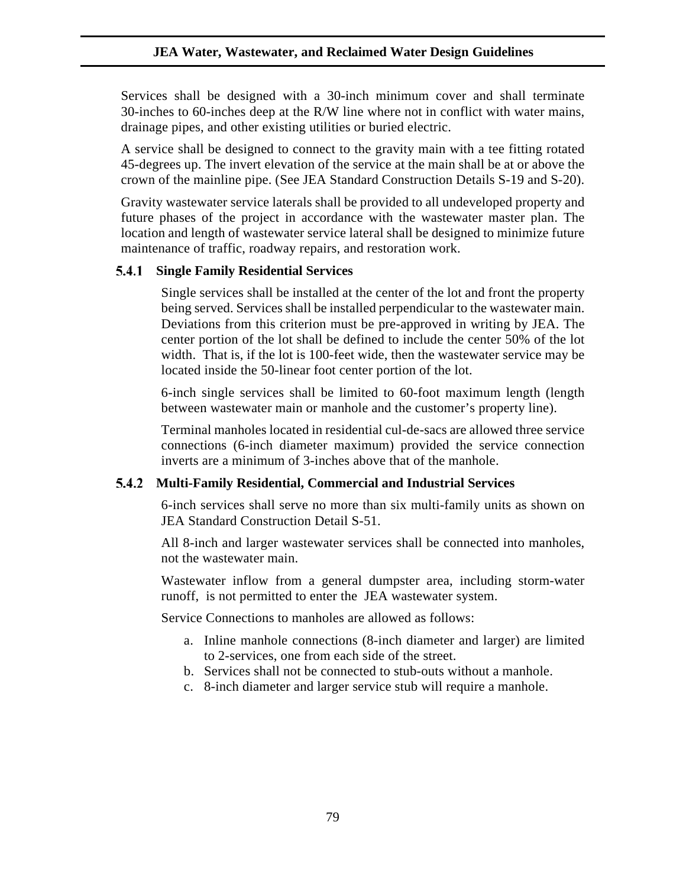Services shall be designed with a 30-inch minimum cover and shall terminate 30-inches to 60-inches deep at the R/W line where not in conflict with water mains, drainage pipes, and other existing utilities or buried electric.

A service shall be designed to connect to the gravity main with a tee fitting rotated 45-degrees up. The invert elevation of the service at the main shall be at or above the crown of the mainline pipe. (See JEA Standard Construction Details S-19 and S-20).

Gravity wastewater service laterals shall be provided to all undeveloped property and future phases of the project in accordance with the wastewater master plan. The location and length of wastewater service lateral shall be designed to minimize future maintenance of traffic, roadway repairs, and restoration work.

### 5.4.1 Single Family Residential Services

Single services shall be installed at the center of the lot and front the property being served. Services shall be installed perpendicular to the wastewater main. Deviations from this criterion must be pre-approved in writing by JEA. The center portion of the lot shall be defined to include the center 50% of the lot width. That is, if the lot is 100-feet wide, then the wastewater service may be located inside the 50-linear foot center portion of the lot.

6-inch single services shall be limited to 60-foot maximum length (length between wastewater main or manhole and the customer's property line).

Terminal manholes located in residential cul-de-sacs are allowed three service connections (6-inch diameter maximum) provided the service connection inverts are a minimum of 3-inches above that of the manhole.

### 5.4.2 Multi-Family Residential, Commercial and Industrial Services

6-inch services shall serve no more than six multi-family units as shown on JEA Standard Construction Detail S-51.

All 8-inch and larger wastewater services shall be connected into manholes, not the wastewater main.

Wastewater inflow from a general dumpster area, including storm-water runoff, is not permitted to enter the JEA wastewater system.

Service Connections to manholes are allowed as follows:

a. Inline manhole connections (8-inch diameter and larger) are limited to 2-services, one from each side of the street.
b. Services shall not be connected to stub-outs without a manhole.
c. 8-inch diameter and larger service stub will require a manhole.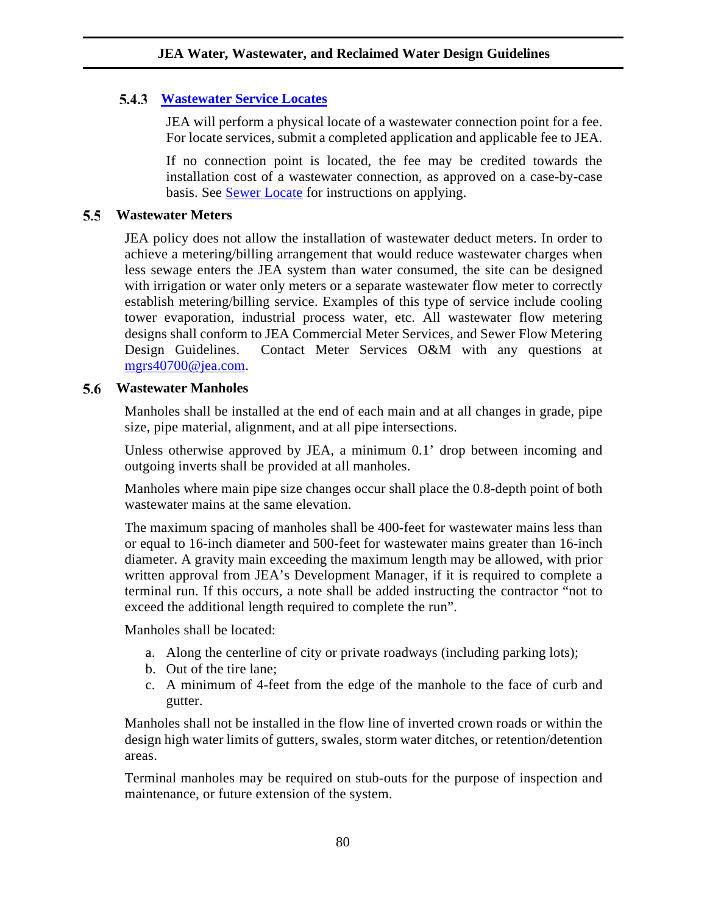### 5.4.3 [Wastewater Service Locates]

JEA will perform a physical locate of a wastewater connection point for a fee. For locate services, submit a completed application and applicable fee to JEA.

If no connection point is located, the fee may be credited towards the installation cost of a wastewater connection, as approved on a case-by-case basis. See [Sewer Locate] for instructions on applying.

## 5.5 Wastewater Meters

JEA policy does not allow the installation of wastewater deduct meters. In order to achieve a metering/billing arrangement that would reduce wastewater charges when less sewage enters the JEA system than water consumed, the site can be designed with irrigation or water only meters or a separate wastewater flow meter to correctly establish metering/billing service. Examples of this type of service include cooling tower evaporation, industrial process water, etc. All wastewater flow metering designs shall conform to JEA Commercial Meter Services, and Sewer Flow Metering Design Guidelines. Contact Meter Services O&M with any questions at mgrs40700@jea.com.

## 5.6 Wastewater Manholes

Manholes shall be installed at the end of each main and at all changes in grade, pipe size, pipe material, alignment, and at all pipe intersections.

Unless otherwise approved by JEA, a minimum 0.1' drop between incoming and outgoing inverts shall be provided at all manholes.

Manholes where main pipe size changes occur shall place the 0.8-depth point of both wastewater mains at the same elevation.

The maximum spacing of manholes shall be 400-feet for wastewater mains less than or equal to 16-inch diameter and 500-feet for wastewater mains greater than 16-inch diameter. A gravity main exceeding the maximum length may be allowed, with prior written approval from JEA's Development Manager, if it is required to complete a terminal run. If this occurs, a note shall be added instructing the contractor "not to exceed the additional length required to complete the run".

Manholes shall be located:

a. Along the centerline of city or private roadways (including parking lots);
b. Out of the tire lane;
c. A minimum of 4-feet from the edge of the manhole to the face of curb and gutter.

Manholes shall not be installed in the flow line of inverted crown roads or within the design high water limits of gutters, swales, storm water ditches, or retention/detention areas.

Terminal manholes may be required on stub-outs for the purpose of inspection and maintenance, or future extension of the system.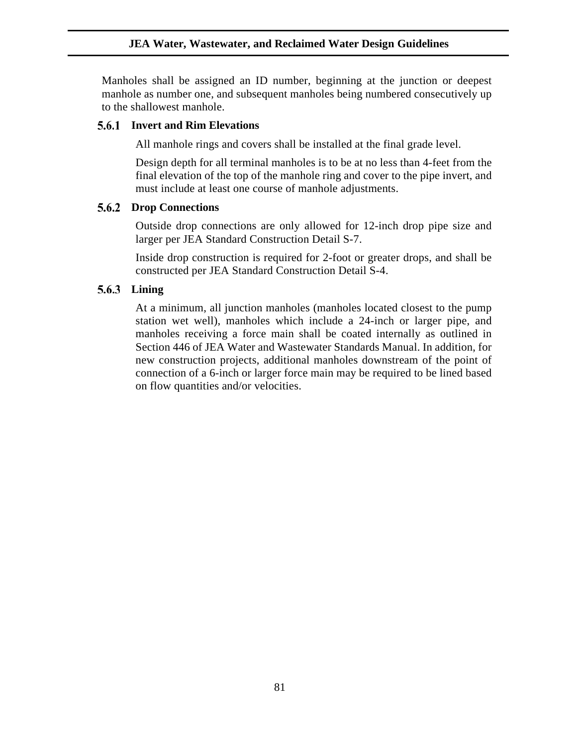Manholes shall be assigned an ID number, beginning at the junction or deepest manhole as number one, and subsequent manholes being numbered consecutively up to the shallowest manhole.

### 5.6.1 Invert and Rim Elevations

All manhole rings and covers shall be installed at the final grade level.

Design depth for all terminal manholes is to be at no less than 4-feet from the final elevation of the top of the manhole ring and cover to the pipe invert, and must include at least one course of manhole adjustments.

### 5.6.2 Drop Connections

Outside drop connections are only allowed for 12-inch drop pipe size and larger per JEA Standard Construction Detail S-7.

Inside drop construction is required for 2-foot or greater drops, and shall be constructed per JEA Standard Construction Detail S-4.

### 5.6.3 Lining

At a minimum, all junction manholes (manholes located closest to the pump station wet well), manholes which include a 24-inch or larger pipe, and manholes receiving a force main shall be coated internally as outlined in Section 446 of JEA Water and Wastewater Standards Manual. In addition, for new construction projects, additional manholes downstream of the point of connection of a 6-inch or larger force main may be required to be lined based on flow quantities and/or velocities.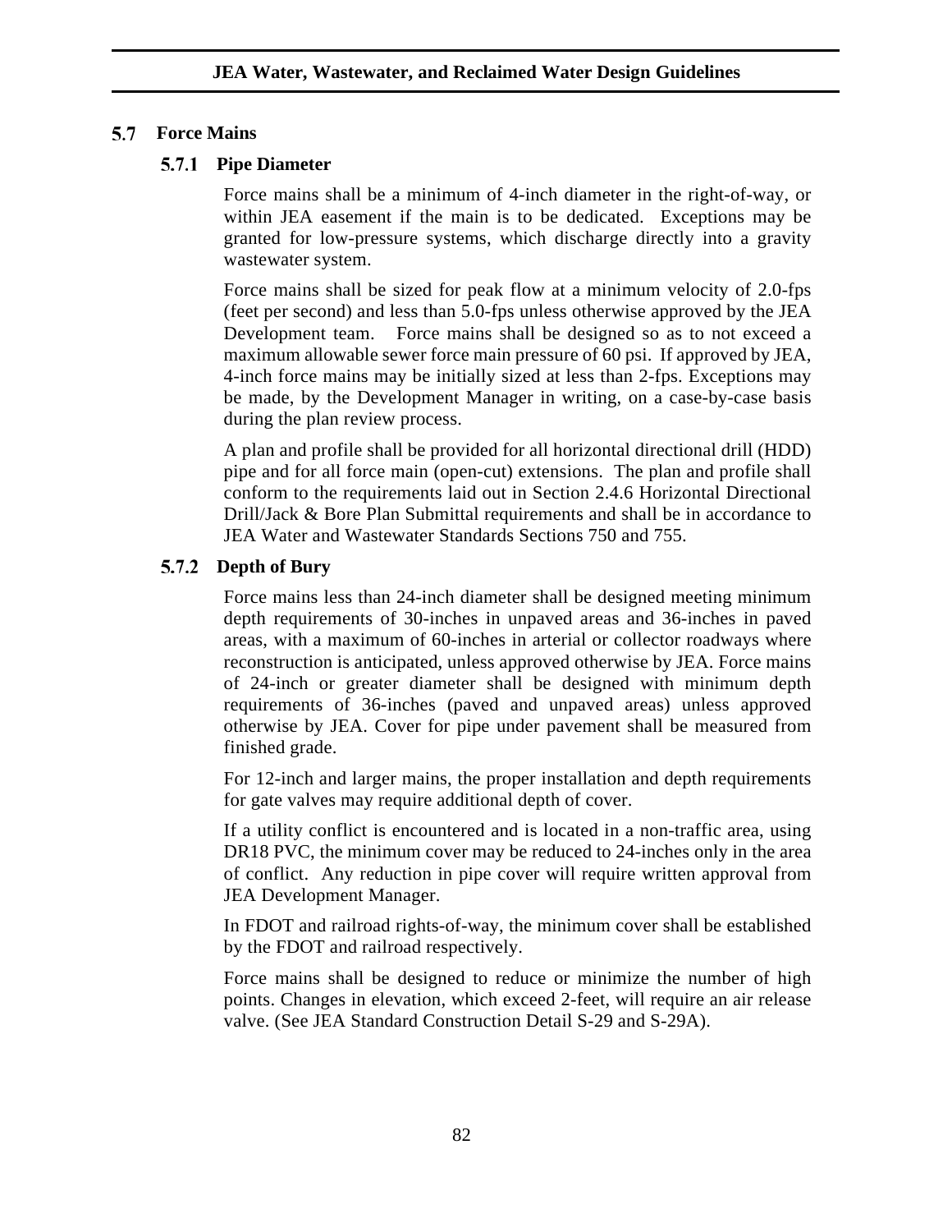## 5.7 Force Mains

### 5.7.1 Pipe Diameter

Force mains shall be a minimum of 4-inch diameter in the right-of-way, or within JEA easement if the main is to be dedicated. Exceptions may be granted for low-pressure systems, which discharge directly into a gravity wastewater system.

Force mains shall be sized for peak flow at a minimum velocity of 2.0-fps (feet per second) and less than 5.0-fps unless otherwise approved by the JEA Development team. Force mains shall be designed so as to not exceed a maximum allowable sewer force main pressure of 60 psi. If approved by JEA, 4-inch force mains may be initially sized at less than 2-fps. Exceptions may be made, by the Development Manager in writing, on a case-by-case basis during the plan review process.

A plan and profile shall be provided for all horizontal directional drill (HDD) pipe and for all force main (open-cut) extensions. The plan and profile shall conform to the requirements laid out in Section 2.4.6 Horizontal Directional Drill/Jack & Bore Plan Submittal requirements and shall be in accordance to JEA Water and Wastewater Standards Sections 750 and 755.

### 5.7.2 Depth of Bury

Force mains less than 24-inch diameter shall be designed meeting minimum depth requirements of 30-inches in unpaved areas and 36-inches in paved areas, with a maximum of 60-inches in arterial or collector roadways where reconstruction is anticipated, unless approved otherwise by JEA. Force mains of 24-inch or greater diameter shall be designed with minimum depth requirements of 36-inches (paved and unpaved areas) unless approved otherwise by JEA. Cover for pipe under pavement shall be measured from finished grade.

For 12-inch and larger mains, the proper installation and depth requirements for gate valves may require additional depth of cover.

If a utility conflict is encountered and is located in a non-traffic area, using DR18 PVC, the minimum cover may be reduced to 24-inches only in the area of conflict. Any reduction in pipe cover will require written approval from JEA Development Manager.

In FDOT and railroad rights-of-way, the minimum cover shall be established by the FDOT and railroad respectively.

Force mains shall be designed to reduce or minimize the number of high points. Changes in elevation, which exceed 2-feet, will require an air release valve. (See JEA Standard Construction Detail S-29 and S-29A).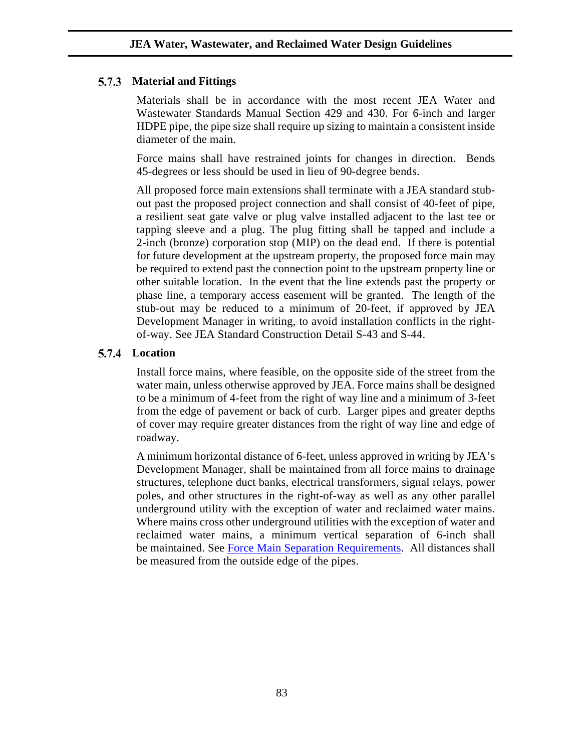### 5.7.3 Material and Fittings

Materials shall be in accordance with the most recent JEA Water and Wastewater Standards Manual Section 429 and 430. For 6-inch and larger HDPE pipe, the pipe size shall require up sizing to maintain a consistent inside diameter of the main.

Force mains shall have restrained joints for changes in direction. Bends 45-degrees or less should be used in lieu of 90-degree bends.

All proposed force main extensions shall terminate with a JEA standard stub-out past the proposed project connection and shall consist of 40-feet of pipe, a resilient seat gate valve or plug valve installed adjacent to the last tee or tapping sleeve and a plug. The plug fitting shall be tapped and include a 2-inch (bronze) corporation stop (MIP) on the dead end. If there is potential for future development at the upstream property, the proposed force main may be required to extend past the connection point to the upstream property line or other suitable location. In the event that the line extends past the property or phase line, a temporary access easement will be granted. The length of the stub-out may be reduced to a minimum of 20-feet, if approved by JEA Development Manager in writing, to avoid installation conflicts in the right-of-way. See JEA Standard Construction Detail S-43 and S-44.

### 5.7.4 Location

Install force mains, where feasible, on the opposite side of the street from the water main, unless otherwise approved by JEA. Force mains shall be designed to be a minimum of 4-feet from the right of way line and a minimum of 3-feet from the edge of pavement or back of curb. Larger pipes and greater depths of cover may require greater distances from the right of way line and edge of roadway.

A minimum horizontal distance of 6-feet, unless approved in writing by JEA's Development Manager, shall be maintained from all force mains to drainage structures, telephone duct banks, electrical transformers, signal relays, power poles, and other structures in the right-of-way as well as any other parallel underground utility with the exception of water and reclaimed water mains. Where mains cross other underground utilities with the exception of water and reclaimed water mains, a minimum vertical separation of 6-inch shall be maintained. See Force Main Separation Requirements. All distances shall be measured from the outside edge of the pipes.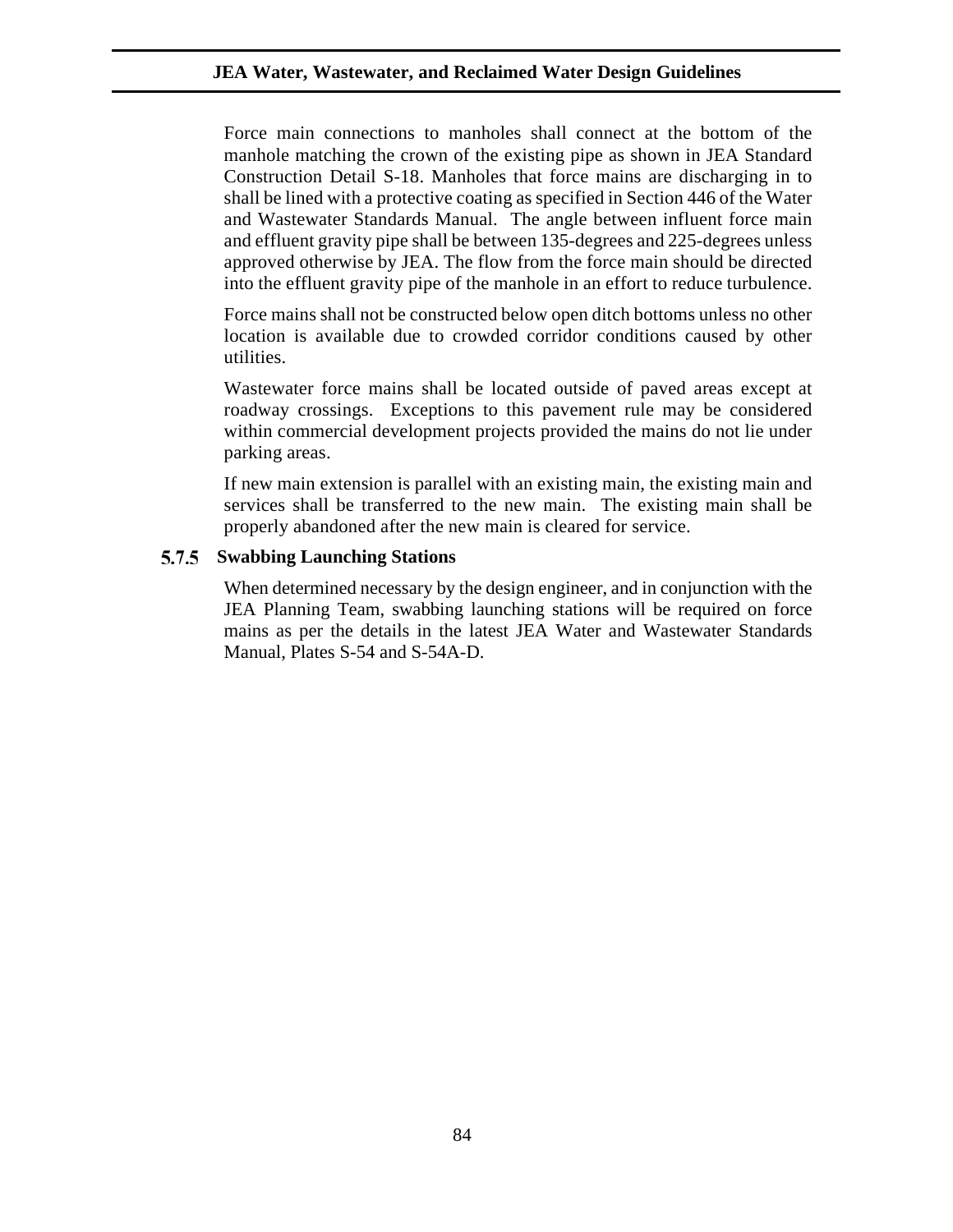Force main connections to manholes shall connect at the bottom of the manhole matching the crown of the existing pipe as shown in JEA Standard Construction Detail S-18. Manholes that force mains are discharging in to shall be lined with a protective coating as specified in Section 446 of the Water and Wastewater Standards Manual. The angle between influent force main and effluent gravity pipe shall be between 135-degrees and 225-degrees unless approved otherwise by JEA. The flow from the force main should be directed into the effluent gravity pipe of the manhole in an effort to reduce turbulence.

Force mains shall not be constructed below open ditch bottoms unless no other location is available due to crowded corridor conditions caused by other utilities.

Wastewater force mains shall be located outside of paved areas except at roadway crossings. Exceptions to this pavement rule may be considered within commercial development projects provided the mains do not lie under parking areas.

If new main extension is parallel with an existing main, the existing main and services shall be transferred to the new main. The existing main shall be properly abandoned after the new main is cleared for service.

### 5.7.5 Swabbing Launching Stations

When determined necessary by the design engineer, and in conjunction with the JEA Planning Team, swabbing launching stations will be required on force mains as per the details in the latest JEA Water and Wastewater Standards Manual, Plates S-54 and S-54A-D.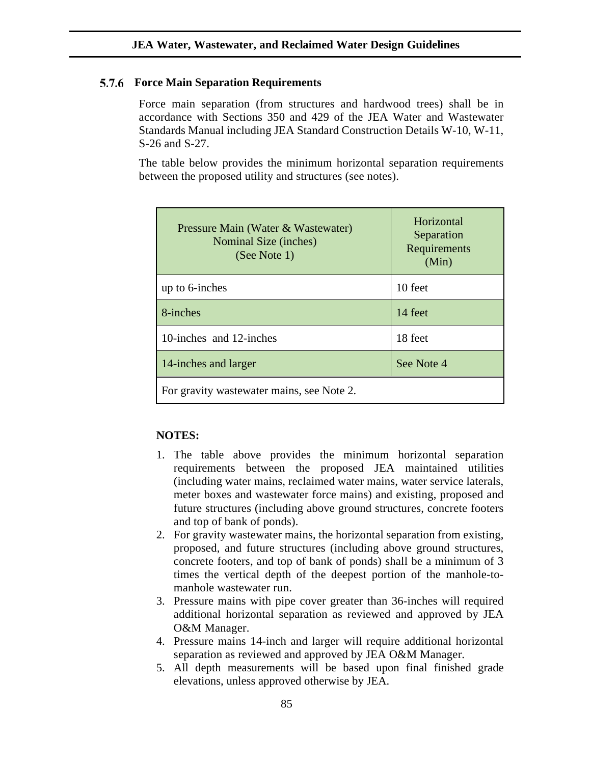### 5.7.6 Force Main Separation Requirements

Force main separation (from structures and hardwood trees) shall be in accordance with Sections 350 and 429 of the JEA Water and Wastewater Standards Manual including JEA Standard Construction Details W-10, W-11, S-26 and S-27.

The table below provides the minimum horizontal separation requirements between the proposed utility and structures (see notes).

| Pressure Main (Water & Wastewater) Nominal Size (inches) (See Note 1) | Horizontal Separation Requirements (Min) |
|---|---|
| up to 6-inches | 10 feet |
| 8-inches | 14 feet |
| 10-inches and 12-inches | 18 feet |
| 14-inches and larger | See Note 4 |
| For gravity wastewater mains, see Note 2. | |

**NOTES:**

1. The table above provides the minimum horizontal separation requirements between the proposed JEA maintained utilities (including water mains, reclaimed water mains, water service laterals, meter boxes and wastewater force mains) and existing, proposed and future structures (including above ground structures, concrete footers and top of bank of ponds).
2. For gravity wastewater mains, the horizontal separation from existing, proposed, and future structures (including above ground structures, concrete footers, and top of bank of ponds) shall be a minimum of 3 times the vertical depth of the deepest portion of the manhole-to-manhole wastewater run.
3. Pressure mains with pipe cover greater than 36-inches will required additional horizontal separation as reviewed and approved by JEA O&M Manager.
4. Pressure mains 14-inch and larger will require additional horizontal separation as reviewed and approved by JEA O&M Manager.
5. All depth measurements will be based upon final finished grade elevations, unless approved otherwise by JEA.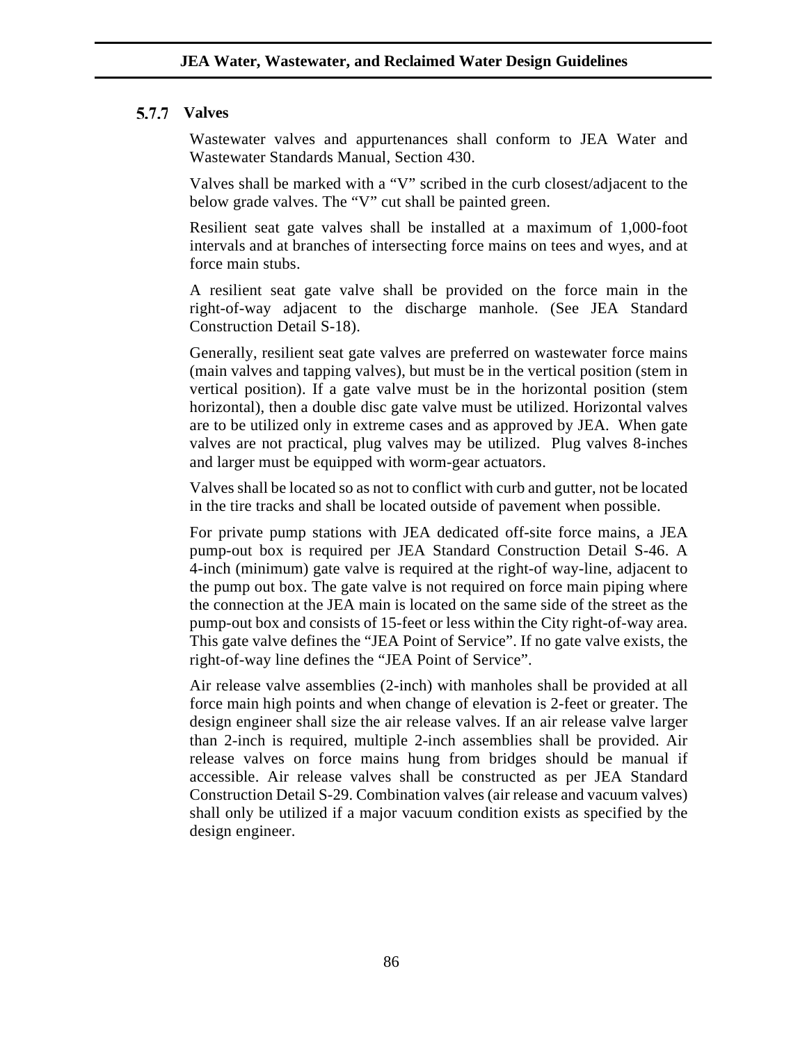### 5.7.7 Valves

Wastewater valves and appurtenances shall conform to JEA Water and Wastewater Standards Manual, Section 430.

Valves shall be marked with a "V" scribed in the curb closest/adjacent to the below grade valves. The "V" cut shall be painted green.

Resilient seat gate valves shall be installed at a maximum of 1,000-foot intervals and at branches of intersecting force mains on tees and wyes, and at force main stubs.

A resilient seat gate valve shall be provided on the force main in the right-of-way adjacent to the discharge manhole. (See JEA Standard Construction Detail S-18).

Generally, resilient seat gate valves are preferred on wastewater force mains (main valves and tapping valves), but must be in the vertical position (stem in vertical position). If a gate valve must be in the horizontal position (stem horizontal), then a double disc gate valve must be utilized. Horizontal valves are to be utilized only in extreme cases and as approved by JEA. When gate valves are not practical, plug valves may be utilized. Plug valves 8-inches and larger must be equipped with worm-gear actuators.

Valves shall be located so as not to conflict with curb and gutter, not be located in the tire tracks and shall be located outside of pavement when possible.

For private pump stations with JEA dedicated off-site force mains, a JEA pump-out box is required per JEA Standard Construction Detail S-46. A 4-inch (minimum) gate valve is required at the right-of way-line, adjacent to the pump out box. The gate valve is not required on force main piping where the connection at the JEA main is located on the same side of the street as the pump-out box and consists of 15-feet or less within the City right-of-way area. This gate valve defines the "JEA Point of Service". If no gate valve exists, the right-of-way line defines the "JEA Point of Service".

Air release valve assemblies (2-inch) with manholes shall be provided at all force main high points and when change of elevation is 2-feet or greater. The design engineer shall size the air release valves. If an air release valve larger than 2-inch is required, multiple 2-inch assemblies shall be provided. Air release valves on force mains hung from bridges should be manual if accessible. Air release valves shall be constructed as per JEA Standard Construction Detail S-29. Combination valves (air release and vacuum valves) shall only be utilized if a major vacuum condition exists as specified by the design engineer.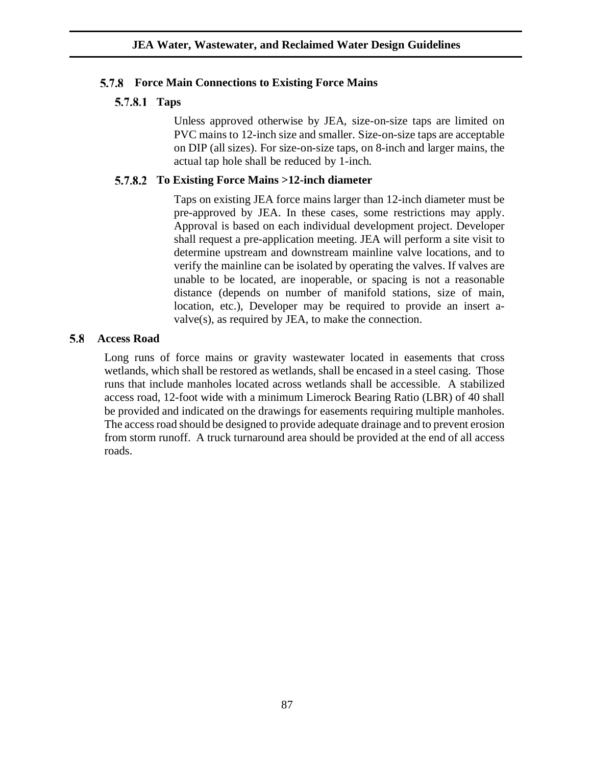### 5.7.8 Force Main Connections to Existing Force Mains

#### 5.7.8.1 Taps

Unless approved otherwise by JEA, size-on-size taps are limited on PVC mains to 12-inch size and smaller. Size-on-size taps are acceptable on DIP (all sizes). For size-on-size taps, on 8-inch and larger mains, the actual tap hole shall be reduced by 1-inch.

#### 5.7.8.2 To Existing Force Mains >12-inch diameter

Taps on existing JEA force mains larger than 12-inch diameter must be pre-approved by JEA. In these cases, some restrictions may apply. Approval is based on each individual development project. Developer shall request a pre-application meeting. JEA will perform a site visit to determine upstream and downstream mainline valve locations, and to verify the mainline can be isolated by operating the valves. If valves are unable to be located, are inoperable, or spacing is not a reasonable distance (depends on number of manifold stations, size of main, location, etc.), Developer may be required to provide an insert a-valve(s), as required by JEA, to make the connection.

## 5.8 Access Road

Long runs of force mains or gravity wastewater located in easements that cross wetlands, which shall be restored as wetlands, shall be encased in a steel casing. Those runs that include manholes located across wetlands shall be accessible. A stabilized access road, 12-foot wide with a minimum Limerock Bearing Ratio (LBR) of 40 shall be provided and indicated on the drawings for easements requiring multiple manholes. The access road should be designed to provide adequate drainage and to prevent erosion from storm runoff. A truck turnaround area should be provided at the end of all access roads.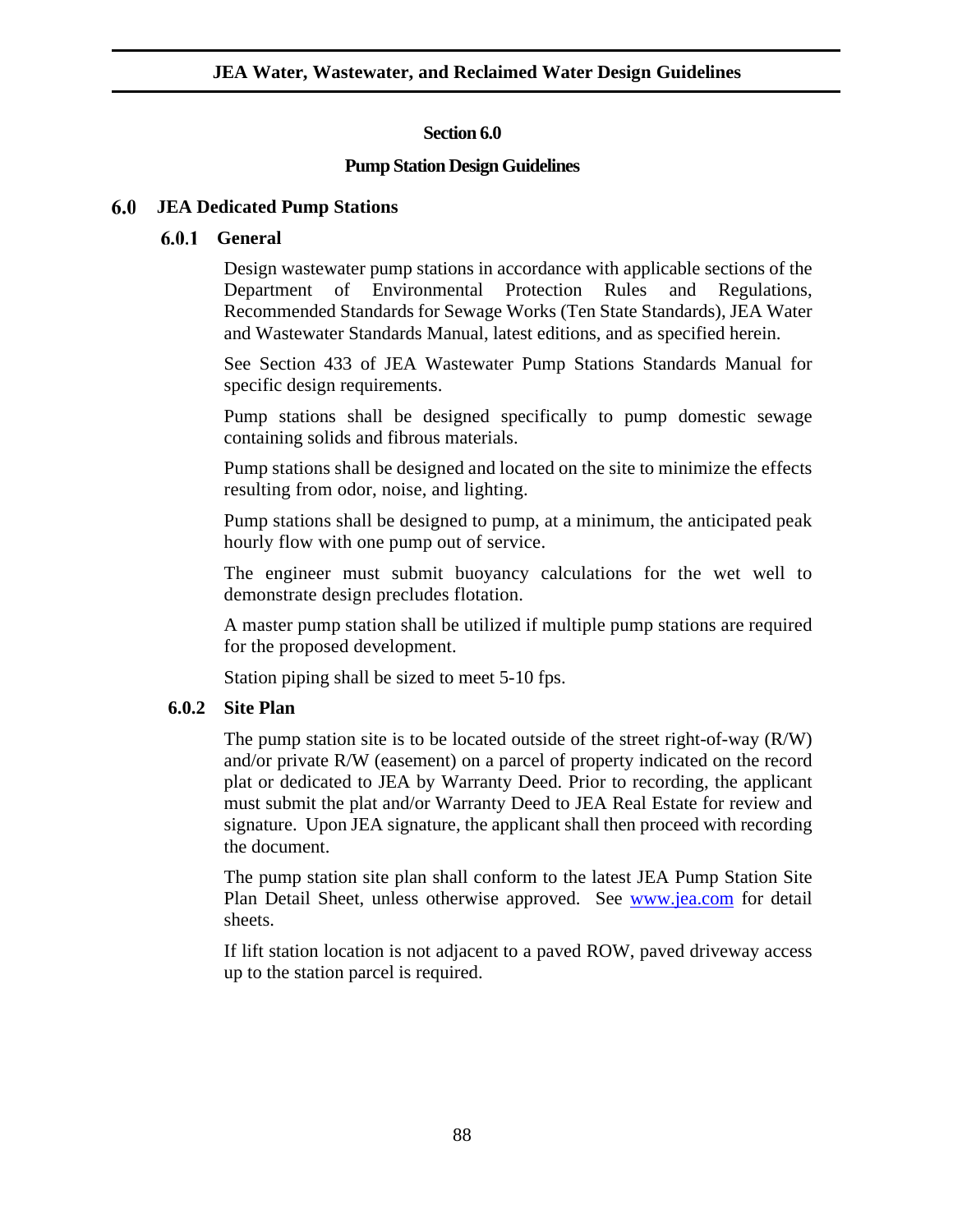## Section 6.0

## Pump Station Design Guidelines

# 6.0 JEA Dedicated Pump Stations

### 6.0.1 General

Design wastewater pump stations in accordance with applicable sections of the Department of Environmental Protection Rules and Regulations, Recommended Standards for Sewage Works (Ten State Standards), JEA Water and Wastewater Standards Manual, latest editions, and as specified herein.

See Section 433 of JEA Wastewater Pump Stations Standards Manual for specific design requirements.

Pump stations shall be designed specifically to pump domestic sewage containing solids and fibrous materials.

Pump stations shall be designed and located on the site to minimize the effects resulting from odor, noise, and lighting.

Pump stations shall be designed to pump, at a minimum, the anticipated peak hourly flow with one pump out of service.

The engineer must submit buoyancy calculations for the wet well to demonstrate design precludes flotation.

A master pump station shall be utilized if multiple pump stations are required for the proposed development.

Station piping shall be sized to meet 5-10 fps.

### 6.0.2 Site Plan

The pump station site is to be located outside of the street right-of-way (R/W) and/or private R/W (easement) on a parcel of property indicated on the record plat or dedicated to JEA by Warranty Deed. Prior to recording, the applicant must submit the plat and/or Warranty Deed to JEA Real Estate for review and signature. Upon JEA signature, the applicant shall then proceed with recording the document.

The pump station site plan shall conform to the latest JEA Pump Station Site Plan Detail Sheet, unless otherwise approved. See [www.jea.com](http://www.jea.com) for detail sheets.

If lift station location is not adjacent to a paved ROW, paved driveway access up to the station parcel is required.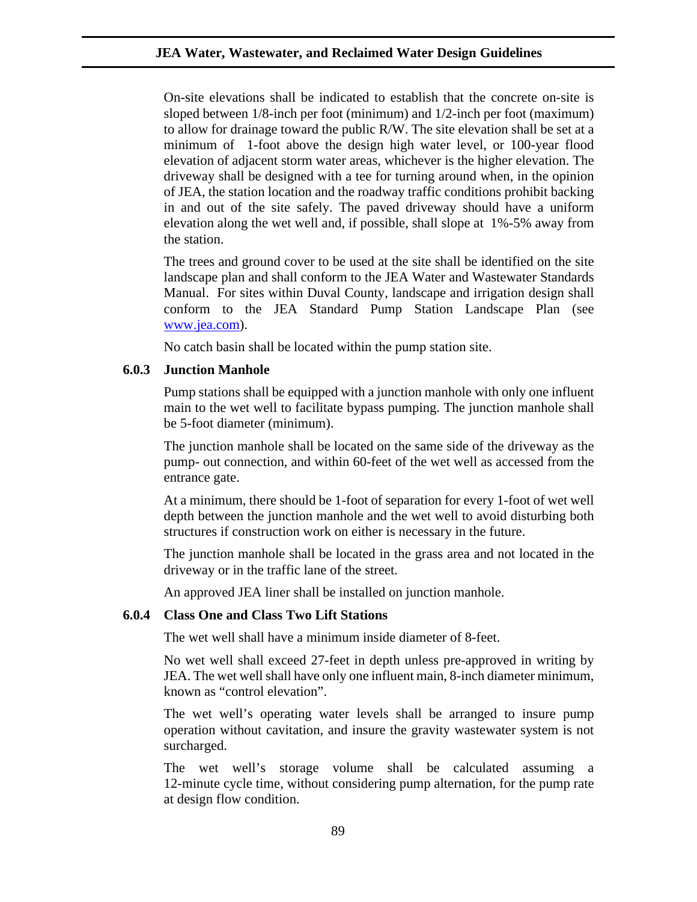On-site elevations shall be indicated to establish that the concrete on-site is sloped between 1/8-inch per foot (minimum) and 1/2-inch per foot (maximum) to allow for drainage toward the public R/W. The site elevation shall be set at a minimum of 1-foot above the design high water level, or 100-year flood elevation of adjacent storm water areas, whichever is the higher elevation. The driveway shall be designed with a tee for turning around when, in the opinion of JEA, the station location and the roadway traffic conditions prohibit backing in and out of the site safely. The paved driveway should have a uniform elevation along the wet well and, if possible, shall slope at 1%-5% away from the station.

The trees and ground cover to be used at the site shall be identified on the site landscape plan and shall conform to the JEA Water and Wastewater Standards Manual. For sites within Duval County, landscape and irrigation design shall conform to the JEA Standard Pump Station Landscape Plan (see www.jea.com).

No catch basin shall be located within the pump station site.

### 6.0.3 Junction Manhole

Pump stations shall be equipped with a junction manhole with only one influent main to the wet well to facilitate bypass pumping. The junction manhole shall be 5-foot diameter (minimum).

The junction manhole shall be located on the same side of the driveway as the pump- out connection, and within 60-feet of the wet well as accessed from the entrance gate.

At a minimum, there should be 1-foot of separation for every 1-foot of wet well depth between the junction manhole and the wet well to avoid disturbing both structures if construction work on either is necessary in the future.

The junction manhole shall be located in the grass area and not located in the driveway or in the traffic lane of the street.

An approved JEA liner shall be installed on junction manhole.

### 6.0.4 Class One and Class Two Lift Stations

The wet well shall have a minimum inside diameter of 8-feet.

No wet well shall exceed 27-feet in depth unless pre-approved in writing by JEA. The wet well shall have only one influent main, 8-inch diameter minimum, known as "control elevation".

The wet well's operating water levels shall be arranged to insure pump operation without cavitation, and insure the gravity wastewater system is not surcharged.

The wet well's storage volume shall be calculated assuming a 12-minute cycle time, without considering pump alternation, for the pump rate at design flow condition.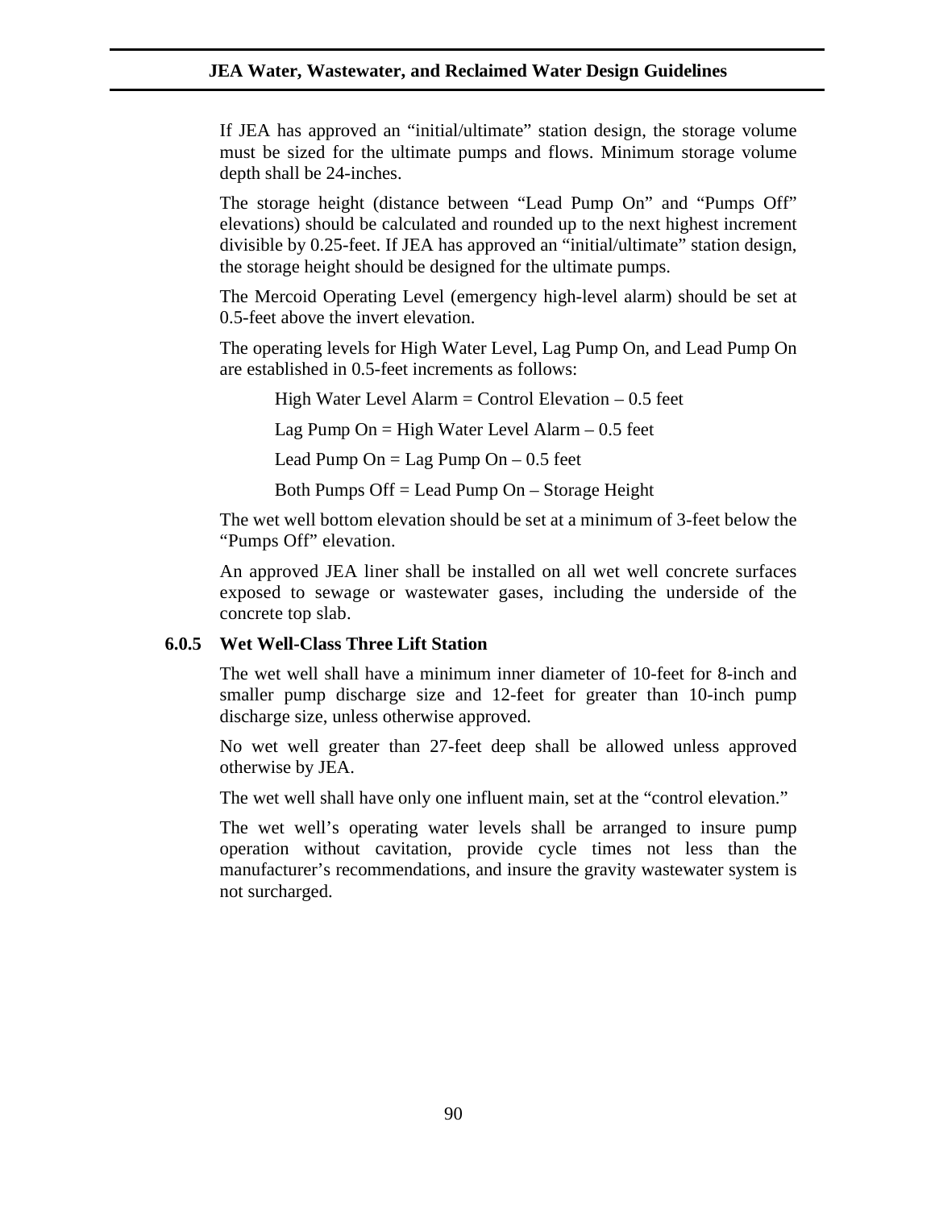If JEA has approved an "initial/ultimate" station design, the storage volume must be sized for the ultimate pumps and flows. Minimum storage volume depth shall be 24-inches.

The storage height (distance between "Lead Pump On" and "Pumps Off" elevations) should be calculated and rounded up to the next highest increment divisible by 0.25-feet. If JEA has approved an "initial/ultimate" station design, the storage height should be designed for the ultimate pumps.

The Mercoid Operating Level (emergency high-level alarm) should be set at 0.5-feet above the invert elevation.

The operating levels for High Water Level, Lag Pump On, and Lead Pump On are established in 0.5-feet increments as follows:

High Water Level Alarm = Control Elevation – 0.5 feet

Lag Pump On = High Water Level Alarm – 0.5 feet

Lead Pump On = Lag Pump On – 0.5 feet

Both Pumps Off = Lead Pump On – Storage Height

The wet well bottom elevation should be set at a minimum of 3-feet below the "Pumps Off" elevation.

An approved JEA liner shall be installed on all wet well concrete surfaces exposed to sewage or wastewater gases, including the underside of the concrete top slab.

### 6.0.5 Wet Well-Class Three Lift Station

The wet well shall have a minimum inner diameter of 10-feet for 8-inch and smaller pump discharge size and 12-feet for greater than 10-inch pump discharge size, unless otherwise approved.

No wet well greater than 27-feet deep shall be allowed unless approved otherwise by JEA.

The wet well shall have only one influent main, set at the "control elevation."

The wet well's operating water levels shall be arranged to insure pump operation without cavitation, provide cycle times not less than the manufacturer's recommendations, and insure the gravity wastewater system is not surcharged.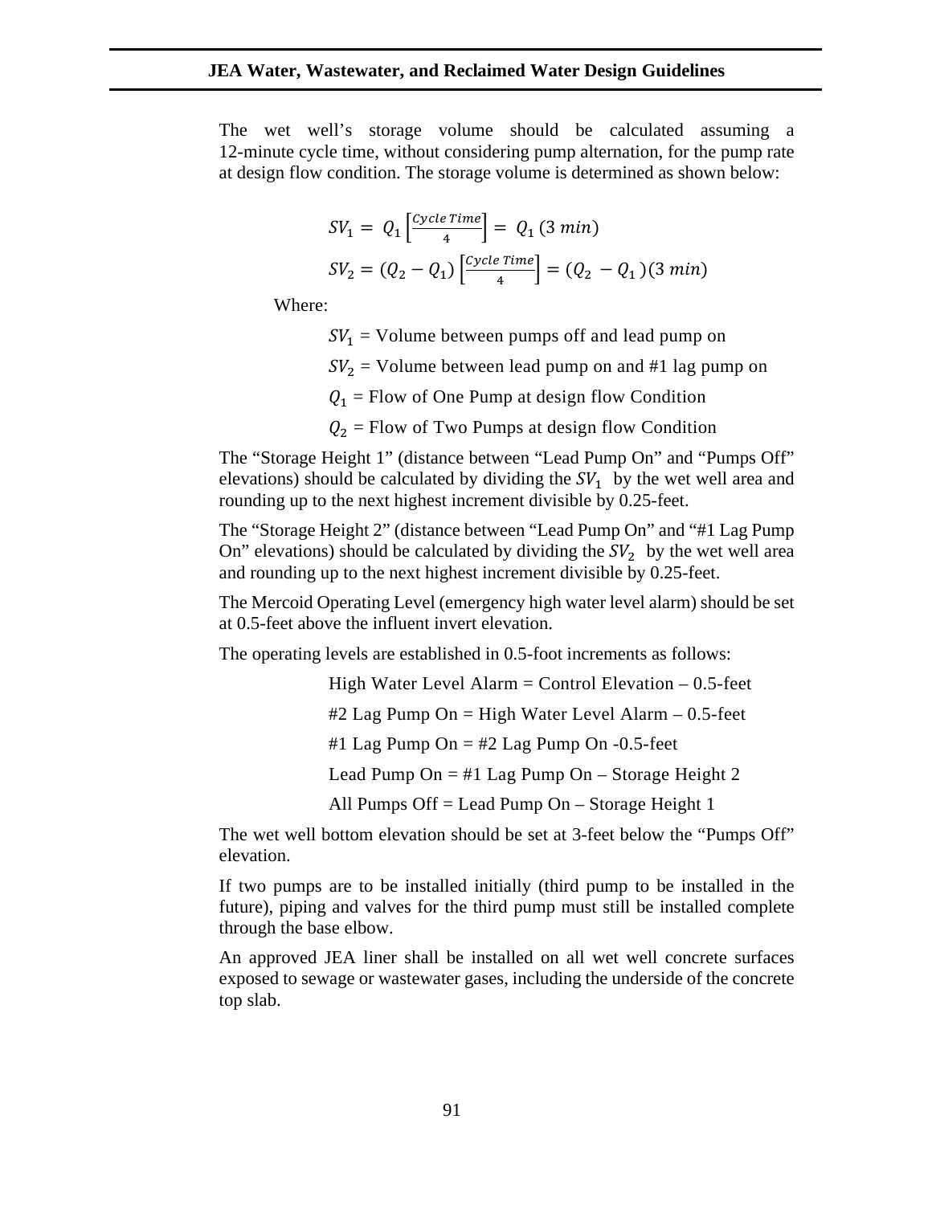The wet well's storage volume should be calculated assuming a 12-minute cycle time, without considering pump alternation, for the pump rate at design flow condition. The storage volume is determined as shown below:

$$SV_1 = Q_1 \left[\frac{Cycle\ Time}{4}\right] = Q_1\,(3\ min)$$

$$SV_2 = (Q_2 - Q_1)\left[\frac{Cycle\ Time}{4}\right] = (Q_2 - Q_1)(3\ min)$$

Where:

$SV_1$ = Volume between pumps off and lead pump on

$SV_2$ = Volume between lead pump on and #1 lag pump on

$Q_1$ = Flow of One Pump at design flow Condition

$Q_2$ = Flow of Two Pumps at design flow Condition

The "Storage Height 1" (distance between "Lead Pump On" and "Pumps Off" elevations) should be calculated by dividing the $SV_1$ by the wet well area and rounding up to the next highest increment divisible by 0.25-feet.

The "Storage Height 2" (distance between "Lead Pump On" and "#1 Lag Pump On" elevations) should be calculated by dividing the $SV_2$ by the wet well area and rounding up to the next highest increment divisible by 0.25-feet.

The Mercoid Operating Level (emergency high water level alarm) should be set at 0.5-feet above the influent invert elevation.

The operating levels are established in 0.5-foot increments as follows:

High Water Level Alarm = Control Elevation – 0.5-feet

#2 Lag Pump On = High Water Level Alarm – 0.5-feet

#1 Lag Pump On = #2 Lag Pump On -0.5-feet

Lead Pump On = #1 Lag Pump On – Storage Height 2

All Pumps Off = Lead Pump On – Storage Height 1

The wet well bottom elevation should be set at 3-feet below the "Pumps Off" elevation.

If two pumps are to be installed initially (third pump to be installed in the future), piping and valves for the third pump must still be installed complete through the base elbow.

An approved JEA liner shall be installed on all wet well concrete surfaces exposed to sewage or wastewater gases, including the underside of the concrete top slab.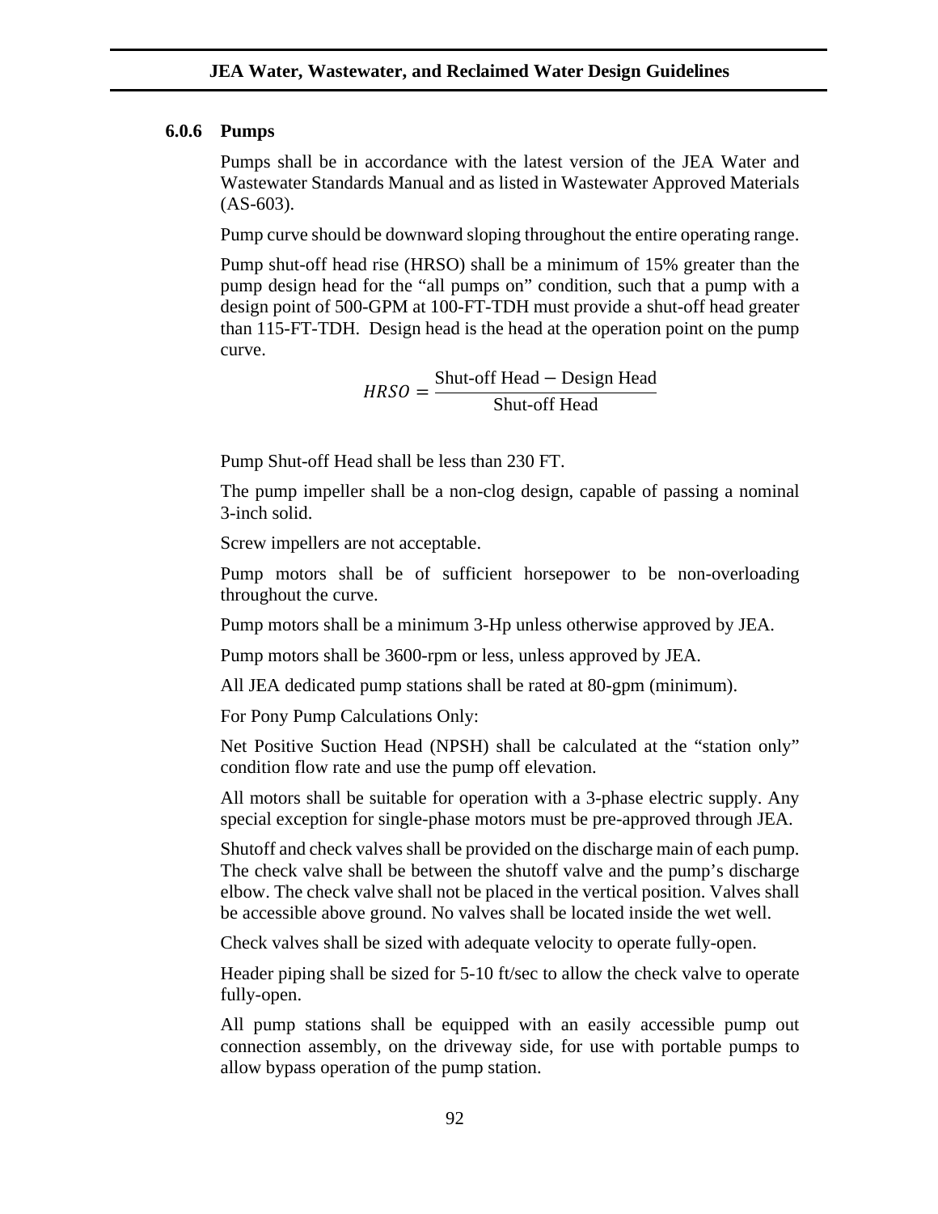### 6.0.6 Pumps

Pumps shall be in accordance with the latest version of the JEA Water and Wastewater Standards Manual and as listed in Wastewater Approved Materials (AS-603).

Pump curve should be downward sloping throughout the entire operating range.

Pump shut-off head rise (HRSO) shall be a minimum of 15% greater than the pump design head for the "all pumps on" condition, such that a pump with a design point of 500-GPM at 100-FT-TDH must provide a shut-off head greater than 115-FT-TDH. Design head is the head at the operation point on the pump curve.

$$HRSO = \frac{\text{Shut-off Head} - \text{Design Head}}{\text{Shut-off Head}}$$

Pump Shut-off Head shall be less than 230 FT.

The pump impeller shall be a non-clog design, capable of passing a nominal 3-inch solid.

Screw impellers are not acceptable.

Pump motors shall be of sufficient horsepower to be non-overloading throughout the curve.

Pump motors shall be a minimum 3-Hp unless otherwise approved by JEA.

Pump motors shall be 3600-rpm or less, unless approved by JEA.

All JEA dedicated pump stations shall be rated at 80-gpm (minimum).

For Pony Pump Calculations Only:

Net Positive Suction Head (NPSH) shall be calculated at the "station only" condition flow rate and use the pump off elevation.

All motors shall be suitable for operation with a 3-phase electric supply. Any special exception for single-phase motors must be pre-approved through JEA.

Shutoff and check valves shall be provided on the discharge main of each pump. The check valve shall be between the shutoff valve and the pump's discharge elbow. The check valve shall not be placed in the vertical position. Valves shall be accessible above ground. No valves shall be located inside the wet well.

Check valves shall be sized with adequate velocity to operate fully-open.

Header piping shall be sized for 5-10 ft/sec to allow the check valve to operate fully-open.

All pump stations shall be equipped with an easily accessible pump out connection assembly, on the driveway side, for use with portable pumps to allow bypass operation of the pump station.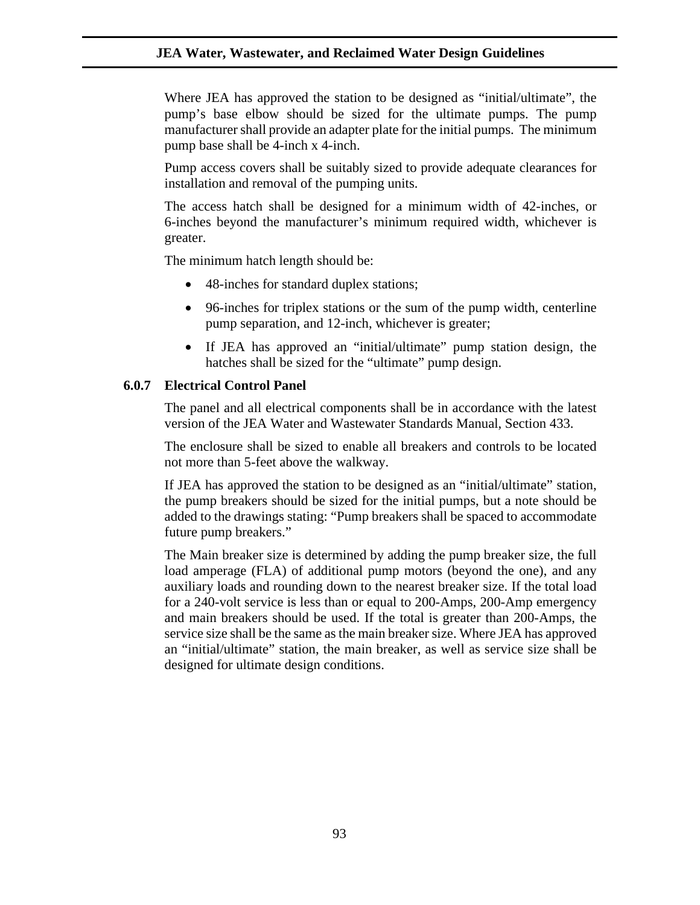Where JEA has approved the station to be designed as "initial/ultimate", the pump's base elbow should be sized for the ultimate pumps. The pump manufacturer shall provide an adapter plate for the initial pumps. The minimum pump base shall be 4-inch x 4-inch.

Pump access covers shall be suitably sized to provide adequate clearances for installation and removal of the pumping units.

The access hatch shall be designed for a minimum width of 42-inches, or 6-inches beyond the manufacturer's minimum required width, whichever is greater.

The minimum hatch length should be:

- 48-inches for standard duplex stations;
- 96-inches for triplex stations or the sum of the pump width, centerline pump separation, and 12-inch, whichever is greater;
- If JEA has approved an "initial/ultimate" pump station design, the hatches shall be sized for the "ultimate" pump design.

### 6.0.7 Electrical Control Panel

The panel and all electrical components shall be in accordance with the latest version of the JEA Water and Wastewater Standards Manual, Section 433.

The enclosure shall be sized to enable all breakers and controls to be located not more than 5-feet above the walkway.

If JEA has approved the station to be designed as an "initial/ultimate" station, the pump breakers should be sized for the initial pumps, but a note should be added to the drawings stating: "Pump breakers shall be spaced to accommodate future pump breakers."

The Main breaker size is determined by adding the pump breaker size, the full load amperage (FLA) of additional pump motors (beyond the one), and any auxiliary loads and rounding down to the nearest breaker size. If the total load for a 240-volt service is less than or equal to 200-Amps, 200-Amp emergency and main breakers should be used. If the total is greater than 200-Amps, the service size shall be the same as the main breaker size. Where JEA has approved an "initial/ultimate" station, the main breaker, as well as service size shall be designed for ultimate design conditions.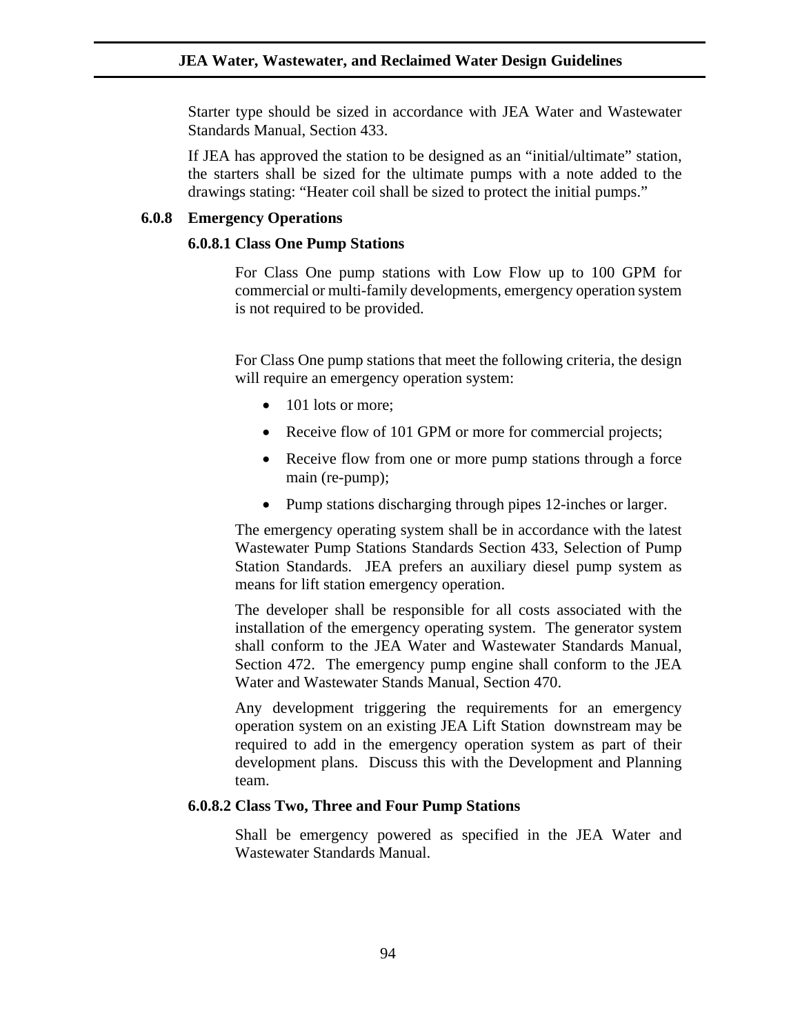Starter type should be sized in accordance with JEA Water and Wastewater Standards Manual, Section 433.

If JEA has approved the station to be designed as an "initial/ultimate" station, the starters shall be sized for the ultimate pumps with a note added to the drawings stating: "Heater coil shall be sized to protect the initial pumps."

### 6.0.8 Emergency Operations

#### 6.0.8.1 Class One Pump Stations

For Class One pump stations with Low Flow up to 100 GPM for commercial or multi-family developments, emergency operation system is not required to be provided.

For Class One pump stations that meet the following criteria, the design will require an emergency operation system:

- 101 lots or more;
- Receive flow of 101 GPM or more for commercial projects;
- Receive flow from one or more pump stations through a force main (re-pump);
- Pump stations discharging through pipes 12-inches or larger.

The emergency operating system shall be in accordance with the latest Wastewater Pump Stations Standards Section 433, Selection of Pump Station Standards. JEA prefers an auxiliary diesel pump system as means for lift station emergency operation.

The developer shall be responsible for all costs associated with the installation of the emergency operating system. The generator system shall conform to the JEA Water and Wastewater Standards Manual, Section 472. The emergency pump engine shall conform to the JEA Water and Wastewater Stands Manual, Section 470.

Any development triggering the requirements for an emergency operation system on an existing JEA Lift Station downstream may be required to add in the emergency operation system as part of their development plans. Discuss this with the Development and Planning team.

#### 6.0.8.2 Class Two, Three and Four Pump Stations

Shall be emergency powered as specified in the JEA Water and Wastewater Standards Manual.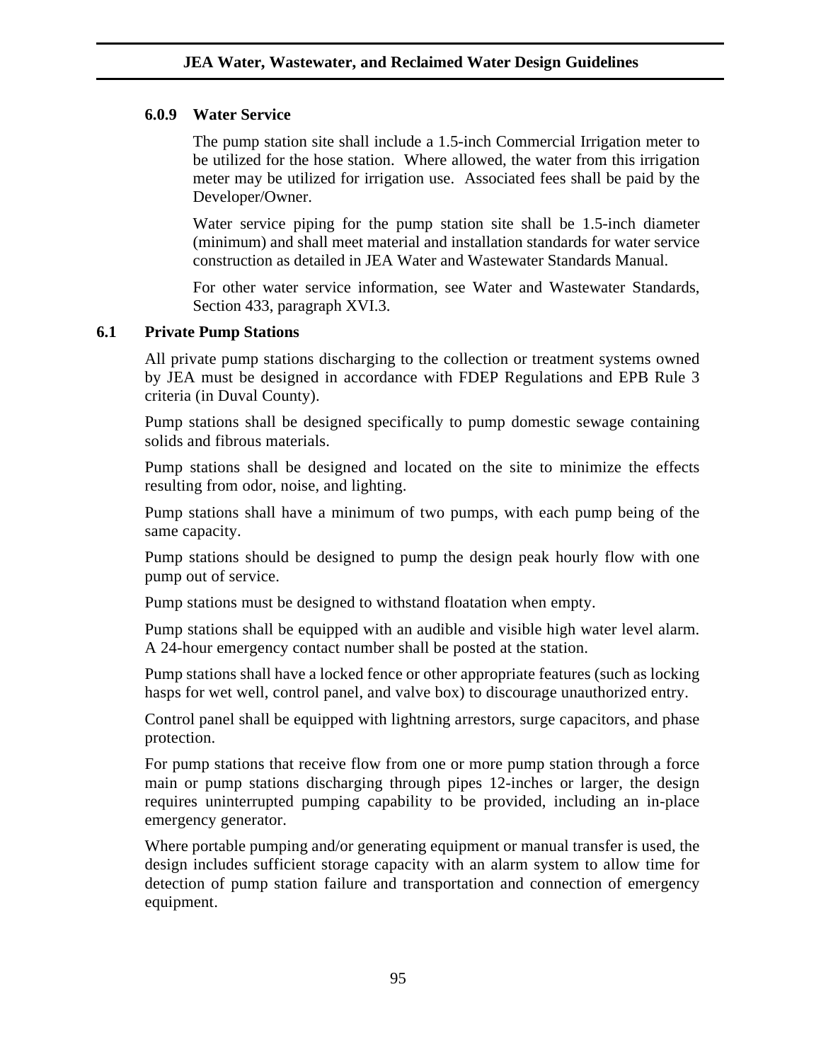### 6.0.9 Water Service

The pump station site shall include a 1.5-inch Commercial Irrigation meter to be utilized for the hose station. Where allowed, the water from this irrigation meter may be utilized for irrigation use. Associated fees shall be paid by the Developer/Owner.

Water service piping for the pump station site shall be 1.5-inch diameter (minimum) and shall meet material and installation standards for water service construction as detailed in JEA Water and Wastewater Standards Manual.

For other water service information, see Water and Wastewater Standards, Section 433, paragraph XVI.3.

## 6.1 Private Pump Stations

All private pump stations discharging to the collection or treatment systems owned by JEA must be designed in accordance with FDEP Regulations and EPB Rule 3 criteria (in Duval County).

Pump stations shall be designed specifically to pump domestic sewage containing solids and fibrous materials.

Pump stations shall be designed and located on the site to minimize the effects resulting from odor, noise, and lighting.

Pump stations shall have a minimum of two pumps, with each pump being of the same capacity.

Pump stations should be designed to pump the design peak hourly flow with one pump out of service.

Pump stations must be designed to withstand floatation when empty.

Pump stations shall be equipped with an audible and visible high water level alarm. A 24-hour emergency contact number shall be posted at the station.

Pump stations shall have a locked fence or other appropriate features (such as locking hasps for wet well, control panel, and valve box) to discourage unauthorized entry.

Control panel shall be equipped with lightning arrestors, surge capacitors, and phase protection.

For pump stations that receive flow from one or more pump station through a force main or pump stations discharging through pipes 12-inches or larger, the design requires uninterrupted pumping capability to be provided, including an in-place emergency generator.

Where portable pumping and/or generating equipment or manual transfer is used, the design includes sufficient storage capacity with an alarm system to allow time for detection of pump station failure and transportation and connection of emergency equipment.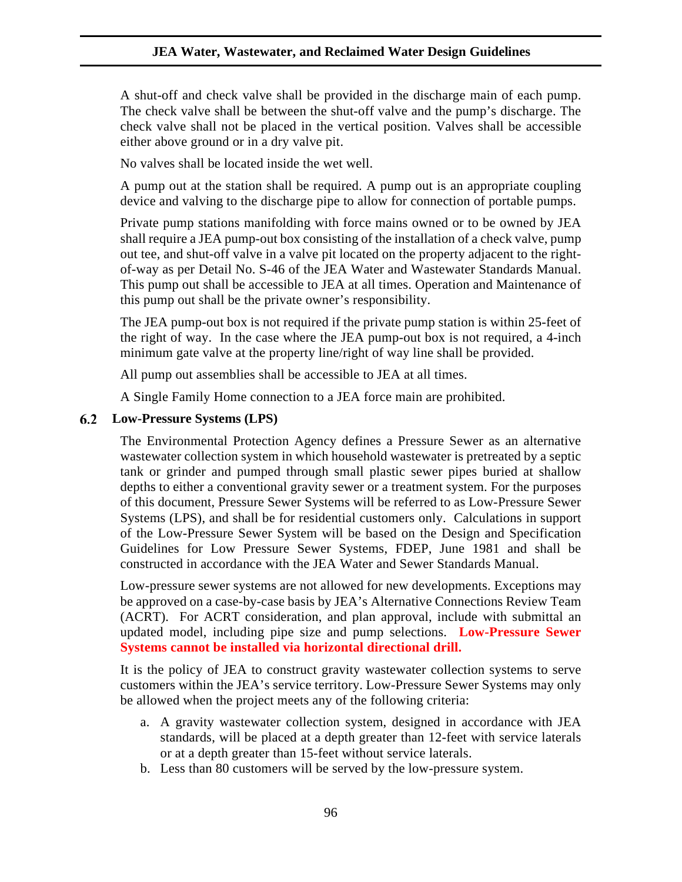A shut-off and check valve shall be provided in the discharge main of each pump. The check valve shall be between the shut-off valve and the pump's discharge. The check valve shall not be placed in the vertical position. Valves shall be accessible either above ground or in a dry valve pit.

No valves shall be located inside the wet well.

A pump out at the station shall be required. A pump out is an appropriate coupling device and valving to the discharge pipe to allow for connection of portable pumps.

Private pump stations manifolding with force mains owned or to be owned by JEA shall require a JEA pump-out box consisting of the installation of a check valve, pump out tee, and shut-off valve in a valve pit located on the property adjacent to the right-of-way as per Detail No. S-46 of the JEA Water and Wastewater Standards Manual. This pump out shall be accessible to JEA at all times. Operation and Maintenance of this pump out shall be the private owner's responsibility.

The JEA pump-out box is not required if the private pump station is within 25-feet of the right of way. In the case where the JEA pump-out box is not required, a 4-inch minimum gate valve at the property line/right of way line shall be provided.

All pump out assemblies shall be accessible to JEA at all times.

A Single Family Home connection to a JEA force main are prohibited.

## 6.2 Low-Pressure Systems (LPS)

The Environmental Protection Agency defines a Pressure Sewer as an alternative wastewater collection system in which household wastewater is pretreated by a septic tank or grinder and pumped through small plastic sewer pipes buried at shallow depths to either a conventional gravity sewer or a treatment system. For the purposes of this document, Pressure Sewer Systems will be referred to as Low-Pressure Sewer Systems (LPS), and shall be for residential customers only. Calculations in support of the Low-Pressure Sewer System will be based on the Design and Specification Guidelines for Low Pressure Sewer Systems, FDEP, June 1981 and shall be constructed in accordance with the JEA Water and Sewer Standards Manual.

Low-pressure sewer systems are not allowed for new developments. Exceptions may be approved on a case-by-case basis by JEA's Alternative Connections Review Team (ACRT). For ACRT consideration, and plan approval, include with submittal an updated model, including pipe size and pump selections. **Low-Pressure Sewer Systems cannot be installed via horizontal directional drill.**

It is the policy of JEA to construct gravity wastewater collection systems to serve customers within the JEA's service territory. Low-Pressure Sewer Systems may only be allowed when the project meets any of the following criteria:

a. A gravity wastewater collection system, designed in accordance with JEA standards, will be placed at a depth greater than 12-feet with service laterals or at a depth greater than 15-feet without service laterals.
b. Less than 80 customers will be served by the low-pressure system.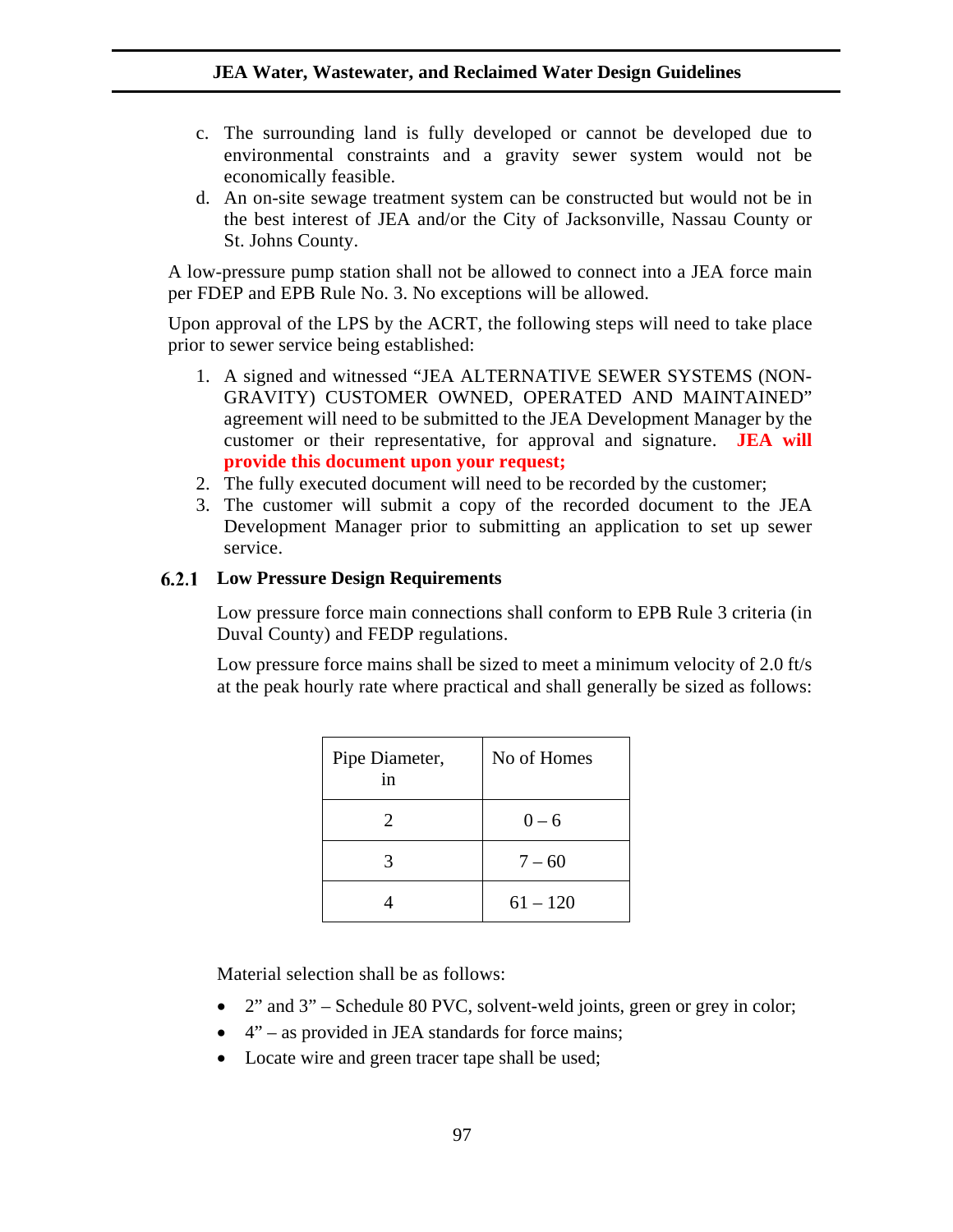c. The surrounding land is fully developed or cannot be developed due to environmental constraints and a gravity sewer system would not be economically feasible.
d. An on-site sewage treatment system can be constructed but would not be in the best interest of JEA and/or the City of Jacksonville, Nassau County or St. Johns County.

A low-pressure pump station shall not be allowed to connect into a JEA force main per FDEP and EPB Rule No. 3. No exceptions will be allowed.

Upon approval of the LPS by the ACRT, the following steps will need to take place prior to sewer service being established:

1. A signed and witnessed "JEA ALTERNATIVE SEWER SYSTEMS (NON-GRAVITY) CUSTOMER OWNED, OPERATED AND MAINTAINED" agreement will need to be submitted to the JEA Development Manager by the customer or their representative, for approval and signature. **JEA will provide this document upon your request;**
2. The fully executed document will need to be recorded by the customer;
3. The customer will submit a copy of the recorded document to the JEA Development Manager prior to submitting an application to set up sewer service.

### 6.2.1 Low Pressure Design Requirements

Low pressure force main connections shall conform to EPB Rule 3 criteria (in Duval County) and FEDP regulations.

Low pressure force mains shall be sized to meet a minimum velocity of 2.0 ft/s at the peak hourly rate where practical and shall generally be sized as follows:

| Pipe Diameter, in | No of Homes |
|---|---|
| 2 | 0 – 6 |
| 3 | 7 – 60 |
| 4 | 61 – 120 |

Material selection shall be as follows:

- 2" and 3" – Schedule 80 PVC, solvent-weld joints, green or grey in color;
- 4" – as provided in JEA standards for force mains;
- Locate wire and green tracer tape shall be used;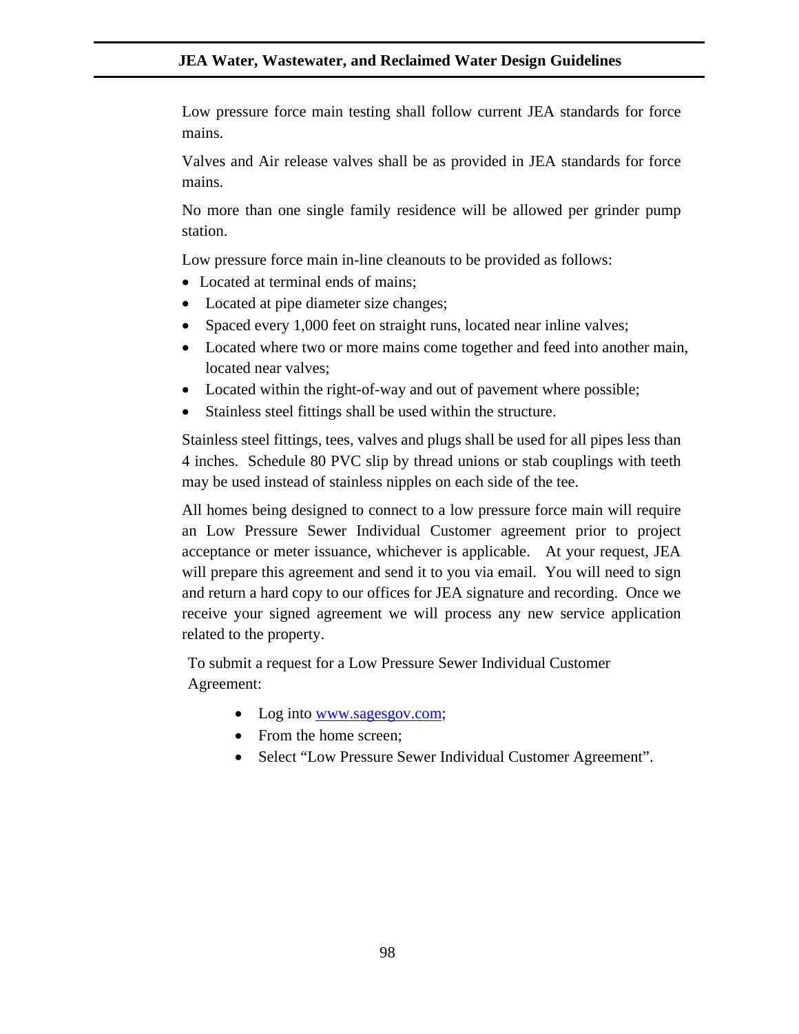Low pressure force main testing shall follow current JEA standards for force mains.

Valves and Air release valves shall be as provided in JEA standards for force mains.

No more than one single family residence will be allowed per grinder pump station.

Low pressure force main in-line cleanouts to be provided as follows:

- Located at terminal ends of mains;
- Located at pipe diameter size changes;
- Spaced every 1,000 feet on straight runs, located near inline valves;
- Located where two or more mains come together and feed into another main, located near valves;
- Located within the right-of-way and out of pavement where possible;
- Stainless steel fittings shall be used within the structure.

Stainless steel fittings, tees, valves and plugs shall be used for all pipes less than 4 inches. Schedule 80 PVC slip by thread unions or stab couplings with teeth may be used instead of stainless nipples on each side of the tee.

All homes being designed to connect to a low pressure force main will require an Low Pressure Sewer Individual Customer agreement prior to project acceptance or meter issuance, whichever is applicable. At your request, JEA will prepare this agreement and send it to you via email. You will need to sign and return a hard copy to our offices for JEA signature and recording. Once we receive your signed agreement we will process any new service application related to the property.

To submit a request for a Low Pressure Sewer Individual Customer Agreement:

- Log into [www.sagesgov.com](http://www.sagesgov.com);
- From the home screen;
- Select “Low Pressure Sewer Individual Customer Agreement”.